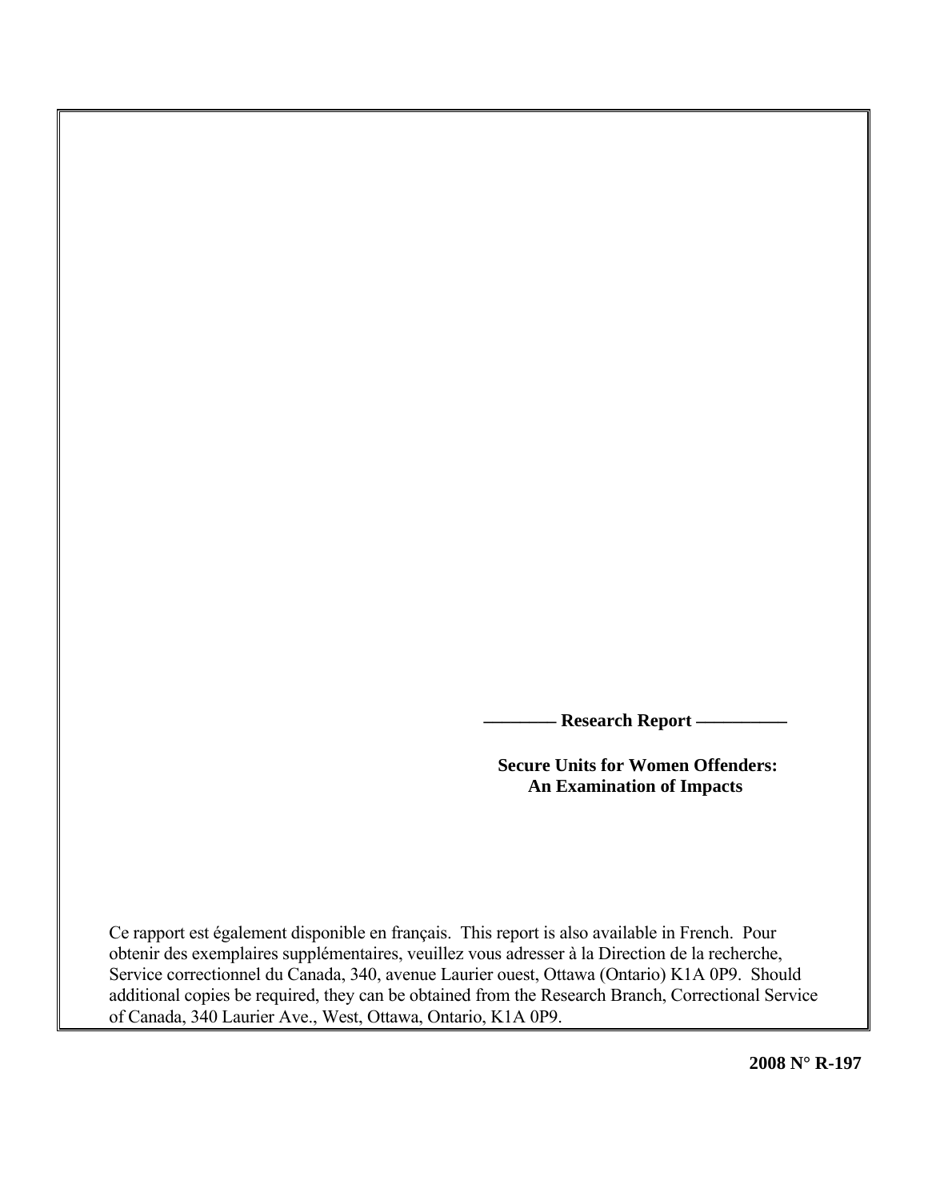**———— Research Report —————**

# Secure Units for Women Offenders: An Examination of Impacts

Ce rapport est également disponible en français. This report is also available in French. Pour obtenir des exemplaires supplémentaires, veuillez vous adresser à la Direction de la recherche, Service correctionnel du Canada, 340, avenue Laurier ouest, Ottawa (Ontario) K1A 0P9. Should additional copies be required, they can be obtained from the Research Branch, Correctional Service of Canada, 340 Laurier Ave., West, Ottawa, Ontario, K1A 0P9.

**2008 N° R-197**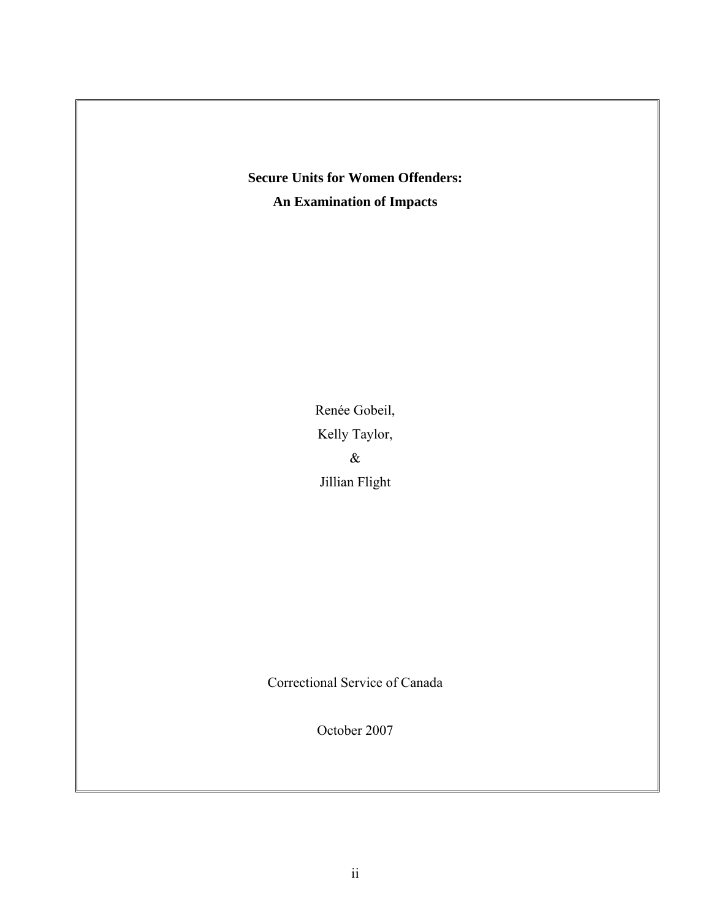**Secure Units for Women Offenders:**

**An Examination of Impacts**

Renée Gobeil,

Kelly Taylor,

&

Jillian Flight

Correctional Service of Canada

October 2007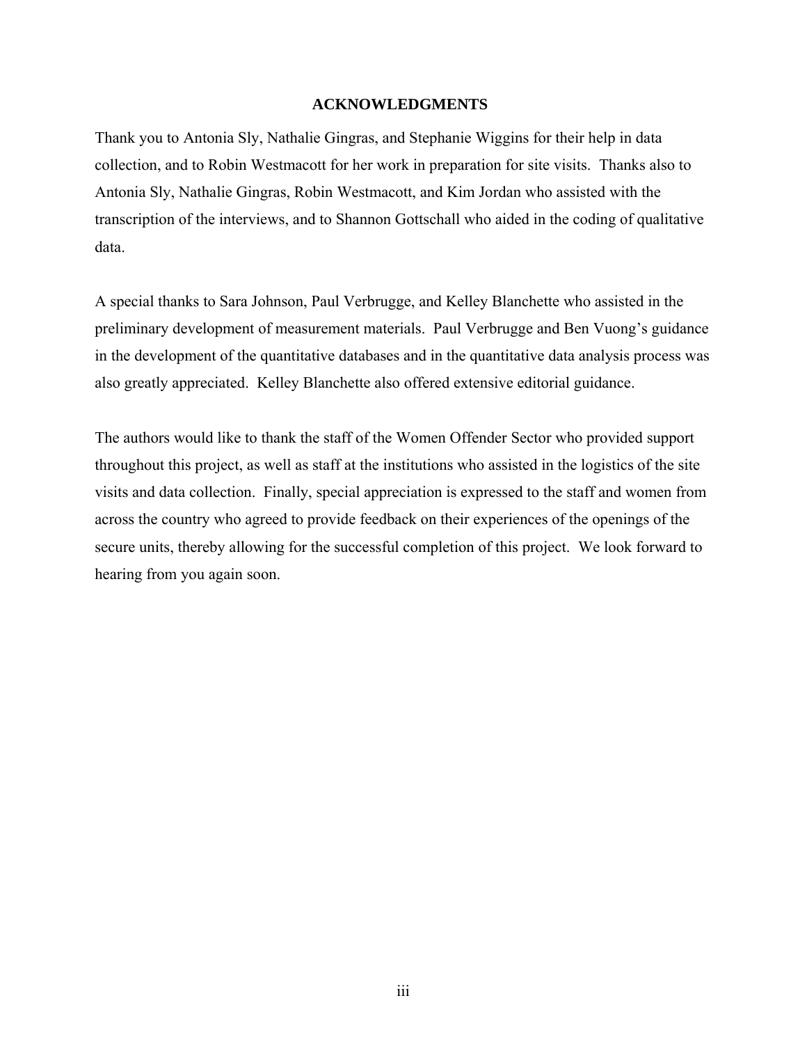## ACKNOWLEDGMENTS

Thank you to Antonia Sly, Nathalie Gingras, and Stephanie Wiggins for their help in data collection, and to Robin Westmacott for her work in preparation for site visits. Thanks also to Antonia Sly, Nathalie Gingras, Robin Westmacott, and Kim Jordan who assisted with the transcription of the interviews, and to Shannon Gottschall who aided in the coding of qualitative data.

A special thanks to Sara Johnson, Paul Verbrugge, and Kelley Blanchette who assisted in the preliminary development of measurement materials. Paul Verbrugge and Ben Vuong's guidance in the development of the quantitative databases and in the quantitative data analysis process was also greatly appreciated. Kelley Blanchette also offered extensive editorial guidance.

The authors would like to thank the staff of the Women Offender Sector who provided support throughout this project, as well as staff at the institutions who assisted in the logistics of the site visits and data collection. Finally, special appreciation is expressed to the staff and women from across the country who agreed to provide feedback on their experiences of the openings of the secure units, thereby allowing for the successful completion of this project. We look forward to hearing from you again soon.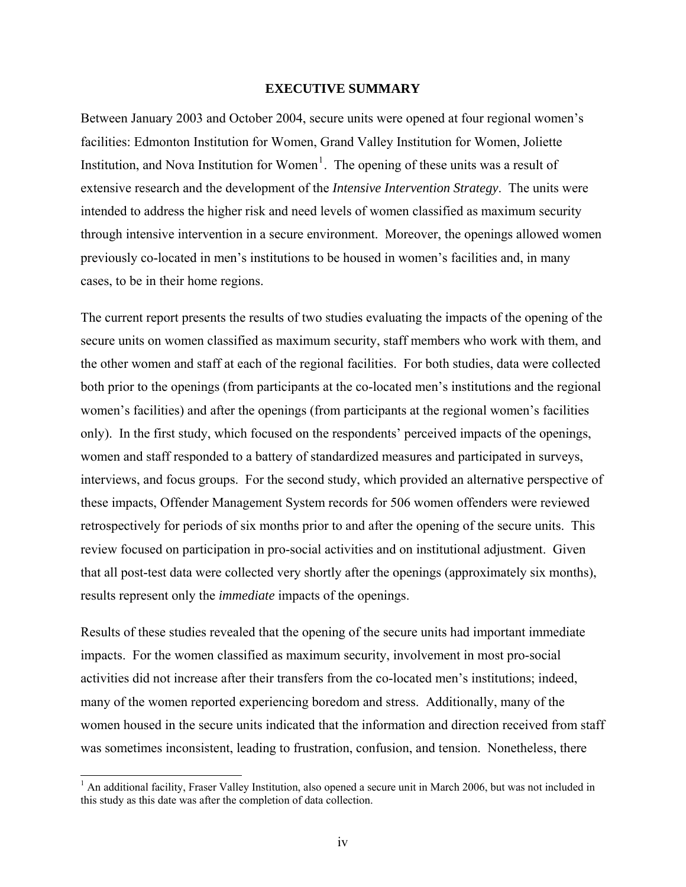# EXECUTIVE SUMMARY

Between January 2003 and October 2004, secure units were opened at four regional women's facilities: Edmonton Institution for Women, Grand Valley Institution for Women, Joliette Institution, and Nova Institution for Women[1]. The opening of these units was a result of extensive research and the development of the *Intensive Intervention Strategy*. The units were intended to address the higher risk and need levels of women classified as maximum security through intensive intervention in a secure environment. Moreover, the openings allowed women previously co-located in men's institutions to be housed in women's facilities and, in many cases, to be in their home regions.

The current report presents the results of two studies evaluating the impacts of the opening of the secure units on women classified as maximum security, staff members who work with them, and the other women and staff at each of the regional facilities. For both studies, data were collected both prior to the openings (from participants at the co-located men's institutions and the regional women's facilities) and after the openings (from participants at the regional women's facilities only). In the first study, which focused on the respondents' perceived impacts of the openings, women and staff responded to a battery of standardized measures and participated in surveys, interviews, and focus groups. For the second study, which provided an alternative perspective of these impacts, Offender Management System records for 506 women offenders were reviewed retrospectively for periods of six months prior to and after the opening of the secure units. This review focused on participation in pro-social activities and on institutional adjustment. Given that all post-test data were collected very shortly after the openings (approximately six months), results represent only the *immediate* impacts of the openings.

Results of these studies revealed that the opening of the secure units had important immediate impacts. For the women classified as maximum security, involvement in most pro-social activities did not increase after their transfers from the co-located men's institutions; indeed, many of the women reported experiencing boredom and stress. Additionally, many of the women housed in the secure units indicated that the information and direction received from staff was sometimes inconsistent, leading to frustration, confusion, and tension. Nonetheless, there

[1] An additional facility, Fraser Valley Institution, also opened a secure unit in March 2006, but was not included in this study as this date was after the completion of data collection.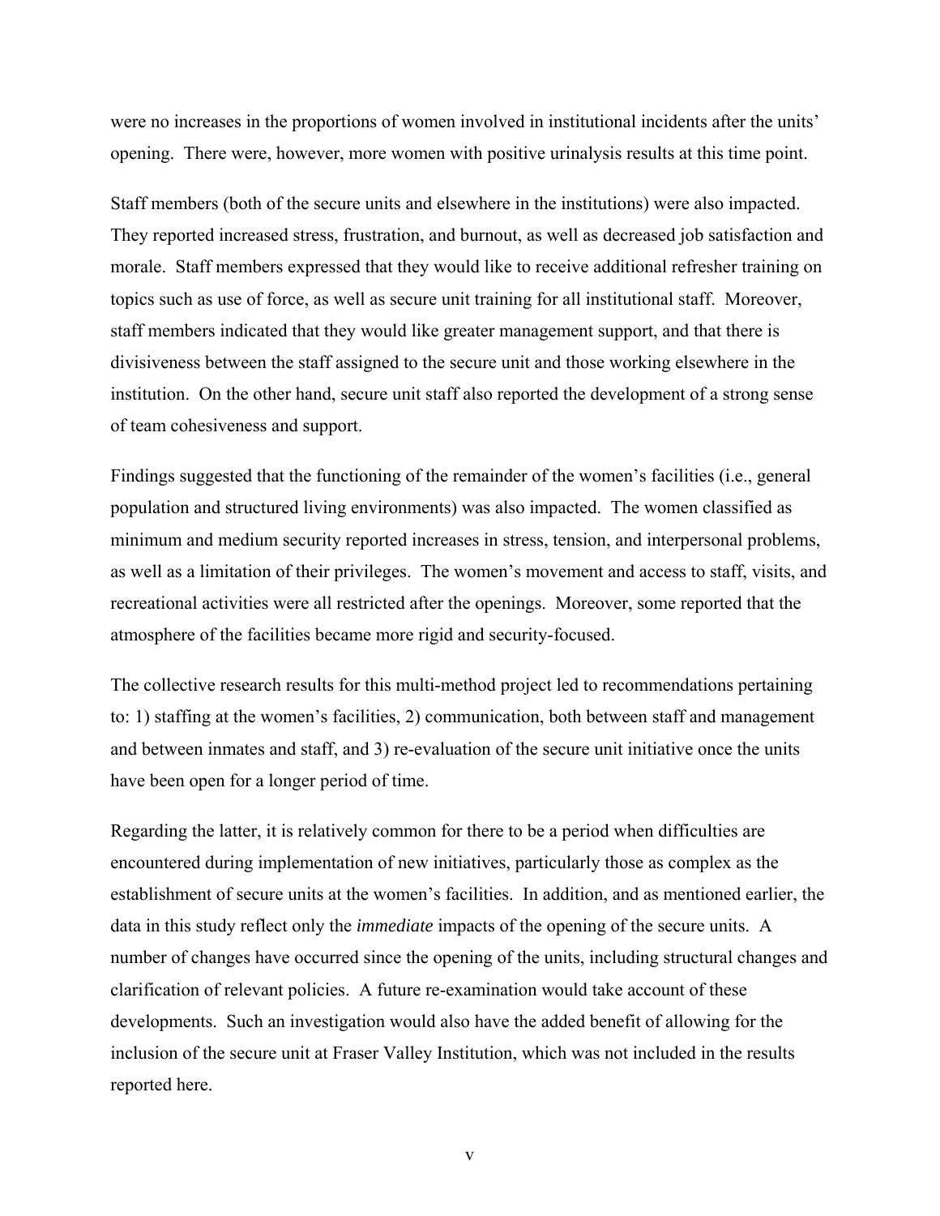were no increases in the proportions of women involved in institutional incidents after the units' opening. There were, however, more women with positive urinalysis results at this time point.

Staff members (both of the secure units and elsewhere in the institutions) were also impacted. They reported increased stress, frustration, and burnout, as well as decreased job satisfaction and morale. Staff members expressed that they would like to receive additional refresher training on topics such as use of force, as well as secure unit training for all institutional staff. Moreover, staff members indicated that they would like greater management support, and that there is divisiveness between the staff assigned to the secure unit and those working elsewhere in the institution. On the other hand, secure unit staff also reported the development of a strong sense of team cohesiveness and support.

Findings suggested that the functioning of the remainder of the women's facilities (i.e., general population and structured living environments) was also impacted. The women classified as minimum and medium security reported increases in stress, tension, and interpersonal problems, as well as a limitation of their privileges. The women's movement and access to staff, visits, and recreational activities were all restricted after the openings. Moreover, some reported that the atmosphere of the facilities became more rigid and security-focused.

The collective research results for this multi-method project led to recommendations pertaining to: 1) staffing at the women's facilities, 2) communication, both between staff and management and between inmates and staff, and 3) re-evaluation of the secure unit initiative once the units have been open for a longer period of time.

Regarding the latter, it is relatively common for there to be a period when difficulties are encountered during implementation of new initiatives, particularly those as complex as the establishment of secure units at the women's facilities. In addition, and as mentioned earlier, the data in this study reflect only the *immediate* impacts of the opening of the secure units. A number of changes have occurred since the opening of the units, including structural changes and clarification of relevant policies. A future re-examination would take account of these developments. Such an investigation would also have the added benefit of allowing for the inclusion of the secure unit at Fraser Valley Institution, which was not included in the results reported here.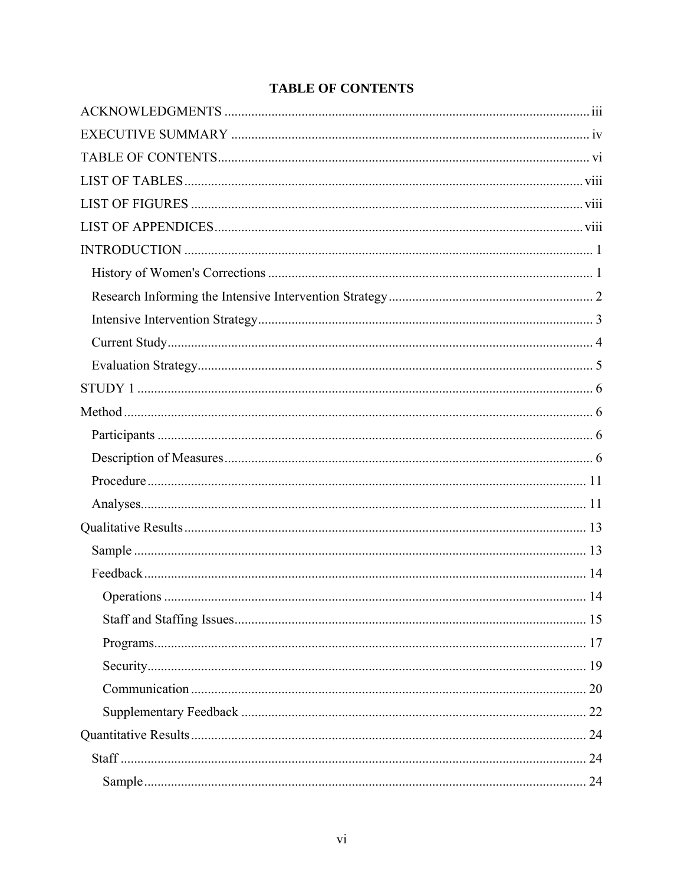# TABLE OF CONTENTS

ACKNOWLEDGMENTS ........................................................................................................... iii

EXECUTIVE SUMMARY ......................................................................................................... iv

TABLE OF CONTENTS............................................................................................................. vi

LIST OF TABLES ..................................................................................................................... viii

LIST OF FIGURES .................................................................................................................... viii

LIST OF APPENDICES............................................................................................................. viii

INTRODUCTION ........................................................................................................................ 1

- History of Women's Corrections ............................................................................................... 1
- Research Informing the Intensive Intervention Strategy ............................................................ 2
- Intensive Intervention Strategy.................................................................................................. 3
- Current Study............................................................................................................................ 4
- Evaluation Strategy.................................................................................................................... 5

STUDY 1 ...................................................................................................................................... 6

Method .......................................................................................................................................... 6

- Participants ............................................................................................................................... 6
- Description of Measures............................................................................................................ 6
- Procedure ................................................................................................................................. 11
- Analyses................................................................................................................................... 11

Qualitative Results ...................................................................................................................... 13

- Sample ..................................................................................................................................... 13
- Feedback .................................................................................................................................. 14
  - Operations ............................................................................................................................ 14
  - Staff and Staffing Issues....................................................................................................... 15
  - Programs............................................................................................................................... 17
  - Security................................................................................................................................. 19
  - Communication .................................................................................................................... 20
  - Supplementary Feedback ..................................................................................................... 22

Quantitative Results .................................................................................................................... 24

- Staff ......................................................................................................................................... 24
  - Sample.................................................................................................................................. 24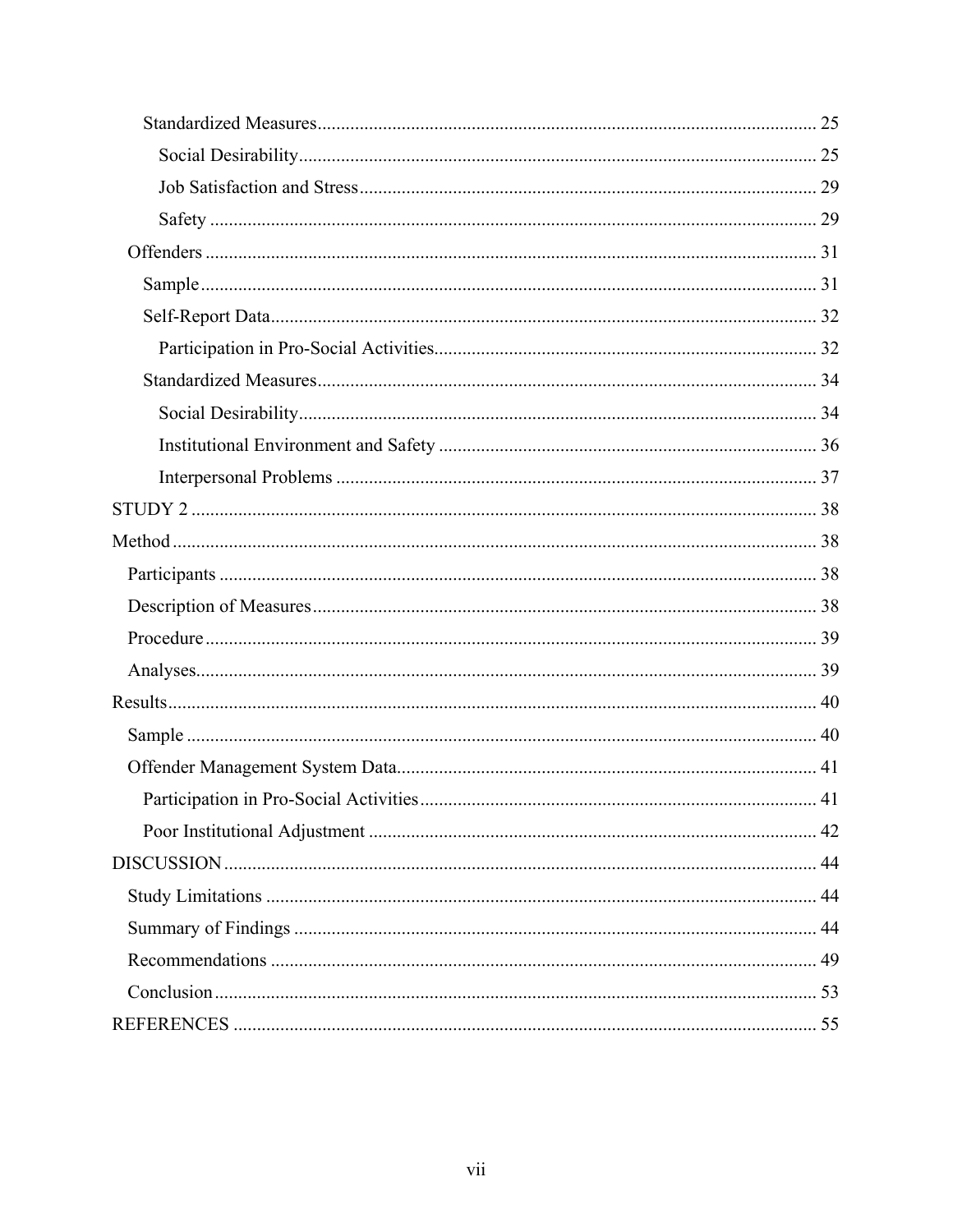- Standardized Measures ... 25
  - Social Desirability ... 25
  - Job Satisfaction and Stress ... 29
  - Safety ... 29
- Offenders ... 31
  - Sample ... 31
  - Self-Report Data ... 32
    - Participation in Pro-Social Activities ... 32
  - Standardized Measures ... 34
    - Social Desirability ... 34
    - Institutional Environment and Safety ... 36
    - Interpersonal Problems ... 37

STUDY 2 ... 38

Method ... 38

- Participants ... 38
- Description of Measures ... 38
- Procedure ... 39
- Analyses ... 39

Results ... 40

- Sample ... 40
- Offender Management System Data ... 41
  - Participation in Pro-Social Activities ... 41
  - Poor Institutional Adjustment ... 42

DISCUSSION ... 44

- Study Limitations ... 44
- Summary of Findings ... 44
- Recommendations ... 49
- Conclusion ... 53

REFERENCES ... 55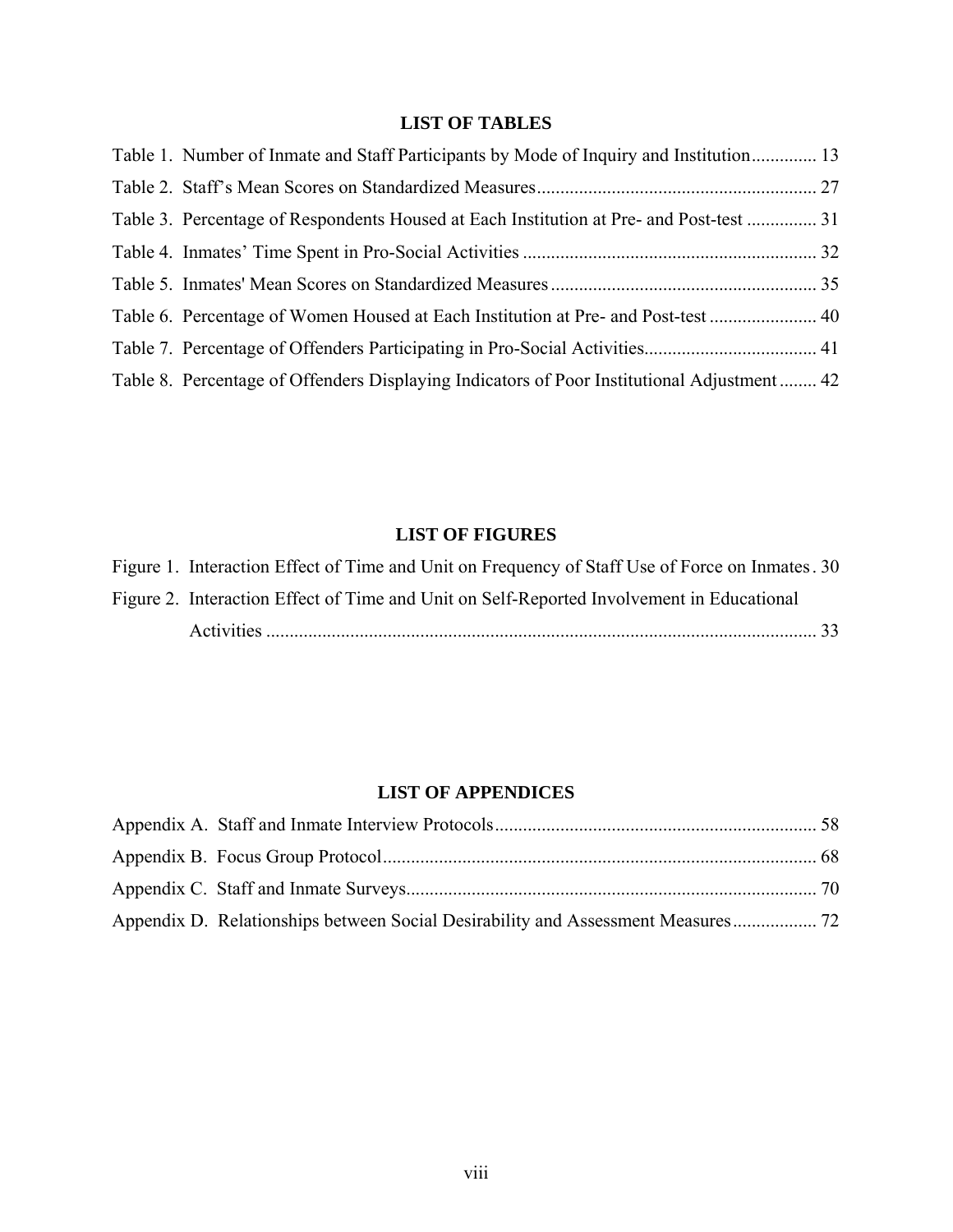## LIST OF TABLES

Table 1. Number of Inmate and Staff Participants by Mode of Inquiry and Institution .............. 13

Table 2. Staff's Mean Scores on Standardized Measures ........................................................... 27

Table 3. Percentage of Respondents Housed at Each Institution at Pre- and Post-test ............... 31

Table 4. Inmates' Time Spent in Pro-Social Activities ............................................................... 32

Table 5. Inmates' Mean Scores on Standardized Measures ........................................................ 35

Table 6. Percentage of Women Housed at Each Institution at Pre- and Post-test ....................... 40

Table 7. Percentage of Offenders Participating in Pro-Social Activities ..................................... 41

Table 8. Percentage of Offenders Displaying Indicators of Poor Institutional Adjustment ........ 42

## LIST OF FIGURES

Figure 1. Interaction Effect of Time and Unit on Frequency of Staff Use of Force on Inmates . 30

Figure 2. Interaction Effect of Time and Unit on Self-Reported Involvement in Educational Activities ...................................................................................................................... 33

## LIST OF APPENDICES

Appendix A. Staff and Inmate Interview Protocols ..................................................................... 58

Appendix B. Focus Group Protocol ............................................................................................ 68

Appendix C. Staff and Inmate Surveys ....................................................................................... 70

Appendix D. Relationships between Social Desirability and Assessment Measures .................. 72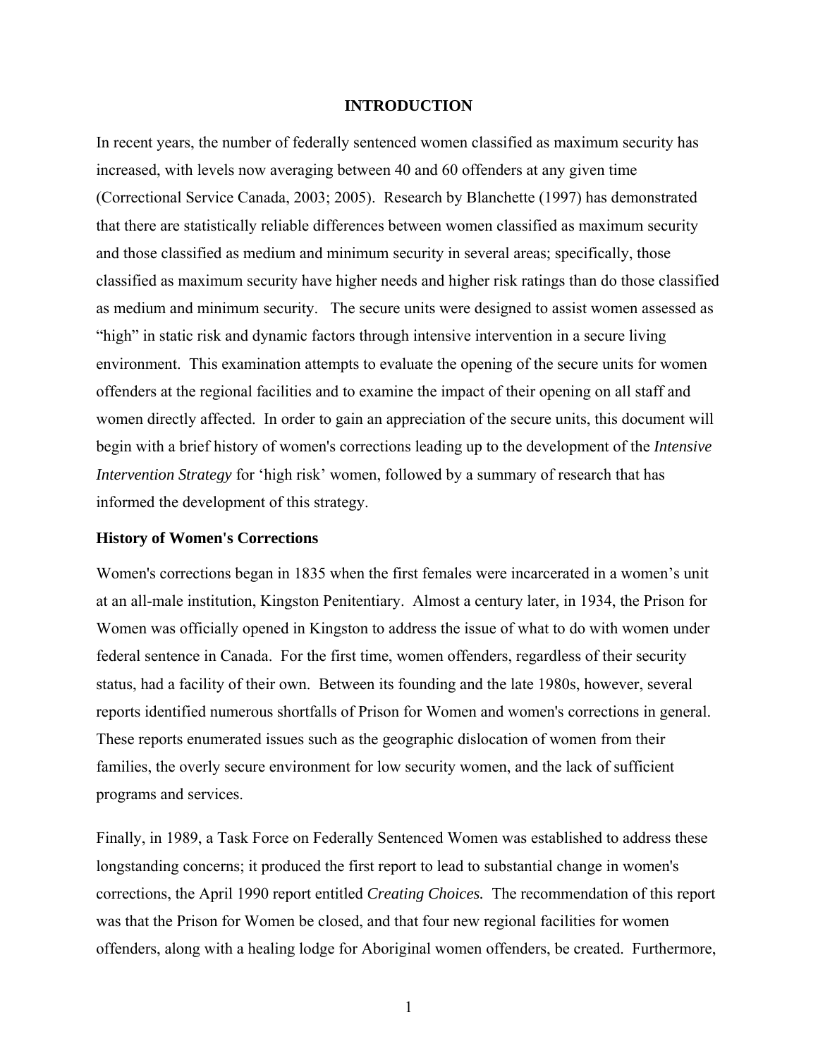# INTRODUCTION

In recent years, the number of federally sentenced women classified as maximum security has increased, with levels now averaging between 40 and 60 offenders at any given time (Correctional Service Canada, 2003; 2005). Research by Blanchette (1997) has demonstrated that there are statistically reliable differences between women classified as maximum security and those classified as medium and minimum security in several areas; specifically, those classified as maximum security have higher needs and higher risk ratings than do those classified as medium and minimum security. The secure units were designed to assist women assessed as "high" in static risk and dynamic factors through intensive intervention in a secure living environment. This examination attempts to evaluate the opening of the secure units for women offenders at the regional facilities and to examine the impact of their opening on all staff and women directly affected. In order to gain an appreciation of the secure units, this document will begin with a brief history of women's corrections leading up to the development of the *Intensive Intervention Strategy* for 'high risk' women, followed by a summary of research that has informed the development of this strategy.

## History of Women's Corrections

Women's corrections began in 1835 when the first females were incarcerated in a women's unit at an all-male institution, Kingston Penitentiary. Almost a century later, in 1934, the Prison for Women was officially opened in Kingston to address the issue of what to do with women under federal sentence in Canada. For the first time, women offenders, regardless of their security status, had a facility of their own. Between its founding and the late 1980s, however, several reports identified numerous shortfalls of Prison for Women and women's corrections in general. These reports enumerated issues such as the geographic dislocation of women from their families, the overly secure environment for low security women, and the lack of sufficient programs and services.

Finally, in 1989, a Task Force on Federally Sentenced Women was established to address these longstanding concerns; it produced the first report to lead to substantial change in women's corrections, the April 1990 report entitled *Creating Choices.* The recommendation of this report was that the Prison for Women be closed, and that four new regional facilities for women offenders, along with a healing lodge for Aboriginal women offenders, be created. Furthermore,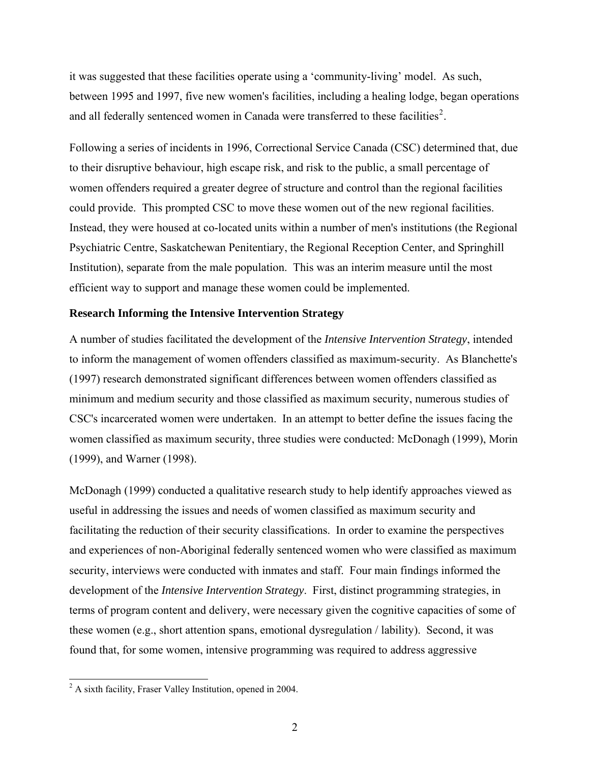it was suggested that these facilities operate using a 'community-living' model. As such, between 1995 and 1997, five new women's facilities, including a healing lodge, began operations and all federally sentenced women in Canada were transferred to these facilities[2].

Following a series of incidents in 1996, Correctional Service Canada (CSC) determined that, due to their disruptive behaviour, high escape risk, and risk to the public, a small percentage of women offenders required a greater degree of structure and control than the regional facilities could provide. This prompted CSC to move these women out of the new regional facilities. Instead, they were housed at co-located units within a number of men's institutions (the Regional Psychiatric Centre, Saskatchewan Penitentiary, the Regional Reception Center, and Springhill Institution), separate from the male population. This was an interim measure until the most efficient way to support and manage these women could be implemented.

### Research Informing the Intensive Intervention Strategy

A number of studies facilitated the development of the *Intensive Intervention Strategy*, intended to inform the management of women offenders classified as maximum-security. As Blanchette's (1997) research demonstrated significant differences between women offenders classified as minimum and medium security and those classified as maximum security, numerous studies of CSC's incarcerated women were undertaken. In an attempt to better define the issues facing the women classified as maximum security, three studies were conducted: McDonagh (1999), Morin (1999), and Warner (1998).

McDonagh (1999) conducted a qualitative research study to help identify approaches viewed as useful in addressing the issues and needs of women classified as maximum security and facilitating the reduction of their security classifications. In order to examine the perspectives and experiences of non-Aboriginal federally sentenced women who were classified as maximum security, interviews were conducted with inmates and staff. Four main findings informed the development of the *Intensive Intervention Strategy*. First, distinct programming strategies, in terms of program content and delivery, were necessary given the cognitive capacities of some of these women (e.g., short attention spans, emotional dysregulation / lability). Second, it was found that, for some women, intensive programming was required to address aggressive

[2] A sixth facility, Fraser Valley Institution, opened in 2004.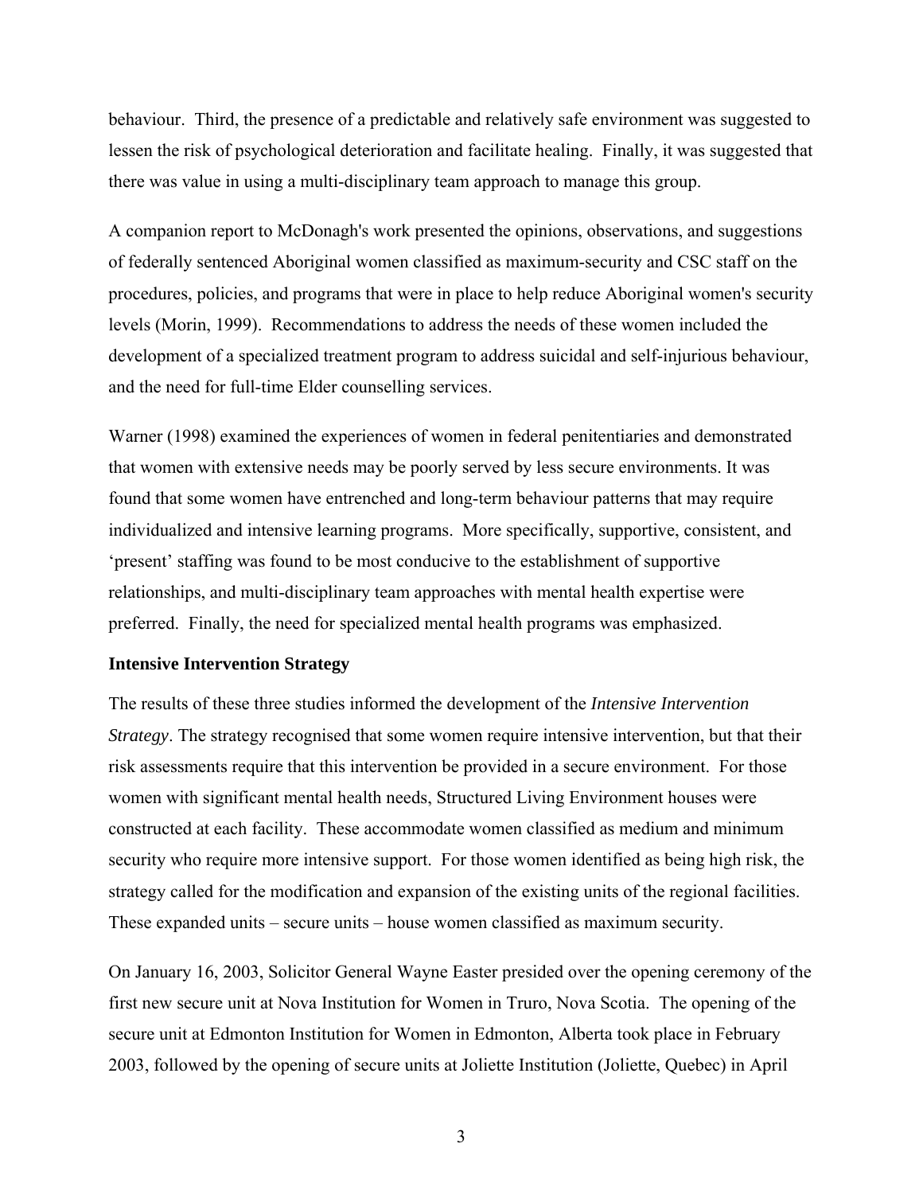behaviour. Third, the presence of a predictable and relatively safe environment was suggested to lessen the risk of psychological deterioration and facilitate healing. Finally, it was suggested that there was value in using a multi-disciplinary team approach to manage this group.

A companion report to McDonagh's work presented the opinions, observations, and suggestions of federally sentenced Aboriginal women classified as maximum-security and CSC staff on the procedures, policies, and programs that were in place to help reduce Aboriginal women's security levels (Morin, 1999). Recommendations to address the needs of these women included the development of a specialized treatment program to address suicidal and self-injurious behaviour, and the need for full-time Elder counselling services.

Warner (1998) examined the experiences of women in federal penitentiaries and demonstrated that women with extensive needs may be poorly served by less secure environments. It was found that some women have entrenched and long-term behaviour patterns that may require individualized and intensive learning programs. More specifically, supportive, consistent, and 'present' staffing was found to be most conducive to the establishment of supportive relationships, and multi-disciplinary team approaches with mental health expertise were preferred. Finally, the need for specialized mental health programs was emphasized.

**Intensive Intervention Strategy**

The results of these three studies informed the development of the *Intensive Intervention Strategy*. The strategy recognised that some women require intensive intervention, but that their risk assessments require that this intervention be provided in a secure environment. For those women with significant mental health needs, Structured Living Environment houses were constructed at each facility. These accommodate women classified as medium and minimum security who require more intensive support. For those women identified as being high risk, the strategy called for the modification and expansion of the existing units of the regional facilities. These expanded units – secure units – house women classified as maximum security.

On January 16, 2003, Solicitor General Wayne Easter presided over the opening ceremony of the first new secure unit at Nova Institution for Women in Truro, Nova Scotia. The opening of the secure unit at Edmonton Institution for Women in Edmonton, Alberta took place in February 2003, followed by the opening of secure units at Joliette Institution (Joliette, Quebec) in April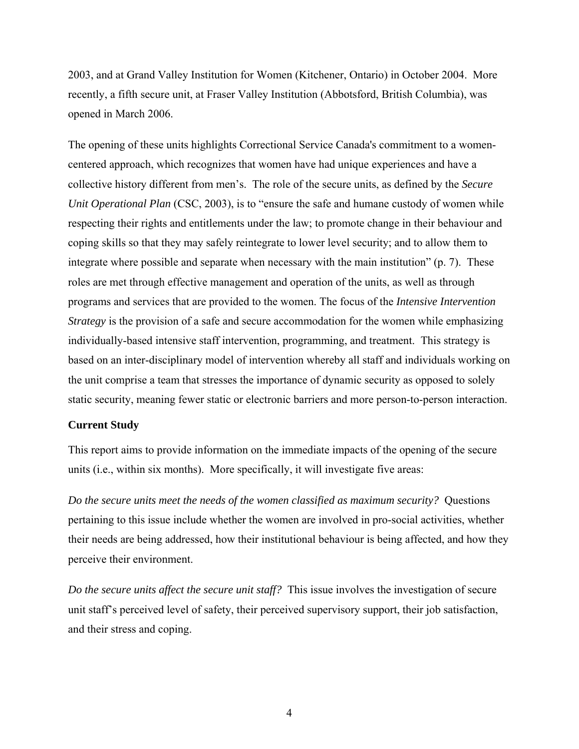2003, and at Grand Valley Institution for Women (Kitchener, Ontario) in October 2004. More recently, a fifth secure unit, at Fraser Valley Institution (Abbotsford, British Columbia), was opened in March 2006.

The opening of these units highlights Correctional Service Canada's commitment to a women-centered approach, which recognizes that women have had unique experiences and have a collective history different from men's. The role of the secure units, as defined by the *Secure Unit Operational Plan* (CSC, 2003), is to "ensure the safe and humane custody of women while respecting their rights and entitlements under the law; to promote change in their behaviour and coping skills so that they may safely reintegrate to lower level security; and to allow them to integrate where possible and separate when necessary with the main institution" (p. 7). These roles are met through effective management and operation of the units, as well as through programs and services that are provided to the women. The focus of the *Intensive Intervention Strategy* is the provision of a safe and secure accommodation for the women while emphasizing individually-based intensive staff intervention, programming, and treatment. This strategy is based on an inter-disciplinary model of intervention whereby all staff and individuals working on the unit comprise a team that stresses the importance of dynamic security as opposed to solely static security, meaning fewer static or electronic barriers and more person-to-person interaction.

**Current Study**

This report aims to provide information on the immediate impacts of the opening of the secure units (i.e., within six months). More specifically, it will investigate five areas:

*Do the secure units meet the needs of the women classified as maximum security?* Questions pertaining to this issue include whether the women are involved in pro-social activities, whether their needs are being addressed, how their institutional behaviour is being affected, and how they perceive their environment.

*Do the secure units affect the secure unit staff?* This issue involves the investigation of secure unit staff's perceived level of safety, their perceived supervisory support, their job satisfaction, and their stress and coping.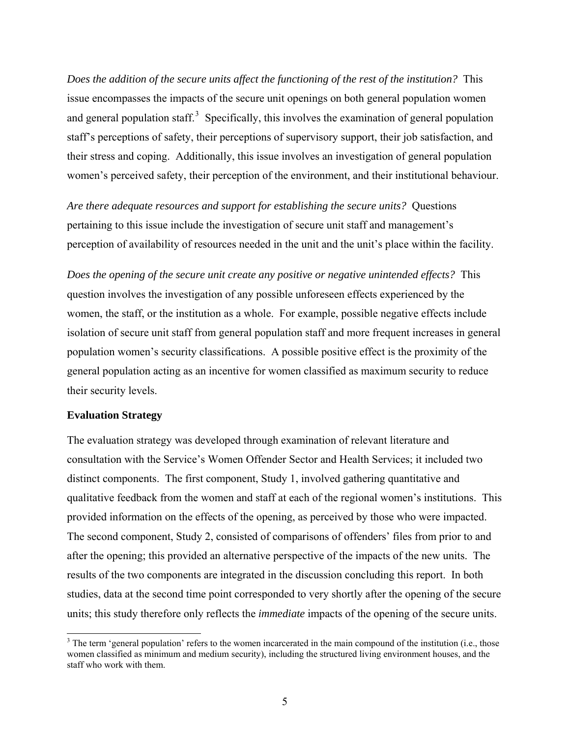*Does the addition of the secure units affect the functioning of the rest of the institution?* This issue encompasses the impacts of the secure unit openings on both general population women and general population staff.[3] Specifically, this involves the examination of general population staff's perceptions of safety, their perceptions of supervisory support, their job satisfaction, and their stress and coping. Additionally, this issue involves an investigation of general population women's perceived safety, their perception of the environment, and their institutional behaviour.

*Are there adequate resources and support for establishing the secure units?* Questions pertaining to this issue include the investigation of secure unit staff and management's perception of availability of resources needed in the unit and the unit's place within the facility.

*Does the opening of the secure unit create any positive or negative unintended effects?* This question involves the investigation of any possible unforeseen effects experienced by the women, the staff, or the institution as a whole. For example, possible negative effects include isolation of secure unit staff from general population staff and more frequent increases in general population women's security classifications. A possible positive effect is the proximity of the general population acting as an incentive for women classified as maximum security to reduce their security levels.

**Evaluation Strategy**

The evaluation strategy was developed through examination of relevant literature and consultation with the Service's Women Offender Sector and Health Services; it included two distinct components. The first component, Study 1, involved gathering quantitative and qualitative feedback from the women and staff at each of the regional women's institutions. This provided information on the effects of the opening, as perceived by those who were impacted. The second component, Study 2, consisted of comparisons of offenders' files from prior to and after the opening; this provided an alternative perspective of the impacts of the new units. The results of the two components are integrated in the discussion concluding this report. In both studies, data at the second time point corresponded to very shortly after the opening of the secure units; this study therefore only reflects the *immediate* impacts of the opening of the secure units.

[3] The term 'general population' refers to the women incarcerated in the main compound of the institution (i.e., those women classified as minimum and medium security), including the structured living environment houses, and the staff who work with them.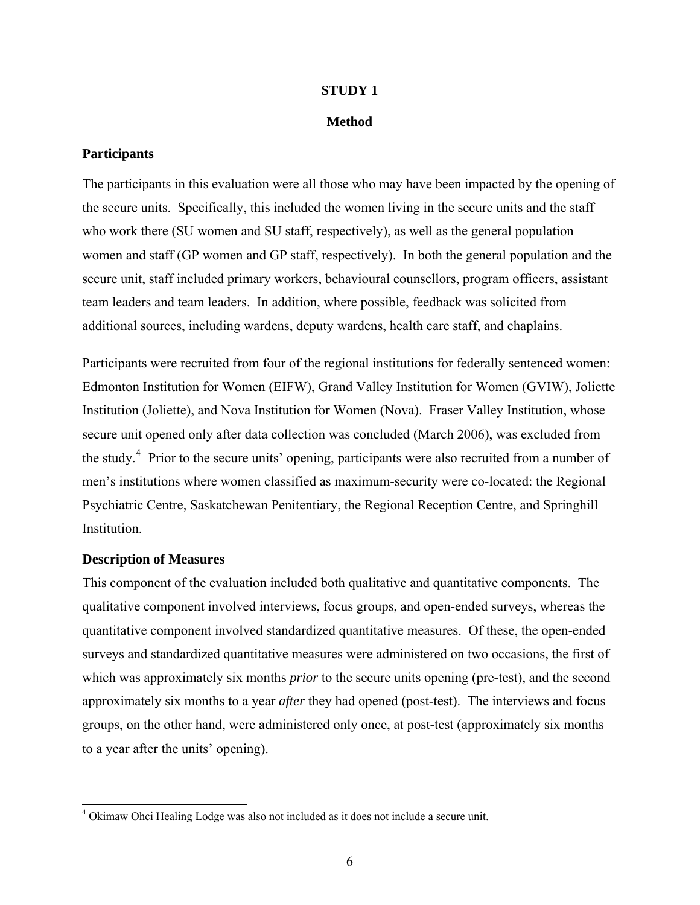# STUDY 1

## Method

### Participants

The participants in this evaluation were all those who may have been impacted by the opening of the secure units. Specifically, this included the women living in the secure units and the staff who work there (SU women and SU staff, respectively), as well as the general population women and staff (GP women and GP staff, respectively). In both the general population and the secure unit, staff included primary workers, behavioural counsellors, program officers, assistant team leaders and team leaders. In addition, where possible, feedback was solicited from additional sources, including wardens, deputy wardens, health care staff, and chaplains.

Participants were recruited from four of the regional institutions for federally sentenced women: Edmonton Institution for Women (EIFW), Grand Valley Institution for Women (GVIW), Joliette Institution (Joliette), and Nova Institution for Women (Nova). Fraser Valley Institution, whose secure unit opened only after data collection was concluded (March 2006), was excluded from the study.[4] Prior to the secure units' opening, participants were also recruited from a number of men's institutions where women classified as maximum-security were co-located: the Regional Psychiatric Centre, Saskatchewan Penitentiary, the Regional Reception Centre, and Springhill Institution.

### Description of Measures

This component of the evaluation included both qualitative and quantitative components. The qualitative component involved interviews, focus groups, and open-ended surveys, whereas the quantitative component involved standardized quantitative measures. Of these, the open-ended surveys and standardized quantitative measures were administered on two occasions, the first of which was approximately six months *prior* to the secure units opening (pre-test), and the second approximately six months to a year *after* they had opened (post-test). The interviews and focus groups, on the other hand, were administered only once, at post-test (approximately six months to a year after the units' opening).

[4] Okimaw Ohci Healing Lodge was also not included as it does not include a secure unit.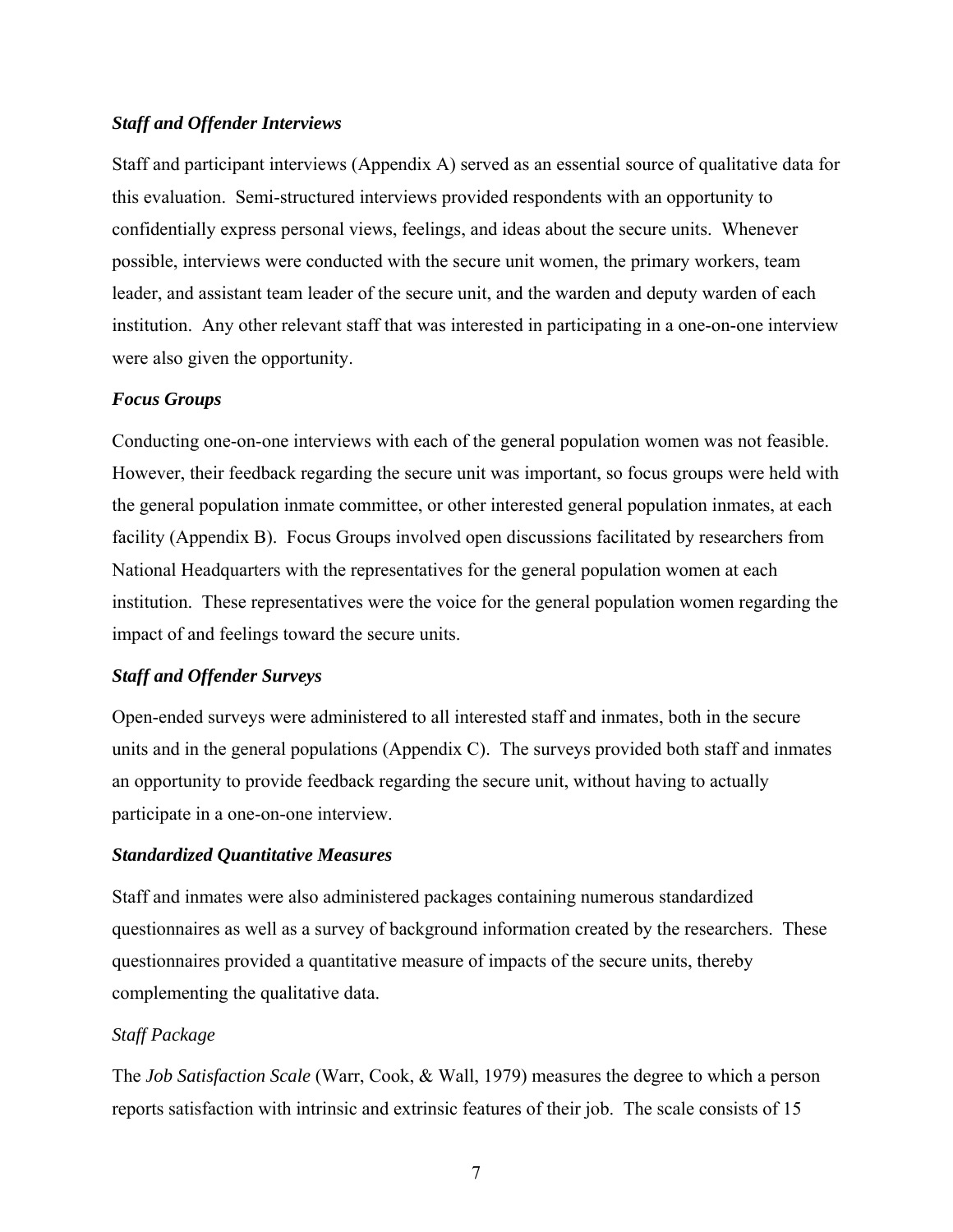### *Staff and Offender Interviews*

Staff and participant interviews (Appendix A) served as an essential source of qualitative data for this evaluation. Semi-structured interviews provided respondents with an opportunity to confidentially express personal views, feelings, and ideas about the secure units. Whenever possible, interviews were conducted with the secure unit women, the primary workers, team leader, and assistant team leader of the secure unit, and the warden and deputy warden of each institution. Any other relevant staff that was interested in participating in a one-on-one interview were also given the opportunity.

### *Focus Groups*

Conducting one-on-one interviews with each of the general population women was not feasible. However, their feedback regarding the secure unit was important, so focus groups were held with the general population inmate committee, or other interested general population inmates, at each facility (Appendix B). Focus Groups involved open discussions facilitated by researchers from National Headquarters with the representatives for the general population women at each institution. These representatives were the voice for the general population women regarding the impact of and feelings toward the secure units.

### *Staff and Offender Surveys*

Open-ended surveys were administered to all interested staff and inmates, both in the secure units and in the general populations (Appendix C). The surveys provided both staff and inmates an opportunity to provide feedback regarding the secure unit, without having to actually participate in a one-on-one interview.

### *Standardized Quantitative Measures*

Staff and inmates were also administered packages containing numerous standardized questionnaires as well as a survey of background information created by the researchers. These questionnaires provided a quantitative measure of impacts of the secure units, thereby complementing the qualitative data.

#### *Staff Package*

The *Job Satisfaction Scale* (Warr, Cook, & Wall, 1979) measures the degree to which a person reports satisfaction with intrinsic and extrinsic features of their job. The scale consists of 15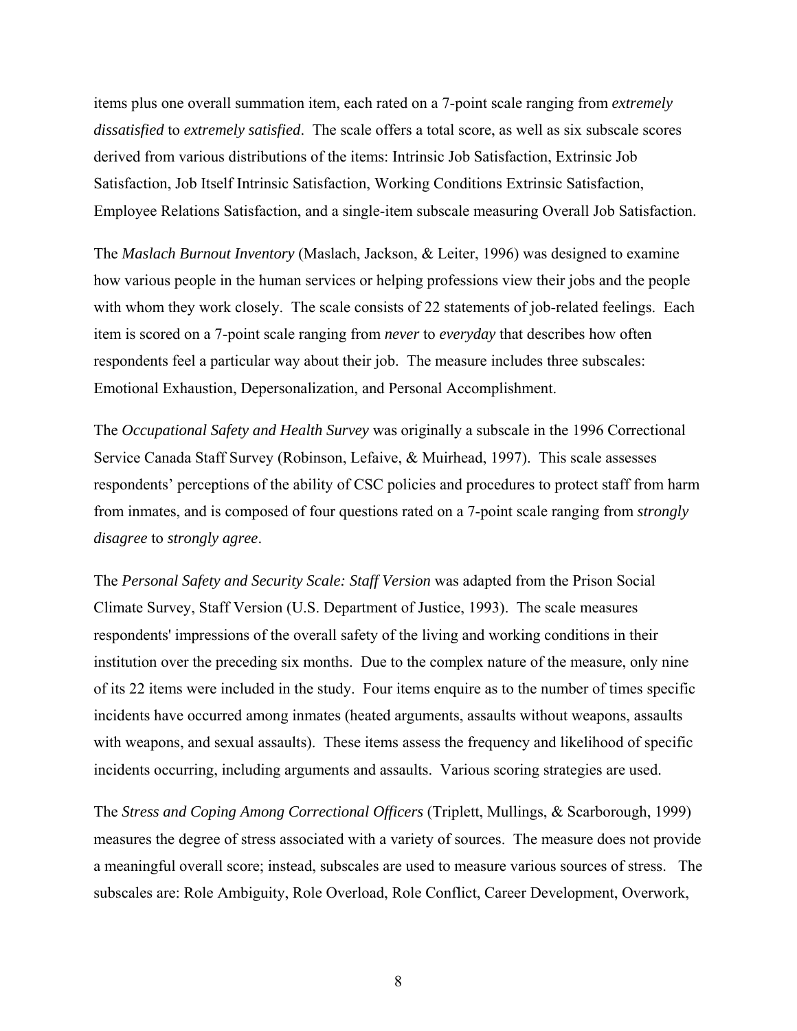items plus one overall summation item, each rated on a 7-point scale ranging from *extremely dissatisfied* to *extremely satisfied*. The scale offers a total score, as well as six subscale scores derived from various distributions of the items: Intrinsic Job Satisfaction, Extrinsic Job Satisfaction, Job Itself Intrinsic Satisfaction, Working Conditions Extrinsic Satisfaction, Employee Relations Satisfaction, and a single-item subscale measuring Overall Job Satisfaction.

The *Maslach Burnout Inventory* (Maslach, Jackson, & Leiter, 1996) was designed to examine how various people in the human services or helping professions view their jobs and the people with whom they work closely. The scale consists of 22 statements of job-related feelings. Each item is scored on a 7-point scale ranging from *never* to *everyday* that describes how often respondents feel a particular way about their job. The measure includes three subscales: Emotional Exhaustion, Depersonalization, and Personal Accomplishment.

The *Occupational Safety and Health Survey* was originally a subscale in the 1996 Correctional Service Canada Staff Survey (Robinson, Lefaive, & Muirhead, 1997). This scale assesses respondents' perceptions of the ability of CSC policies and procedures to protect staff from harm from inmates, and is composed of four questions rated on a 7-point scale ranging from *strongly disagree* to *strongly agree*.

The *Personal Safety and Security Scale: Staff Version* was adapted from the Prison Social Climate Survey, Staff Version (U.S. Department of Justice, 1993). The scale measures respondents' impressions of the overall safety of the living and working conditions in their institution over the preceding six months. Due to the complex nature of the measure, only nine of its 22 items were included in the study. Four items enquire as to the number of times specific incidents have occurred among inmates (heated arguments, assaults without weapons, assaults with weapons, and sexual assaults). These items assess the frequency and likelihood of specific incidents occurring, including arguments and assaults. Various scoring strategies are used.

The *Stress and Coping Among Correctional Officers* (Triplett, Mullings, & Scarborough, 1999) measures the degree of stress associated with a variety of sources. The measure does not provide a meaningful overall score; instead, subscales are used to measure various sources of stress. The subscales are: Role Ambiguity, Role Overload, Role Conflict, Career Development, Overwork,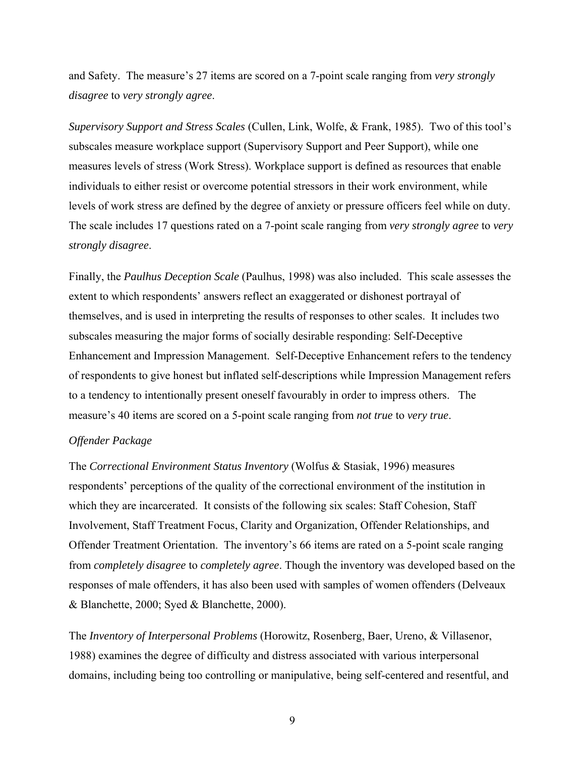and Safety. The measure's 27 items are scored on a 7-point scale ranging from *very strongly disagree* to *very strongly agree*.

*Supervisory Support and Stress Scales* (Cullen, Link, Wolfe, & Frank, 1985). Two of this tool's subscales measure workplace support (Supervisory Support and Peer Support), while one measures levels of stress (Work Stress). Workplace support is defined as resources that enable individuals to either resist or overcome potential stressors in their work environment, while levels of work stress are defined by the degree of anxiety or pressure officers feel while on duty. The scale includes 17 questions rated on a 7-point scale ranging from *very strongly agree* to *very strongly disagree*.

Finally, the *Paulhus Deception Scale* (Paulhus, 1998) was also included. This scale assesses the extent to which respondents' answers reflect an exaggerated or dishonest portrayal of themselves, and is used in interpreting the results of responses to other scales. It includes two subscales measuring the major forms of socially desirable responding: Self-Deceptive Enhancement and Impression Management. Self-Deceptive Enhancement refers to the tendency of respondents to give honest but inflated self-descriptions while Impression Management refers to a tendency to intentionally present oneself favourably in order to impress others. The measure's 40 items are scored on a 5-point scale ranging from *not true* to *very true*.

*Offender Package*

The *Correctional Environment Status Inventory* (Wolfus & Stasiak, 1996) measures respondents' perceptions of the quality of the correctional environment of the institution in which they are incarcerated. It consists of the following six scales: Staff Cohesion, Staff Involvement, Staff Treatment Focus, Clarity and Organization, Offender Relationships, and Offender Treatment Orientation. The inventory's 66 items are rated on a 5-point scale ranging from *completely disagree* to *completely agree*. Though the inventory was developed based on the responses of male offenders, it has also been used with samples of women offenders (Delveaux & Blanchette, 2000; Syed & Blanchette, 2000).

The *Inventory of Interpersonal Problems* (Horowitz, Rosenberg, Baer, Ureno, & Villasenor, 1988) examines the degree of difficulty and distress associated with various interpersonal domains, including being too controlling or manipulative, being self-centered and resentful, and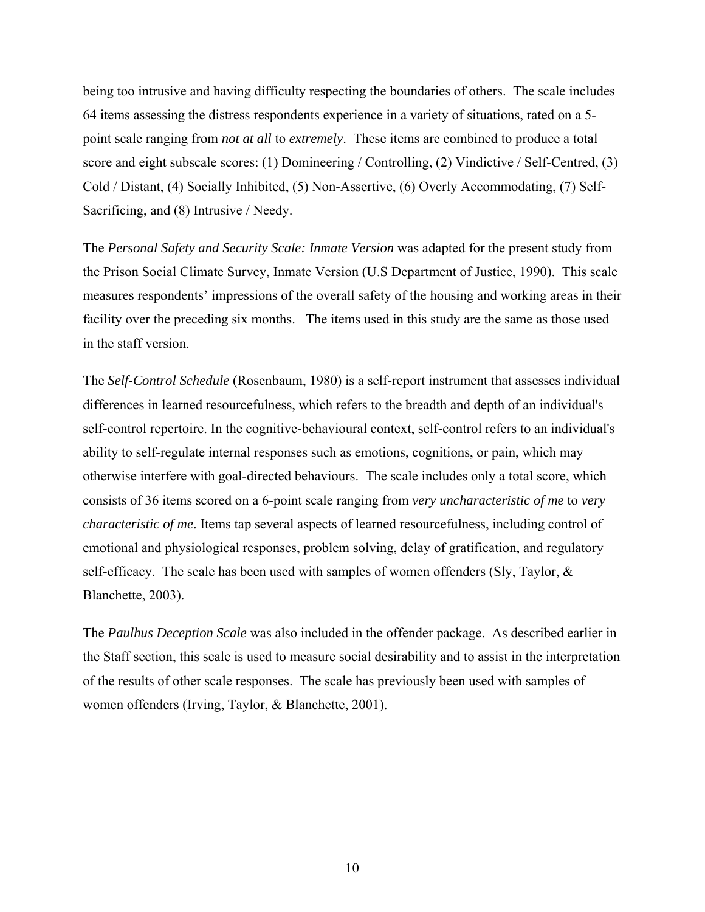being too intrusive and having difficulty respecting the boundaries of others. The scale includes 64 items assessing the distress respondents experience in a variety of situations, rated on a 5-point scale ranging from *not at all* to *extremely*. These items are combined to produce a total score and eight subscale scores: (1) Domineering / Controlling, (2) Vindictive / Self-Centred, (3) Cold / Distant, (4) Socially Inhibited, (5) Non-Assertive, (6) Overly Accommodating, (7) Self-Sacrificing, and (8) Intrusive / Needy.

The *Personal Safety and Security Scale: Inmate Version* was adapted for the present study from the Prison Social Climate Survey, Inmate Version (U.S Department of Justice, 1990). This scale measures respondents' impressions of the overall safety of the housing and working areas in their facility over the preceding six months. The items used in this study are the same as those used in the staff version.

The *Self-Control Schedule* (Rosenbaum, 1980) is a self-report instrument that assesses individual differences in learned resourcefulness, which refers to the breadth and depth of an individual's self-control repertoire. In the cognitive-behavioural context, self-control refers to an individual's ability to self-regulate internal responses such as emotions, cognitions, or pain, which may otherwise interfere with goal-directed behaviours. The scale includes only a total score, which consists of 36 items scored on a 6-point scale ranging from *very uncharacteristic of me* to *very characteristic of me*. Items tap several aspects of learned resourcefulness, including control of emotional and physiological responses, problem solving, delay of gratification, and regulatory self-efficacy. The scale has been used with samples of women offenders (Sly, Taylor, & Blanchette, 2003).

The *Paulhus Deception Scale* was also included in the offender package. As described earlier in the Staff section, this scale is used to measure social desirability and to assist in the interpretation of the results of other scale responses. The scale has previously been used with samples of women offenders (Irving, Taylor, & Blanchette, 2001).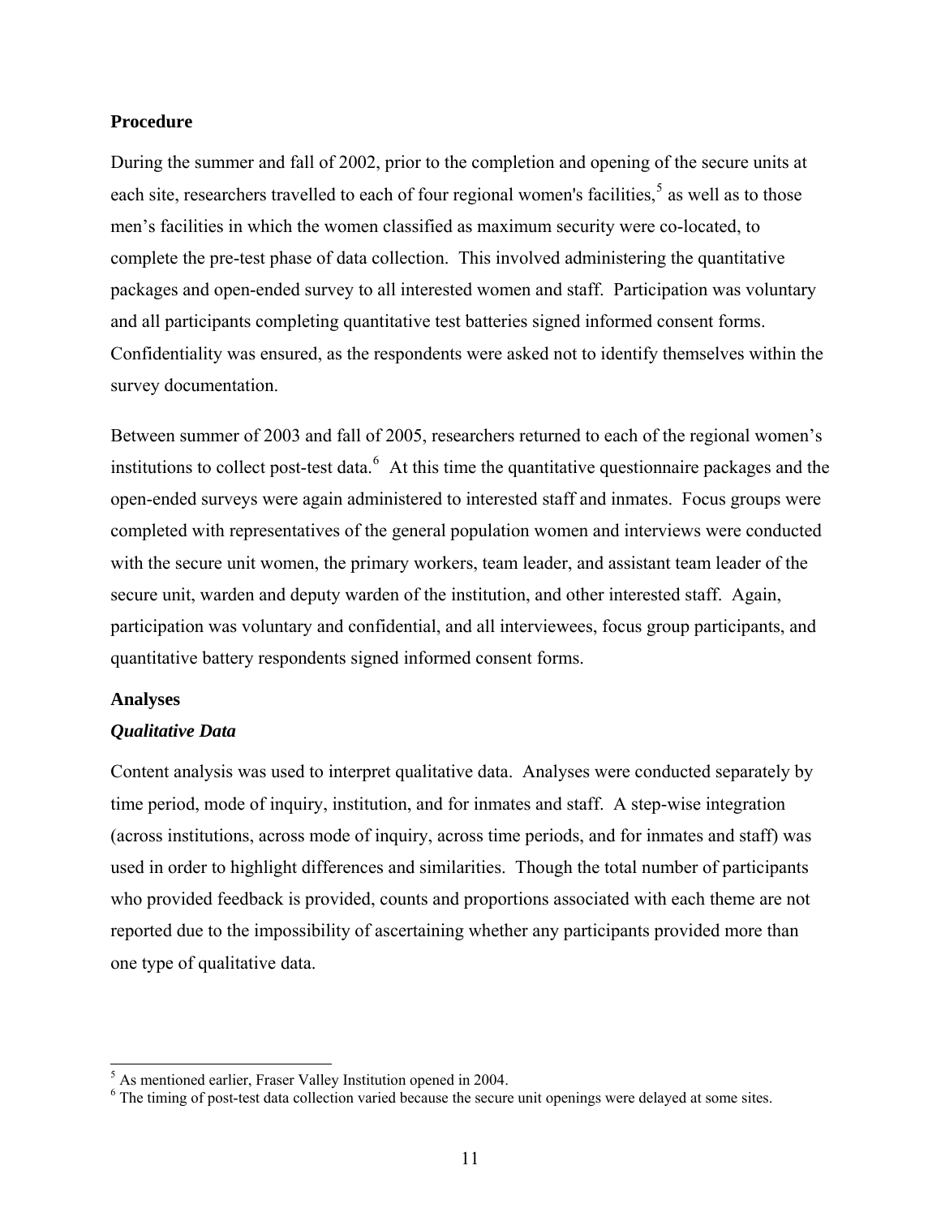**Procedure**

During the summer and fall of 2002, prior to the completion and opening of the secure units at each site, researchers travelled to each of four regional women's facilities,[5] as well as to those men's facilities in which the women classified as maximum security were co-located, to complete the pre-test phase of data collection. This involved administering the quantitative packages and open-ended survey to all interested women and staff. Participation was voluntary and all participants completing quantitative test batteries signed informed consent forms. Confidentiality was ensured, as the respondents were asked not to identify themselves within the survey documentation.

Between summer of 2003 and fall of 2005, researchers returned to each of the regional women's institutions to collect post-test data.[6] At this time the quantitative questionnaire packages and the open-ended surveys were again administered to interested staff and inmates. Focus groups were completed with representatives of the general population women and interviews were conducted with the secure unit women, the primary workers, team leader, and assistant team leader of the secure unit, warden and deputy warden of the institution, and other interested staff. Again, participation was voluntary and confidential, and all interviewees, focus group participants, and quantitative battery respondents signed informed consent forms.

**Analyses**

***Qualitative Data***

Content analysis was used to interpret qualitative data. Analyses were conducted separately by time period, mode of inquiry, institution, and for inmates and staff. A step-wise integration (across institutions, across mode of inquiry, across time periods, and for inmates and staff) was used in order to highlight differences and similarities. Though the total number of participants who provided feedback is provided, counts and proportions associated with each theme are not reported due to the impossibility of ascertaining whether any participants provided more than one type of qualitative data.

---

[5] As mentioned earlier, Fraser Valley Institution opened in 2004.

[6] The timing of post-test data collection varied because the secure unit openings were delayed at some sites.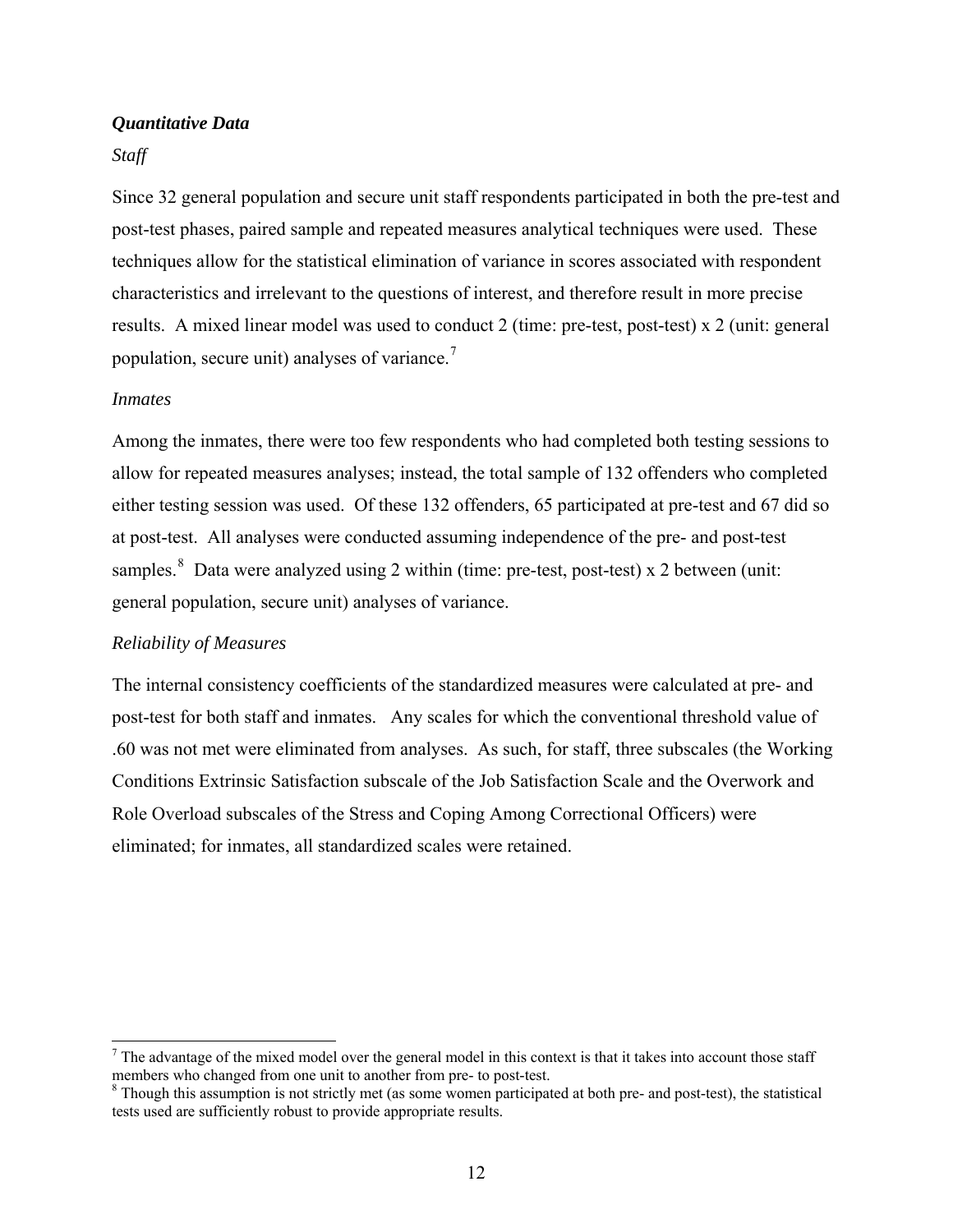### ***Quantitative Data***

*Staff*

Since 32 general population and secure unit staff respondents participated in both the pre-test and post-test phases, paired sample and repeated measures analytical techniques were used. These techniques allow for the statistical elimination of variance in scores associated with respondent characteristics and irrelevant to the questions of interest, and therefore result in more precise results. A mixed linear model was used to conduct 2 (time: pre-test, post-test) x 2 (unit: general population, secure unit) analyses of variance.[7]

*Inmates*

Among the inmates, there were too few respondents who had completed both testing sessions to allow for repeated measures analyses; instead, the total sample of 132 offenders who completed either testing session was used. Of these 132 offenders, 65 participated at pre-test and 67 did so at post-test. All analyses were conducted assuming independence of the pre- and post-test samples.[8] Data were analyzed using 2 within (time: pre-test, post-test) x 2 between (unit: general population, secure unit) analyses of variance.

*Reliability of Measures*

The internal consistency coefficients of the standardized measures were calculated at pre- and post-test for both staff and inmates. Any scales for which the conventional threshold value of .60 was not met were eliminated from analyses. As such, for staff, three subscales (the Working Conditions Extrinsic Satisfaction subscale of the Job Satisfaction Scale and the Overwork and Role Overload subscales of the Stress and Coping Among Correctional Officers) were eliminated; for inmates, all standardized scales were retained.

---

[7] The advantage of the mixed model over the general model in this context is that it takes into account those staff members who changed from one unit to another from pre- to post-test.

[8] Though this assumption is not strictly met (as some women participated at both pre- and post-test), the statistical tests used are sufficiently robust to provide appropriate results.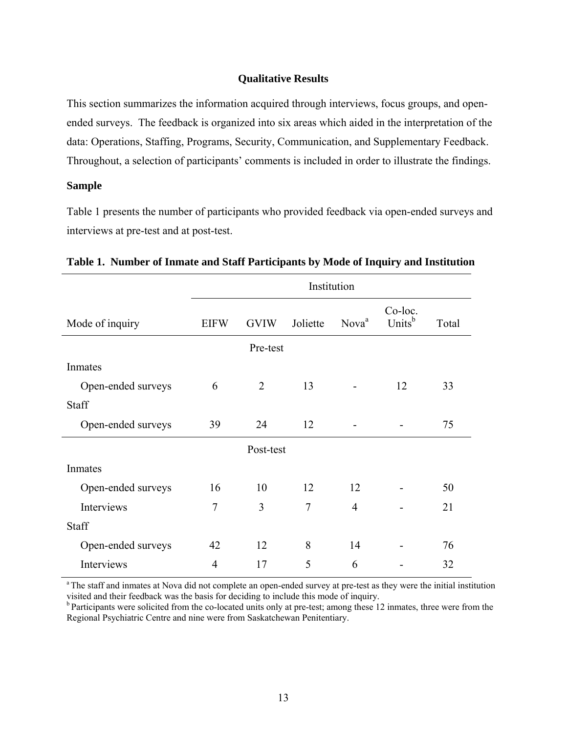## Qualitative Results

This section summarizes the information acquired through interviews, focus groups, and open-ended surveys. The feedback is organized into six areas which aided in the interpretation of the data: Operations, Staffing, Programs, Security, Communication, and Supplementary Feedback. Throughout, a selection of participants' comments is included in order to illustrate the findings.

### Sample

Table 1 presents the number of participants who provided feedback via open-ended surveys and interviews at pre-test and at post-test.

**Table 1. Number of Inmate and Staff Participants by Mode of Inquiry and Institution**

| | Institution | | | | | |
|---|---|---|---|---|---|---|
| Mode of inquiry | EIFW | GVIW | Joliette | Nova[a] | Co-loc. Units[b] | Total |
| | | Pre-test | | | | |
| Inmates | | | | | | |
| Open-ended surveys | 6 | 2 | 13 | - | 12 | 33 |
| Staff | | | | | | |
| Open-ended surveys | 39 | 24 | 12 | - | - | 75 |
| | | Post-test | | | | |
| Inmates | | | | | | |
| Open-ended surveys | 16 | 10 | 12 | 12 | - | 50 |
| Interviews | 7 | 3 | 7 | 4 | - | 21 |
| Staff | | | | | | |
| Open-ended surveys | 42 | 12 | 8 | 14 | - | 76 |
| Interviews | 4 | 17 | 5 | 6 | - | 32 |

[a] The staff and inmates at Nova did not complete an open-ended survey at pre-test as they were the initial institution visited and their feedback was the basis for deciding to include this mode of inquiry.

[b] Participants were solicited from the co-located units only at pre-test; among these 12 inmates, three were from the Regional Psychiatric Centre and nine were from Saskatchewan Penitentiary.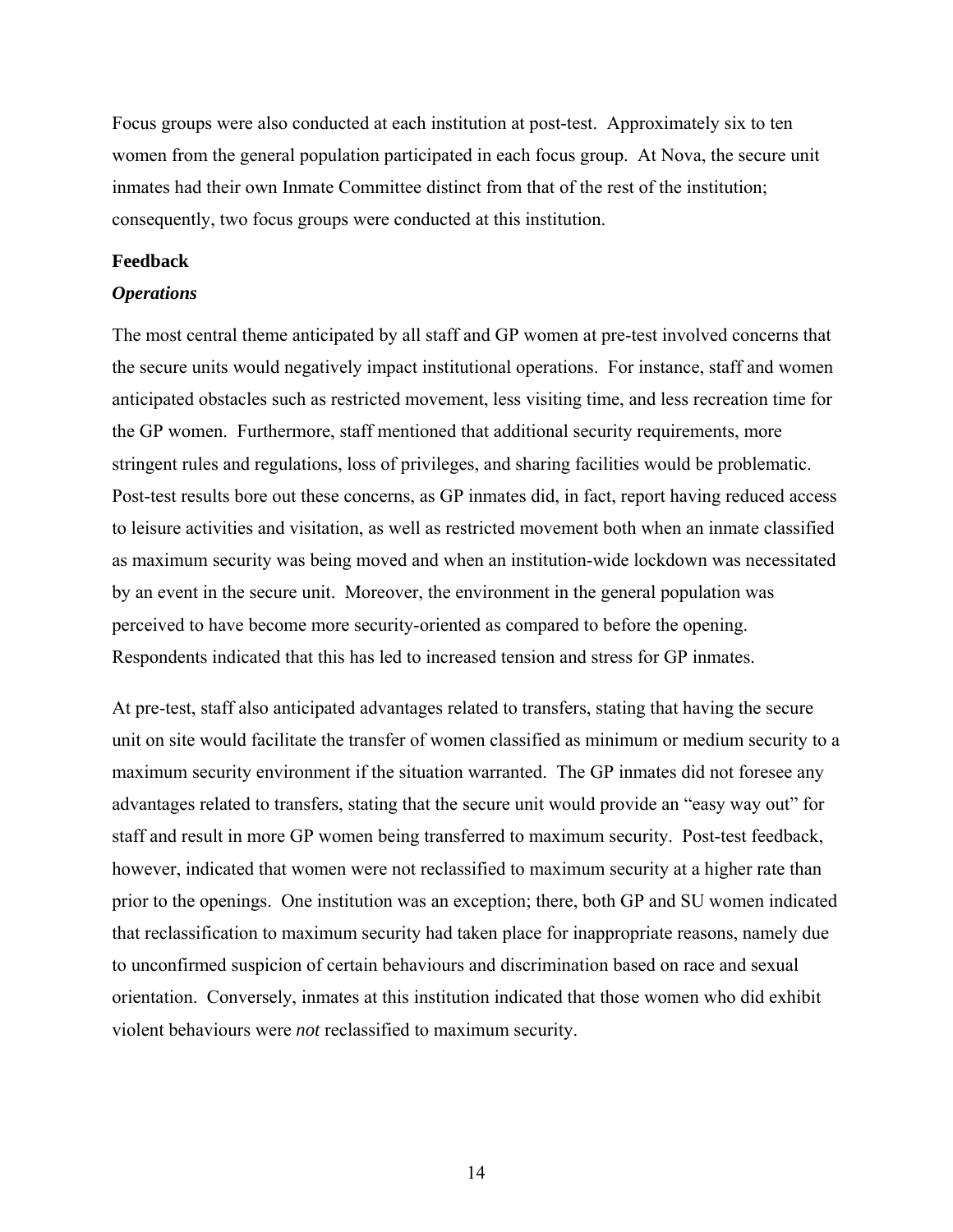Focus groups were also conducted at each institution at post-test. Approximately six to ten women from the general population participated in each focus group. At Nova, the secure unit inmates had their own Inmate Committee distinct from that of the rest of the institution; consequently, two focus groups were conducted at this institution.

### Feedback

#### *Operations*

The most central theme anticipated by all staff and GP women at pre-test involved concerns that the secure units would negatively impact institutional operations. For instance, staff and women anticipated obstacles such as restricted movement, less visiting time, and less recreation time for the GP women. Furthermore, staff mentioned that additional security requirements, more stringent rules and regulations, loss of privileges, and sharing facilities would be problematic. Post-test results bore out these concerns, as GP inmates did, in fact, report having reduced access to leisure activities and visitation, as well as restricted movement both when an inmate classified as maximum security was being moved and when an institution-wide lockdown was necessitated by an event in the secure unit. Moreover, the environment in the general population was perceived to have become more security-oriented as compared to before the opening. Respondents indicated that this has led to increased tension and stress for GP inmates.

At pre-test, staff also anticipated advantages related to transfers, stating that having the secure unit on site would facilitate the transfer of women classified as minimum or medium security to a maximum security environment if the situation warranted. The GP inmates did not foresee any advantages related to transfers, stating that the secure unit would provide an "easy way out" for staff and result in more GP women being transferred to maximum security. Post-test feedback, however, indicated that women were not reclassified to maximum security at a higher rate than prior to the openings. One institution was an exception; there, both GP and SU women indicated that reclassification to maximum security had taken place for inappropriate reasons, namely due to unconfirmed suspicion of certain behaviours and discrimination based on race and sexual orientation. Conversely, inmates at this institution indicated that those women who did exhibit violent behaviours were *not* reclassified to maximum security.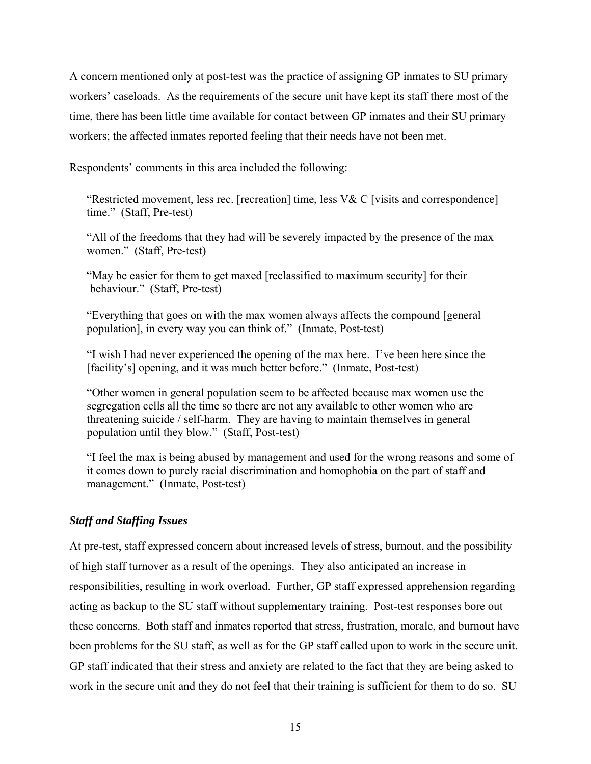A concern mentioned only at post-test was the practice of assigning GP inmates to SU primary workers' caseloads. As the requirements of the secure unit have kept its staff there most of the time, there has been little time available for contact between GP inmates and their SU primary workers; the affected inmates reported feeling that their needs have not been met.

Respondents' comments in this area included the following:

> "Restricted movement, less rec. [recreation] time, less V& C [visits and correspondence] time." (Staff, Pre-test)
>
> "All of the freedoms that they had will be severely impacted by the presence of the max women." (Staff, Pre-test)
>
> "May be easier for them to get maxed [reclassified to maximum security] for their behaviour." (Staff, Pre-test)
>
> "Everything that goes on with the max women always affects the compound [general population], in every way you can think of." (Inmate, Post-test)
>
> "I wish I had never experienced the opening of the max here. I've been here since the [facility's] opening, and it was much better before." (Inmate, Post-test)
>
> "Other women in general population seem to be affected because max women use the segregation cells all the time so there are not any available to other women who are threatening suicide / self-harm. They are having to maintain themselves in general population until they blow." (Staff, Post-test)
>
> "I feel the max is being abused by management and used for the wrong reasons and some of it comes down to purely racial discrimination and homophobia on the part of staff and management." (Inmate, Post-test)

### *Staff and Staffing Issues*

At pre-test, staff expressed concern about increased levels of stress, burnout, and the possibility of high staff turnover as a result of the openings. They also anticipated an increase in responsibilities, resulting in work overload. Further, GP staff expressed apprehension regarding acting as backup to the SU staff without supplementary training. Post-test responses bore out these concerns. Both staff and inmates reported that stress, frustration, morale, and burnout have been problems for the SU staff, as well as for the GP staff called upon to work in the secure unit. GP staff indicated that their stress and anxiety are related to the fact that they are being asked to work in the secure unit and they do not feel that their training is sufficient for them to do so. SU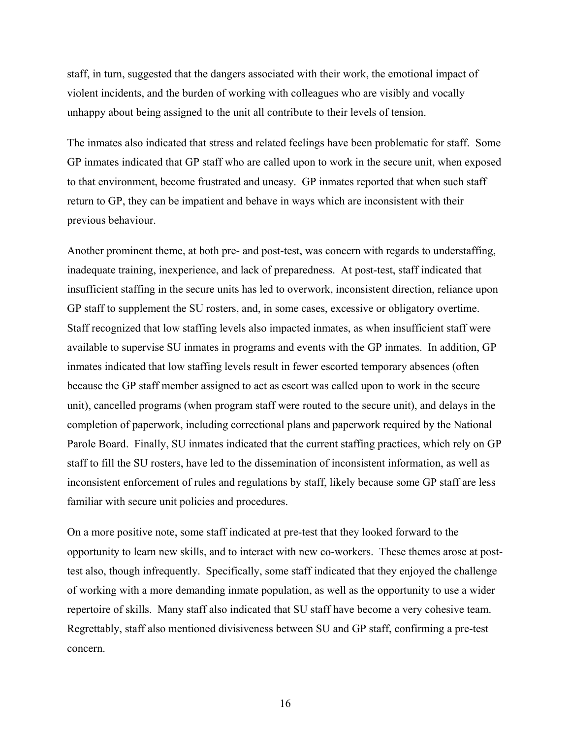staff, in turn, suggested that the dangers associated with their work, the emotional impact of violent incidents, and the burden of working with colleagues who are visibly and vocally unhappy about being assigned to the unit all contribute to their levels of tension.

The inmates also indicated that stress and related feelings have been problematic for staff. Some GP inmates indicated that GP staff who are called upon to work in the secure unit, when exposed to that environment, become frustrated and uneasy. GP inmates reported that when such staff return to GP, they can be impatient and behave in ways which are inconsistent with their previous behaviour.

Another prominent theme, at both pre- and post-test, was concern with regards to understaffing, inadequate training, inexperience, and lack of preparedness. At post-test, staff indicated that insufficient staffing in the secure units has led to overwork, inconsistent direction, reliance upon GP staff to supplement the SU rosters, and, in some cases, excessive or obligatory overtime. Staff recognized that low staffing levels also impacted inmates, as when insufficient staff were available to supervise SU inmates in programs and events with the GP inmates. In addition, GP inmates indicated that low staffing levels result in fewer escorted temporary absences (often because the GP staff member assigned to act as escort was called upon to work in the secure unit), cancelled programs (when program staff were routed to the secure unit), and delays in the completion of paperwork, including correctional plans and paperwork required by the National Parole Board. Finally, SU inmates indicated that the current staffing practices, which rely on GP staff to fill the SU rosters, have led to the dissemination of inconsistent information, as well as inconsistent enforcement of rules and regulations by staff, likely because some GP staff are less familiar with secure unit policies and procedures.

On a more positive note, some staff indicated at pre-test that they looked forward to the opportunity to learn new skills, and to interact with new co-workers. These themes arose at post-test also, though infrequently. Specifically, some staff indicated that they enjoyed the challenge of working with a more demanding inmate population, as well as the opportunity to use a wider repertoire of skills. Many staff also indicated that SU staff have become a very cohesive team. Regrettably, staff also mentioned divisiveness between SU and GP staff, confirming a pre-test concern.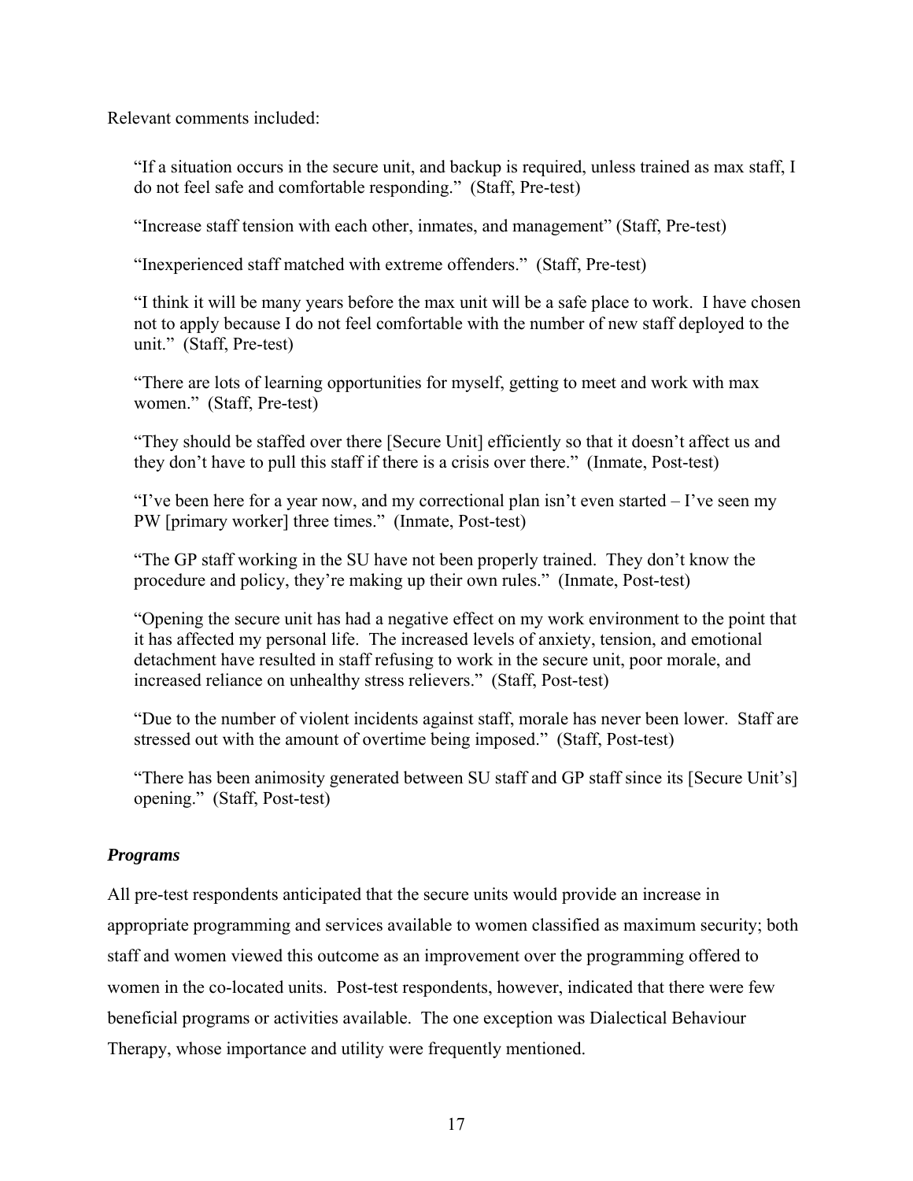Relevant comments included:

> "If a situation occurs in the secure unit, and backup is required, unless trained as max staff, I do not feel safe and comfortable responding." (Staff, Pre-test)
>
> "Increase staff tension with each other, inmates, and management" (Staff, Pre-test)
>
> "Inexperienced staff matched with extreme offenders." (Staff, Pre-test)
>
> "I think it will be many years before the max unit will be a safe place to work. I have chosen not to apply because I do not feel comfortable with the number of new staff deployed to the unit." (Staff, Pre-test)
>
> "There are lots of learning opportunities for myself, getting to meet and work with max women." (Staff, Pre-test)
>
> "They should be staffed over there [Secure Unit] efficiently so that it doesn't affect us and they don't have to pull this staff if there is a crisis over there." (Inmate, Post-test)
>
> "I've been here for a year now, and my correctional plan isn't even started – I've seen my PW [primary worker] three times." (Inmate, Post-test)
>
> "The GP staff working in the SU have not been properly trained. They don't know the procedure and policy, they're making up their own rules." (Inmate, Post-test)
>
> "Opening the secure unit has had a negative effect on my work environment to the point that it has affected my personal life. The increased levels of anxiety, tension, and emotional detachment have resulted in staff refusing to work in the secure unit, poor morale, and increased reliance on unhealthy stress relievers." (Staff, Post-test)
>
> "Due to the number of violent incidents against staff, morale has never been lower. Staff are stressed out with the amount of overtime being imposed." (Staff, Post-test)
>
> "There has been animosity generated between SU staff and GP staff since its [Secure Unit's] opening." (Staff, Post-test)

### *Programs*

All pre-test respondents anticipated that the secure units would provide an increase in appropriate programming and services available to women classified as maximum security; both staff and women viewed this outcome as an improvement over the programming offered to women in the co-located units. Post-test respondents, however, indicated that there were few beneficial programs or activities available. The one exception was Dialectical Behaviour Therapy, whose importance and utility were frequently mentioned.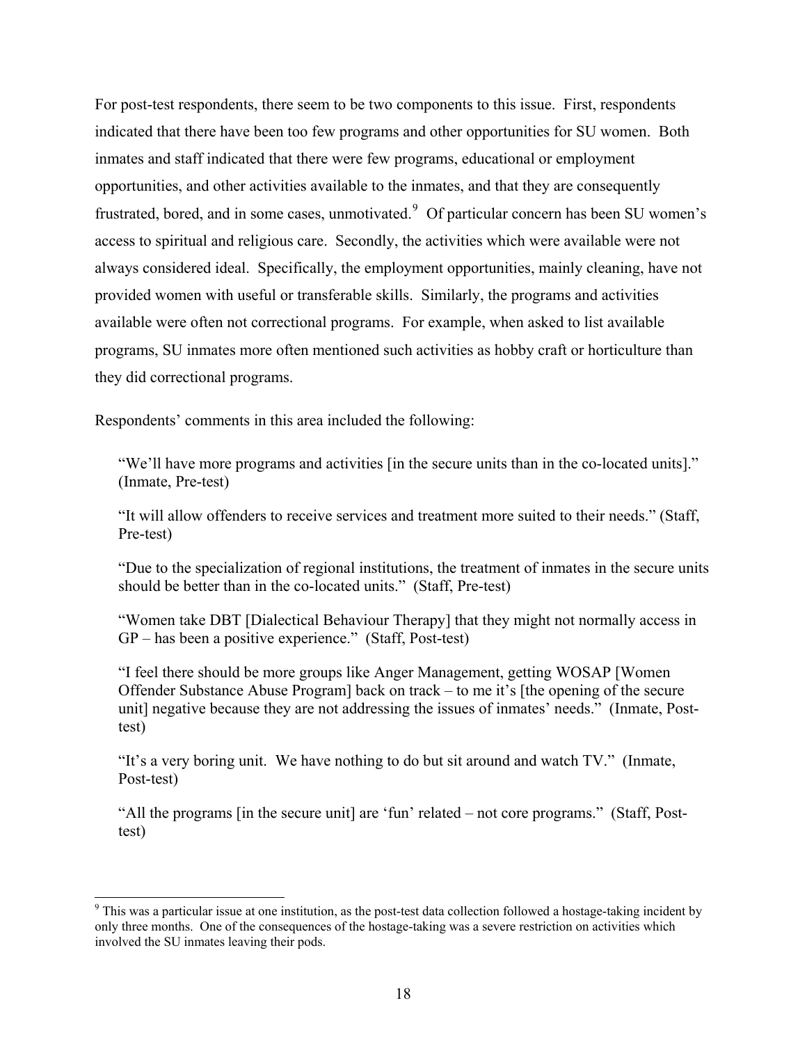For post-test respondents, there seem to be two components to this issue. First, respondents indicated that there have been too few programs and other opportunities for SU women. Both inmates and staff indicated that there were few programs, educational or employment opportunities, and other activities available to the inmates, and that they are consequently frustrated, bored, and in some cases, unmotivated.[9] Of particular concern has been SU women's access to spiritual and religious care. Secondly, the activities which were available were not always considered ideal. Specifically, the employment opportunities, mainly cleaning, have not provided women with useful or transferable skills. Similarly, the programs and activities available were often not correctional programs. For example, when asked to list available programs, SU inmates more often mentioned such activities as hobby craft or horticulture than they did correctional programs.

Respondents' comments in this area included the following:

> "We'll have more programs and activities [in the secure units than in the co-located units]." (Inmate, Pre-test)
>
> "It will allow offenders to receive services and treatment more suited to their needs." (Staff, Pre-test)
>
> "Due to the specialization of regional institutions, the treatment of inmates in the secure units should be better than in the co-located units." (Staff, Pre-test)
>
> "Women take DBT [Dialectical Behaviour Therapy] that they might not normally access in GP – has been a positive experience." (Staff, Post-test)
>
> "I feel there should be more groups like Anger Management, getting WOSAP [Women Offender Substance Abuse Program] back on track – to me it's [the opening of the secure unit] negative because they are not addressing the issues of inmates' needs." (Inmate, Post-test)
>
> "It's a very boring unit. We have nothing to do but sit around and watch TV." (Inmate, Post-test)
>
> "All the programs [in the secure unit] are 'fun' related – not core programs." (Staff, Post-test)

---

[9] This was a particular issue at one institution, as the post-test data collection followed a hostage-taking incident by only three months. One of the consequences of the hostage-taking was a severe restriction on activities which involved the SU inmates leaving their pods.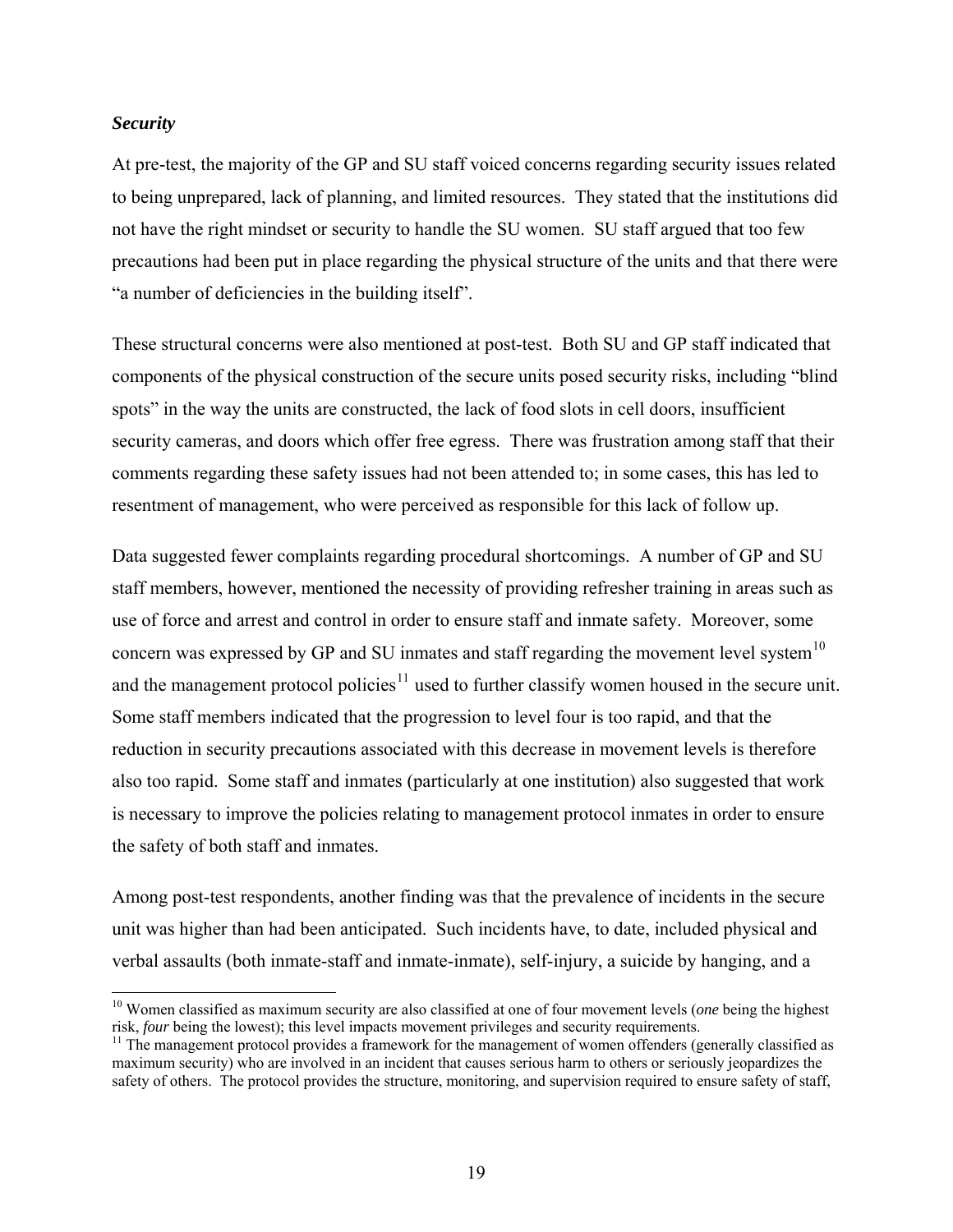### ***Security***

At pre-test, the majority of the GP and SU staff voiced concerns regarding security issues related to being unprepared, lack of planning, and limited resources. They stated that the institutions did not have the right mindset or security to handle the SU women. SU staff argued that too few precautions had been put in place regarding the physical structure of the units and that there were "a number of deficiencies in the building itself".

These structural concerns were also mentioned at post-test. Both SU and GP staff indicated that components of the physical construction of the secure units posed security risks, including "blind spots" in the way the units are constructed, the lack of food slots in cell doors, insufficient security cameras, and doors which offer free egress. There was frustration among staff that their comments regarding these safety issues had not been attended to; in some cases, this has led to resentment of management, who were perceived as responsible for this lack of follow up.

Data suggested fewer complaints regarding procedural shortcomings. A number of GP and SU staff members, however, mentioned the necessity of providing refresher training in areas such as use of force and arrest and control in order to ensure staff and inmate safety. Moreover, some concern was expressed by GP and SU inmates and staff regarding the movement level system[10] and the management protocol policies[11] used to further classify women housed in the secure unit. Some staff members indicated that the progression to level four is too rapid, and that the reduction in security precautions associated with this decrease in movement levels is therefore also too rapid. Some staff and inmates (particularly at one institution) also suggested that work is necessary to improve the policies relating to management protocol inmates in order to ensure the safety of both staff and inmates.

Among post-test respondents, another finding was that the prevalence of incidents in the secure unit was higher than had been anticipated. Such incidents have, to date, included physical and verbal assaults (both inmate-staff and inmate-inmate), self-injury, a suicide by hanging, and a

---

[10] Women classified as maximum security are also classified at one of four movement levels (*one* being the highest risk, *four* being the lowest); this level impacts movement privileges and security requirements.

[11] The management protocol provides a framework for the management of women offenders (generally classified as maximum security) who are involved in an incident that causes serious harm to others or seriously jeopardizes the safety of others. The protocol provides the structure, monitoring, and supervision required to ensure safety of staff,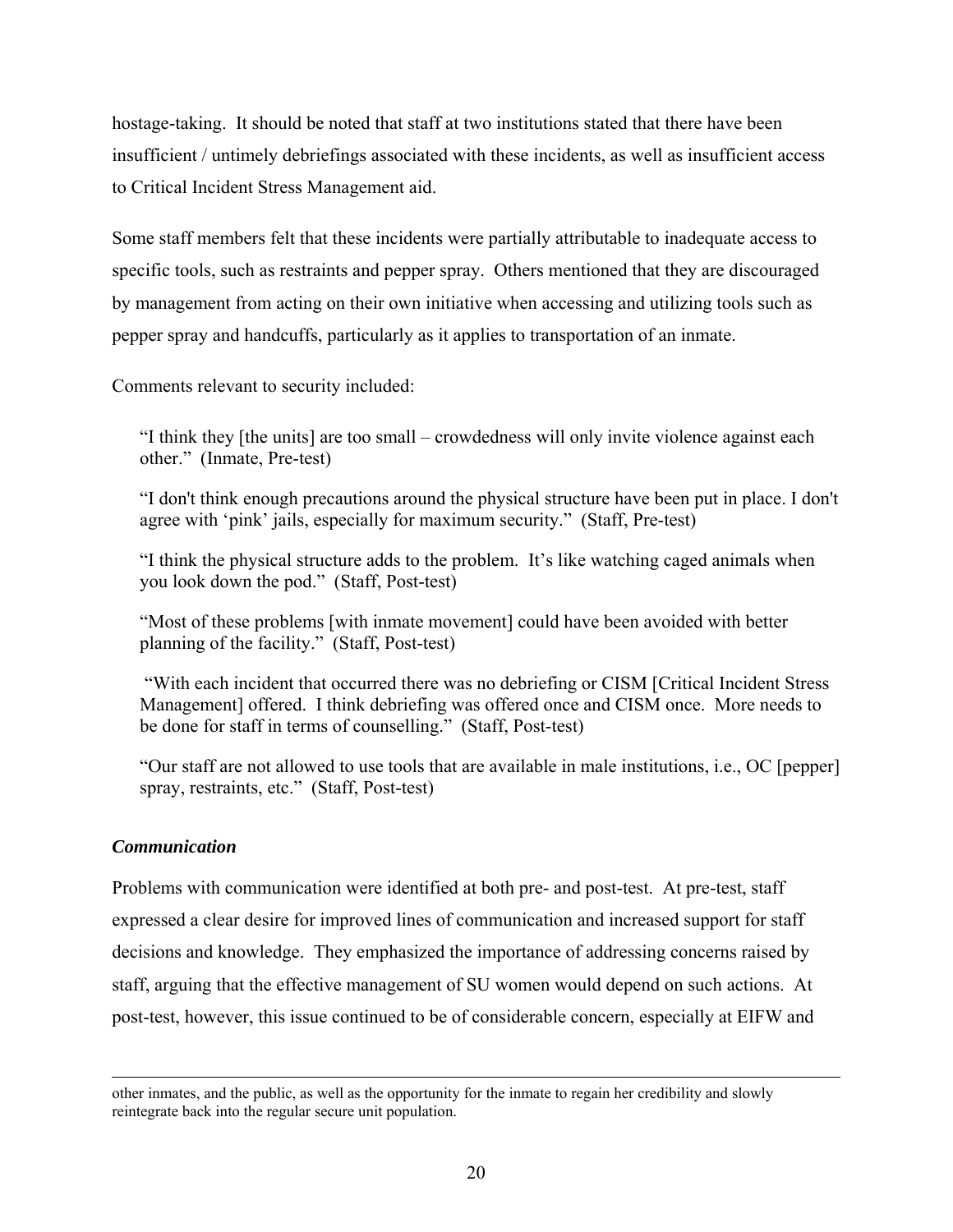hostage-taking. It should be noted that staff at two institutions stated that there have been insufficient / untimely debriefings associated with these incidents, as well as insufficient access to Critical Incident Stress Management aid.

Some staff members felt that these incidents were partially attributable to inadequate access to specific tools, such as restraints and pepper spray. Others mentioned that they are discouraged by management from acting on their own initiative when accessing and utilizing tools such as pepper spray and handcuffs, particularly as it applies to transportation of an inmate.

Comments relevant to security included:

> "I think they [the units] are too small – crowdedness will only invite violence against each other." (Inmate, Pre-test)
>
> "I don't think enough precautions around the physical structure have been put in place. I don't agree with 'pink' jails, especially for maximum security." (Staff, Pre-test)
>
> "I think the physical structure adds to the problem. It's like watching caged animals when you look down the pod." (Staff, Post-test)
>
> "Most of these problems [with inmate movement] could have been avoided with better planning of the facility." (Staff, Post-test)
>
> "With each incident that occurred there was no debriefing or CISM [Critical Incident Stress Management] offered. I think debriefing was offered once and CISM once. More needs to be done for staff in terms of counselling." (Staff, Post-test)
>
> "Our staff are not allowed to use tools that are available in male institutions, i.e., OC [pepper] spray, restraints, etc." (Staff, Post-test)

### *Communication*

Problems with communication were identified at both pre- and post-test. At pre-test, staff expressed a clear desire for improved lines of communication and increased support for staff decisions and knowledge. They emphasized the importance of addressing concerns raised by staff, arguing that the effective management of SU women would depend on such actions. At post-test, however, this issue continued to be of considerable concern, especially at EIFW and

---

other inmates, and the public, as well as the opportunity for the inmate to regain her credibility and slowly reintegrate back into the regular secure unit population.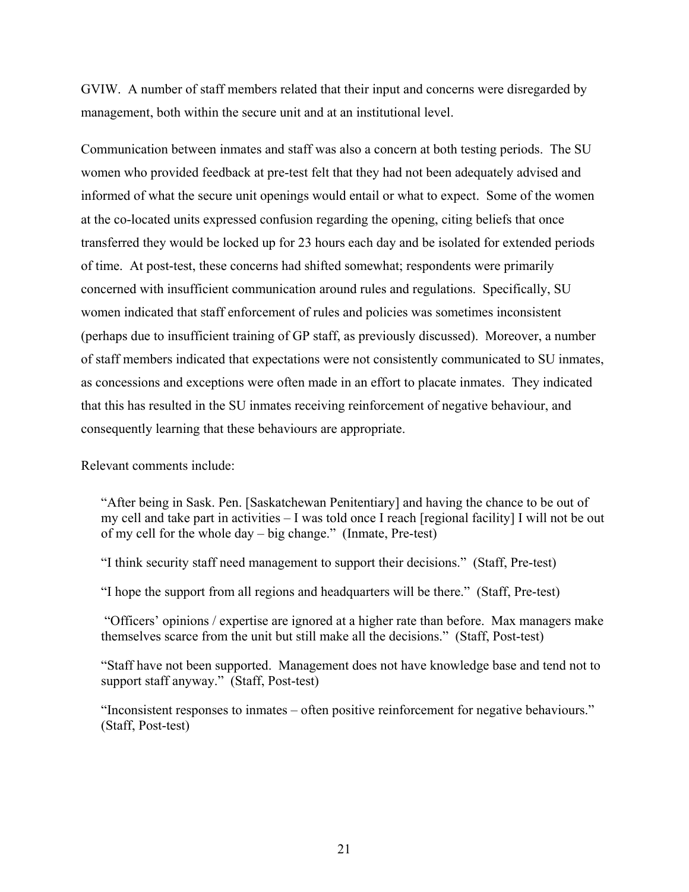GVIW. A number of staff members related that their input and concerns were disregarded by management, both within the secure unit and at an institutional level.

Communication between inmates and staff was also a concern at both testing periods. The SU women who provided feedback at pre-test felt that they had not been adequately advised and informed of what the secure unit openings would entail or what to expect. Some of the women at the co-located units expressed confusion regarding the opening, citing beliefs that once transferred they would be locked up for 23 hours each day and be isolated for extended periods of time. At post-test, these concerns had shifted somewhat; respondents were primarily concerned with insufficient communication around rules and regulations. Specifically, SU women indicated that staff enforcement of rules and policies was sometimes inconsistent (perhaps due to insufficient training of GP staff, as previously discussed). Moreover, a number of staff members indicated that expectations were not consistently communicated to SU inmates, as concessions and exceptions were often made in an effort to placate inmates. They indicated that this has resulted in the SU inmates receiving reinforcement of negative behaviour, and consequently learning that these behaviours are appropriate.

Relevant comments include:

> "After being in Sask. Pen. [Saskatchewan Penitentiary] and having the chance to be out of my cell and take part in activities – I was told once I reach [regional facility] I will not be out of my cell for the whole day – big change." (Inmate, Pre-test)
>
> "I think security staff need management to support their decisions." (Staff, Pre-test)
>
> "I hope the support from all regions and headquarters will be there." (Staff, Pre-test)
>
> "Officers' opinions / expertise are ignored at a higher rate than before. Max managers make themselves scarce from the unit but still make all the decisions." (Staff, Post-test)
>
> "Staff have not been supported. Management does not have knowledge base and tend not to support staff anyway." (Staff, Post-test)
>
> "Inconsistent responses to inmates – often positive reinforcement for negative behaviours." (Staff, Post-test)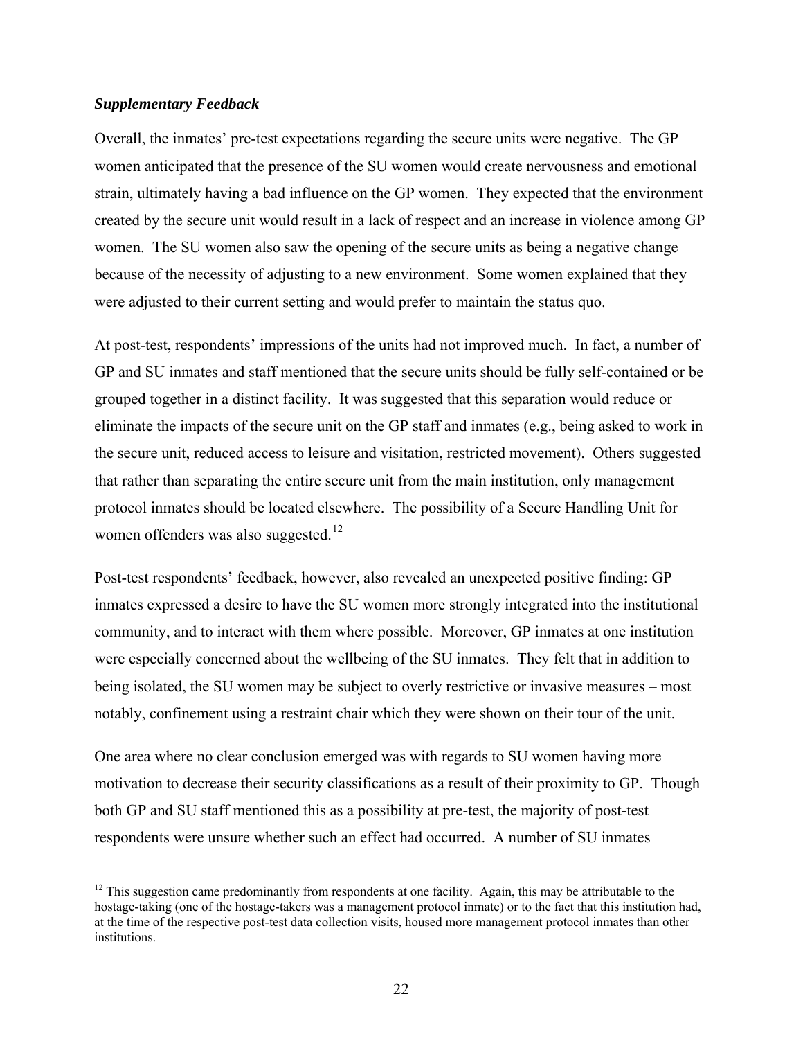### *Supplementary Feedback*

Overall, the inmates' pre-test expectations regarding the secure units were negative. The GP women anticipated that the presence of the SU women would create nervousness and emotional strain, ultimately having a bad influence on the GP women. They expected that the environment created by the secure unit would result in a lack of respect and an increase in violence among GP women. The SU women also saw the opening of the secure units as being a negative change because of the necessity of adjusting to a new environment. Some women explained that they were adjusted to their current setting and would prefer to maintain the status quo.

At post-test, respondents' impressions of the units had not improved much. In fact, a number of GP and SU inmates and staff mentioned that the secure units should be fully self-contained or be grouped together in a distinct facility. It was suggested that this separation would reduce or eliminate the impacts of the secure unit on the GP staff and inmates (e.g., being asked to work in the secure unit, reduced access to leisure and visitation, restricted movement). Others suggested that rather than separating the entire secure unit from the main institution, only management protocol inmates should be located elsewhere. The possibility of a Secure Handling Unit for women offenders was also suggested.[12]

Post-test respondents' feedback, however, also revealed an unexpected positive finding: GP inmates expressed a desire to have the SU women more strongly integrated into the institutional community, and to interact with them where possible. Moreover, GP inmates at one institution were especially concerned about the wellbeing of the SU inmates. They felt that in addition to being isolated, the SU women may be subject to overly restrictive or invasive measures – most notably, confinement using a restraint chair which they were shown on their tour of the unit.

One area where no clear conclusion emerged was with regards to SU women having more motivation to decrease their security classifications as a result of their proximity to GP. Though both GP and SU staff mentioned this as a possibility at pre-test, the majority of post-test respondents were unsure whether such an effect had occurred. A number of SU inmates

---

[12] This suggestion came predominantly from respondents at one facility. Again, this may be attributable to the hostage-taking (one of the hostage-takers was a management protocol inmate) or to the fact that this institution had, at the time of the respective post-test data collection visits, housed more management protocol inmates than other institutions.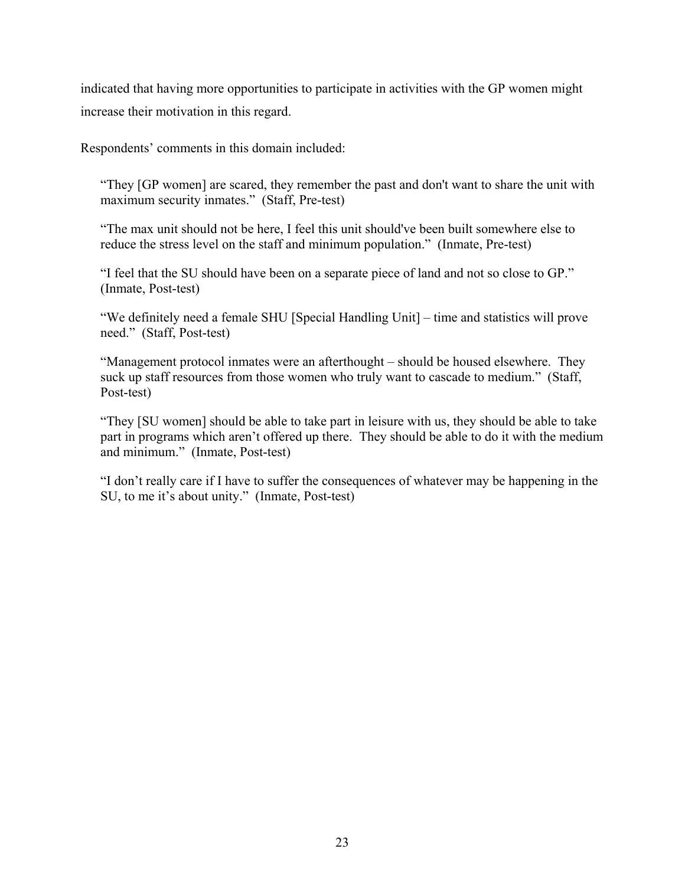indicated that having more opportunities to participate in activities with the GP women might increase their motivation in this regard.

Respondents' comments in this domain included:

> "They [GP women] are scared, they remember the past and don't want to share the unit with maximum security inmates." (Staff, Pre-test)
>
> "The max unit should not be here, I feel this unit should've been built somewhere else to reduce the stress level on the staff and minimum population." (Inmate, Pre-test)
>
> "I feel that the SU should have been on a separate piece of land and not so close to GP." (Inmate, Post-test)
>
> "We definitely need a female SHU [Special Handling Unit] – time and statistics will prove need." (Staff, Post-test)
>
> "Management protocol inmates were an afterthought – should be housed elsewhere. They suck up staff resources from those women who truly want to cascade to medium." (Staff, Post-test)
>
> "They [SU women] should be able to take part in leisure with us, they should be able to take part in programs which aren't offered up there. They should be able to do it with the medium and minimum." (Inmate, Post-test)
>
> "I don't really care if I have to suffer the consequences of whatever may be happening in the SU, to me it's about unity." (Inmate, Post-test)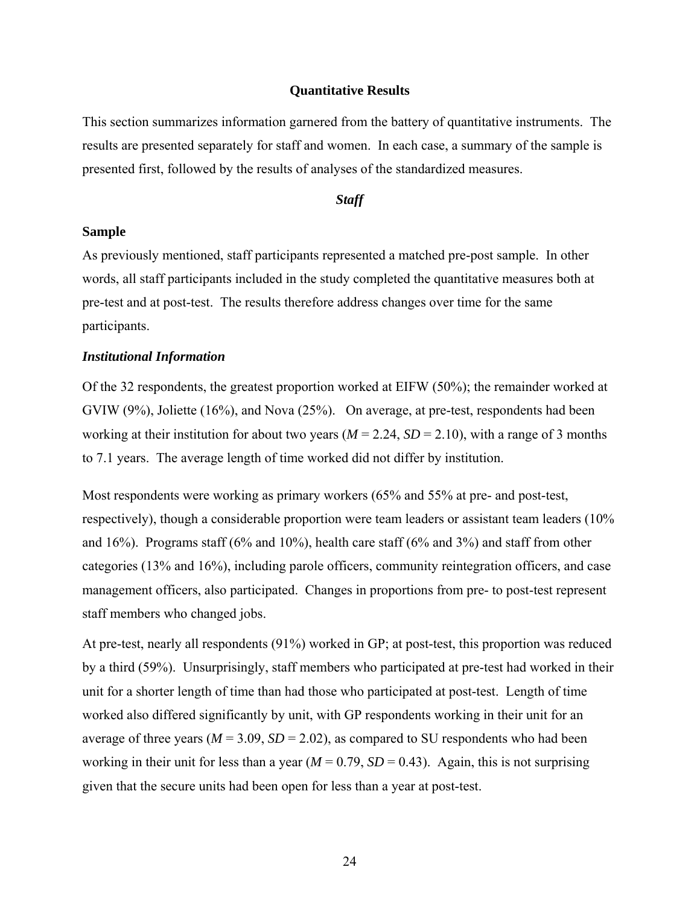## Quantitative Results

This section summarizes information garnered from the battery of quantitative instruments. The results are presented separately for staff and women. In each case, a summary of the sample is presented first, followed by the results of analyses of the standardized measures.

### *Staff*

#### Sample

As previously mentioned, staff participants represented a matched pre-post sample. In other words, all staff participants included in the study completed the quantitative measures both at pre-test and at post-test. The results therefore address changes over time for the same participants.

#### *Institutional Information*

Of the 32 respondents, the greatest proportion worked at EIFW (50%); the remainder worked at GVIW (9%), Joliette (16%), and Nova (25%). On average, at pre-test, respondents had been working at their institution for about two years ($M = 2.24$, $SD = 2.10$), with a range of 3 months to 7.1 years. The average length of time worked did not differ by institution.

Most respondents were working as primary workers (65% and 55% at pre- and post-test, respectively), though a considerable proportion were team leaders or assistant team leaders (10% and 16%). Programs staff (6% and 10%), health care staff (6% and 3%) and staff from other categories (13% and 16%), including parole officers, community reintegration officers, and case management officers, also participated. Changes in proportions from pre- to post-test represent staff members who changed jobs.

At pre-test, nearly all respondents (91%) worked in GP; at post-test, this proportion was reduced by a third (59%). Unsurprisingly, staff members who participated at pre-test had worked in their unit for a shorter length of time than had those who participated at post-test. Length of time worked also differed significantly by unit, with GP respondents working in their unit for an average of three years ($M = 3.09$, $SD = 2.02$), as compared to SU respondents who had been working in their unit for less than a year ($M = 0.79$, $SD = 0.43$). Again, this is not surprising given that the secure units had been open for less than a year at post-test.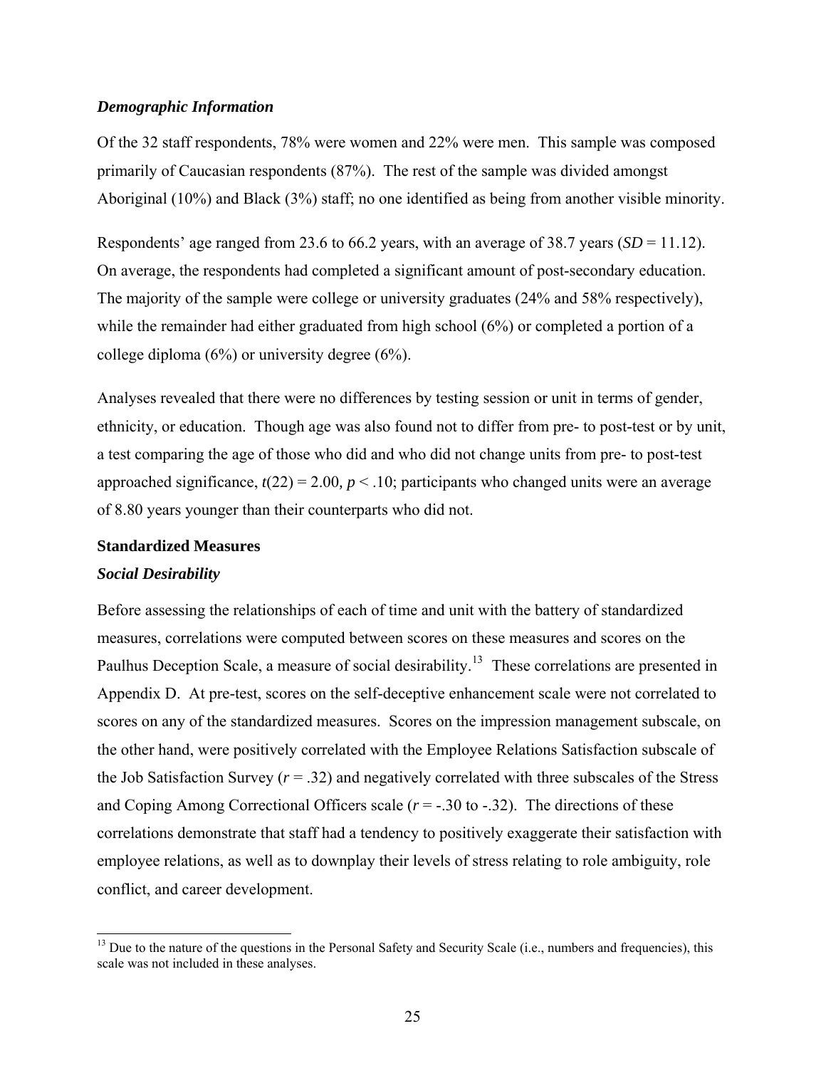### *Demographic Information*

Of the 32 staff respondents, 78% were women and 22% were men. This sample was composed primarily of Caucasian respondents (87%). The rest of the sample was divided amongst Aboriginal (10%) and Black (3%) staff; no one identified as being from another visible minority.

Respondents' age ranged from 23.6 to 66.2 years, with an average of 38.7 years ($SD$ = 11.12). On average, the respondents had completed a significant amount of post-secondary education. The majority of the sample were college or university graduates (24% and 58% respectively), while the remainder had either graduated from high school (6%) or completed a portion of a college diploma (6%) or university degree (6%).

Analyses revealed that there were no differences by testing session or unit in terms of gender, ethnicity, or education. Though age was also found not to differ from pre- to post-test or by unit, a test comparing the age of those who did and who did not change units from pre- to post-test approached significance, $t(22) = 2.00$, $p < .10$; participants who changed units were an average of 8.80 years younger than their counterparts who did not.

## Standardized Measures

### *Social Desirability*

Before assessing the relationships of each of time and unit with the battery of standardized measures, correlations were computed between scores on these measures and scores on the Paulhus Deception Scale, a measure of social desirability.[13] These correlations are presented in Appendix D. At pre-test, scores on the self-deceptive enhancement scale were not correlated to scores on any of the standardized measures. Scores on the impression management subscale, on the other hand, were positively correlated with the Employee Relations Satisfaction subscale of the Job Satisfaction Survey ($r = .32$) and negatively correlated with three subscales of the Stress and Coping Among Correctional Officers scale ($r = -.30$ to $-.32$). The directions of these correlations demonstrate that staff had a tendency to positively exaggerate their satisfaction with employee relations, as well as to downplay their levels of stress relating to role ambiguity, role conflict, and career development.

---

[13] Due to the nature of the questions in the Personal Safety and Security Scale (i.e., numbers and frequencies), this scale was not included in these analyses.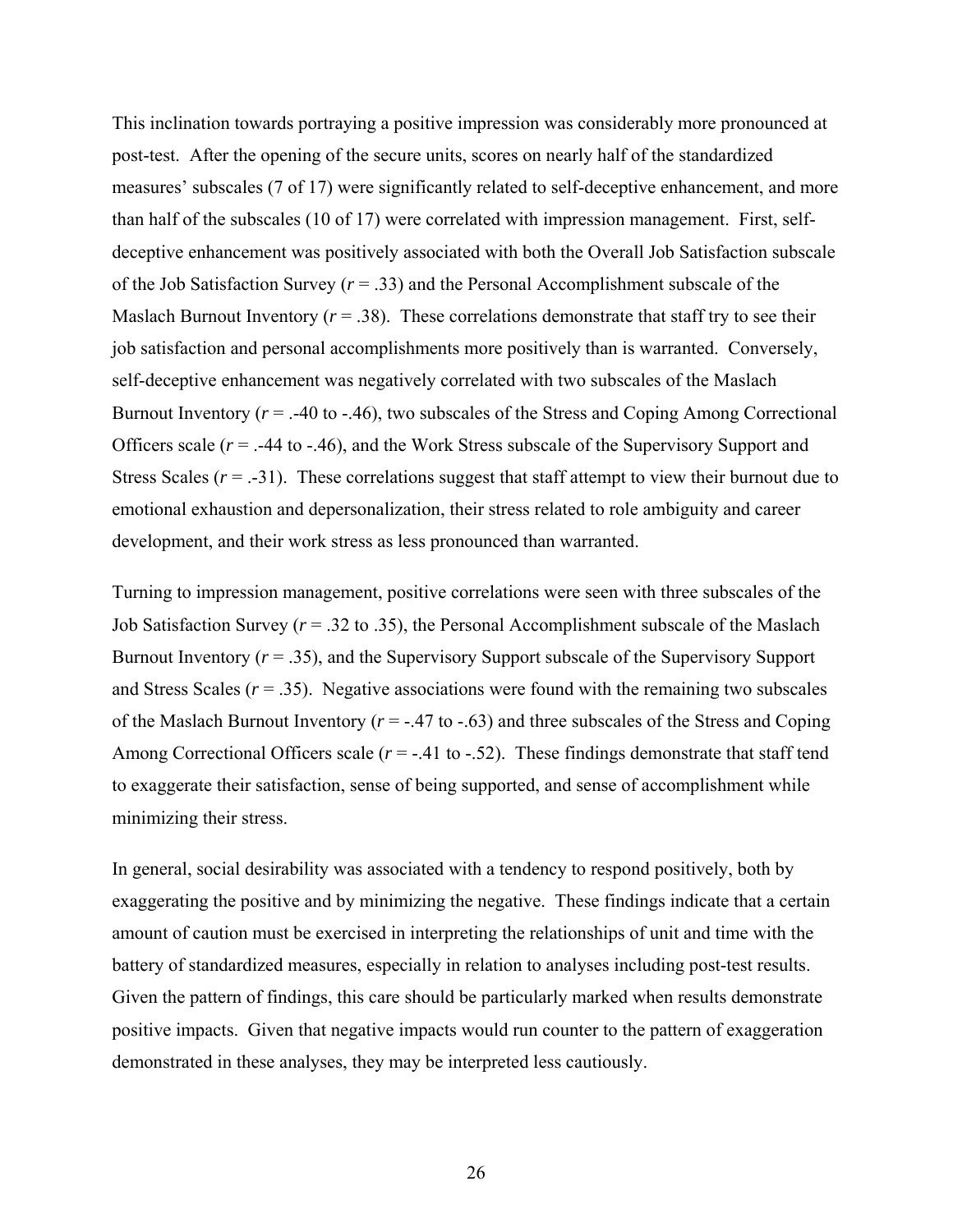This inclination towards portraying a positive impression was considerably more pronounced at post-test. After the opening of the secure units, scores on nearly half of the standardized measures' subscales (7 of 17) were significantly related to self-deceptive enhancement, and more than half of the subscales (10 of 17) were correlated with impression management. First, self-deceptive enhancement was positively associated with both the Overall Job Satisfaction subscale of the Job Satisfaction Survey ($r = .33$) and the Personal Accomplishment subscale of the Maslach Burnout Inventory ($r = .38$). These correlations demonstrate that staff try to see their job satisfaction and personal accomplishments more positively than is warranted. Conversely, self-deceptive enhancement was negatively correlated with two subscales of the Maslach Burnout Inventory ($r = .-40$ to $-.46$), two subscales of the Stress and Coping Among Correctional Officers scale ($r = .-44$ to $-.46$), and the Work Stress subscale of the Supervisory Support and Stress Scales ($r = .-31$). These correlations suggest that staff attempt to view their burnout due to emotional exhaustion and depersonalization, their stress related to role ambiguity and career development, and their work stress as less pronounced than warranted.

Turning to impression management, positive correlations were seen with three subscales of the Job Satisfaction Survey ($r = .32$ to $.35$), the Personal Accomplishment subscale of the Maslach Burnout Inventory ($r = .35$), and the Supervisory Support subscale of the Supervisory Support and Stress Scales ($r = .35$). Negative associations were found with the remaining two subscales of the Maslach Burnout Inventory ($r = -.47$ to $-.63$) and three subscales of the Stress and Coping Among Correctional Officers scale ($r = -.41$ to $-.52$). These findings demonstrate that staff tend to exaggerate their satisfaction, sense of being supported, and sense of accomplishment while minimizing their stress.

In general, social desirability was associated with a tendency to respond positively, both by exaggerating the positive and by minimizing the negative. These findings indicate that a certain amount of caution must be exercised in interpreting the relationships of unit and time with the battery of standardized measures, especially in relation to analyses including post-test results. Given the pattern of findings, this care should be particularly marked when results demonstrate positive impacts. Given that negative impacts would run counter to the pattern of exaggeration demonstrated in these analyses, they may be interpreted less cautiously.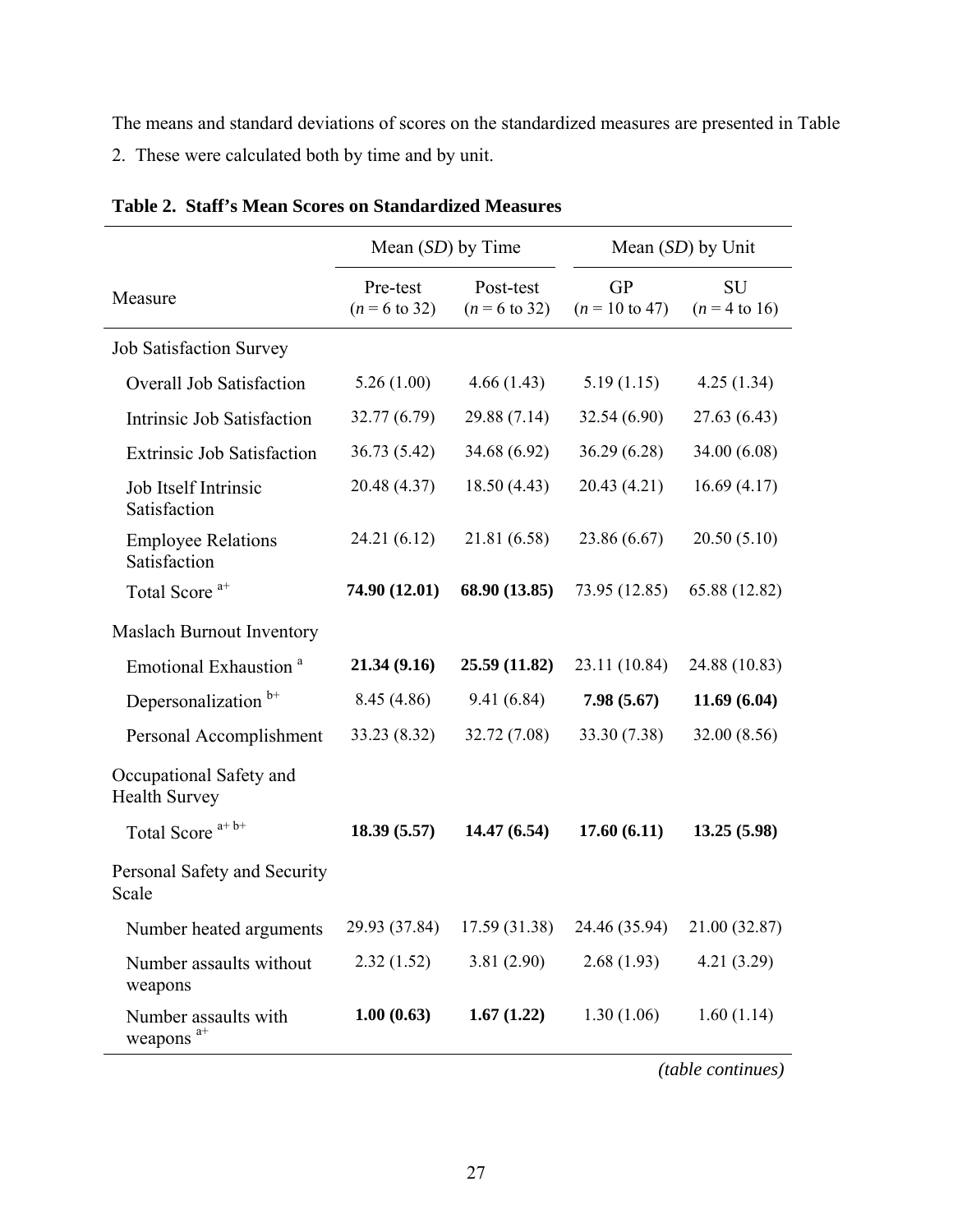The means and standard deviations of scores on the standardized measures are presented in Table 2. These were calculated both by time and by unit.

**Table 2. Staff's Mean Scores on Standardized Measures**

| | Mean (*SD*) by Time | | Mean (*SD*) by Unit | |
|---|---|---|---|---|
| Measure | Pre-test ($n$ = 6 to 32) | Post-test ($n$ = 6 to 32) | GP ($n$ = 10 to 47) | SU ($n$ = 4 to 16) |
| Job Satisfaction Survey | | | | |
| Overall Job Satisfaction | 5.26 (1.00) | 4.66 (1.43) | 5.19 (1.15) | 4.25 (1.34) |
| Intrinsic Job Satisfaction | 32.77 (6.79) | 29.88 (7.14) | 32.54 (6.90) | 27.63 (6.43) |
| Extrinsic Job Satisfaction | 36.73 (5.42) | 34.68 (6.92) | 36.29 (6.28) | 34.00 (6.08) |
| Job Itself Intrinsic Satisfaction | 20.48 (4.37) | 18.50 (4.43) | 20.43 (4.21) | 16.69 (4.17) |
| Employee Relations Satisfaction | 24.21 (6.12) | 21.81 (6.58) | 23.86 (6.67) | 20.50 (5.10) |
| Total Score [a+] | **74.90 (12.01)** | **68.90 (13.85)** | 73.95 (12.85) | 65.88 (12.82) |
| Maslach Burnout Inventory | | | | |
| Emotional Exhaustion [a] | **21.34 (9.16)** | **25.59 (11.82)** | 23.11 (10.84) | 24.88 (10.83) |
| Depersonalization [b+] | 8.45 (4.86) | 9.41 (6.84) | **7.98 (5.67)** | **11.69 (6.04)** |
| Personal Accomplishment | 33.23 (8.32) | 32.72 (7.08) | 33.30 (7.38) | 32.00 (8.56) |
| Occupational Safety and Health Survey | | | | |
| Total Score [a+ b+] | **18.39 (5.57)** | **14.47 (6.54)** | **17.60 (6.11)** | **13.25 (5.98)** |
| Personal Safety and Security Scale | | | | |
| Number heated arguments | 29.93 (37.84) | 17.59 (31.38) | 24.46 (35.94) | 21.00 (32.87) |
| Number assaults without weapons | 2.32 (1.52) | 3.81 (2.90) | 2.68 (1.93) | 4.21 (3.29) |
| Number assaults with weapons [a+] | **1.00 (0.63)** | **1.67 (1.22)** | 1.30 (1.06) | 1.60 (1.14) |

*(table continues)*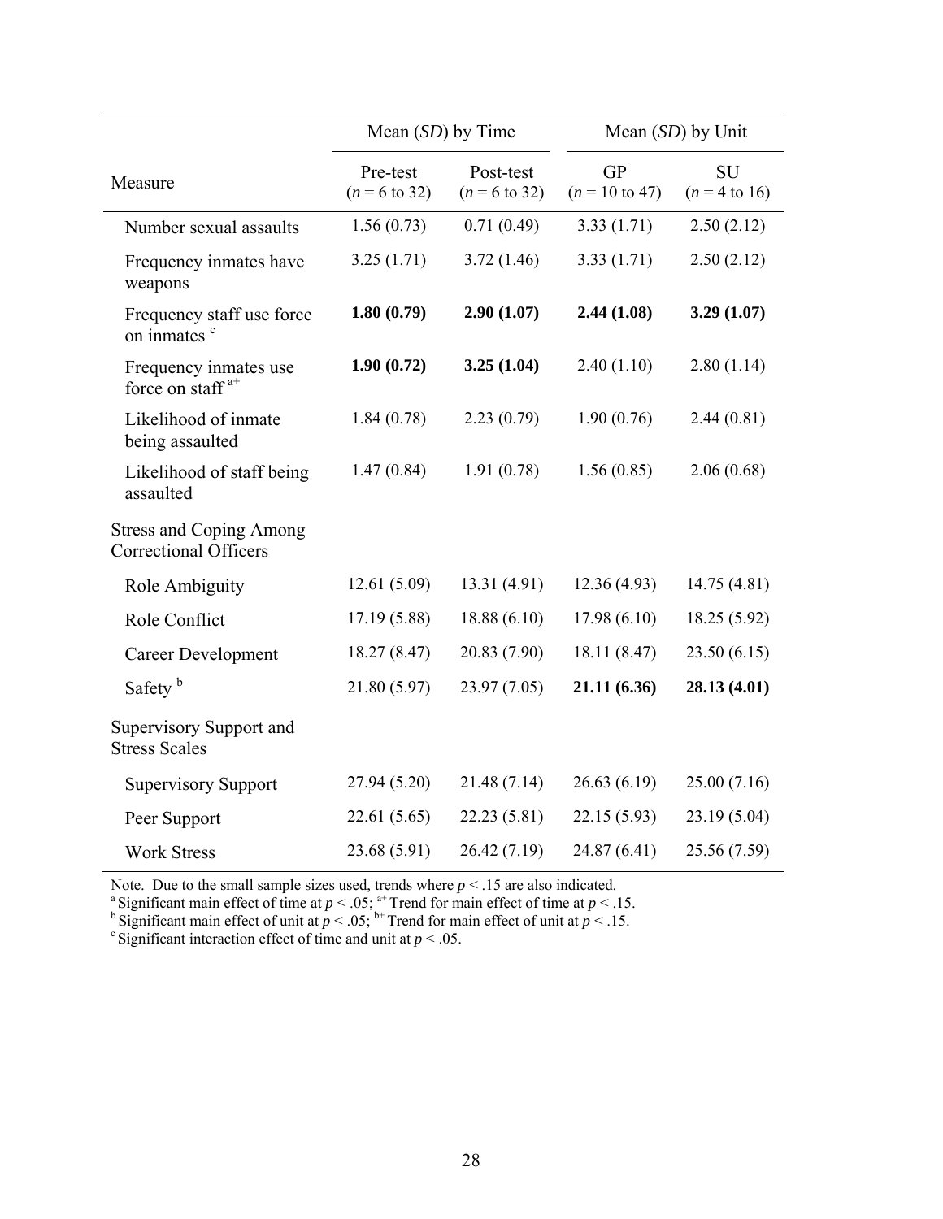| Measure | Mean (*SD*) by Time | | Mean (*SD*) by Unit | |
|---|---|---|---|---|
| | Pre-test ($n$ = 6 to 32) | Post-test ($n$ = 6 to 32) | GP ($n$ = 10 to 47) | SU ($n$ = 4 to 16) |
| Number sexual assaults | 1.56 (0.73) | 0.71 (0.49) | 3.33 (1.71) | 2.50 (2.12) |
| Frequency inmates have weapons | 3.25 (1.71) | 3.72 (1.46) | 3.33 (1.71) | 2.50 (2.12) |
| Frequency staff use force on inmates [c] | **1.80 (0.79)** | **2.90 (1.07)** | **2.44 (1.08)** | **3.29 (1.07)** |
| Frequency inmates use force on staff [a+] | **1.90 (0.72)** | **3.25 (1.04)** | 2.40 (1.10) | 2.80 (1.14) |
| Likelihood of inmate being assaulted | 1.84 (0.78) | 2.23 (0.79) | 1.90 (0.76) | 2.44 (0.81) |
| Likelihood of staff being assaulted | 1.47 (0.84) | 1.91 (0.78) | 1.56 (0.85) | 2.06 (0.68) |
| Stress and Coping Among Correctional Officers | | | | |
| Role Ambiguity | 12.61 (5.09) | 13.31 (4.91) | 12.36 (4.93) | 14.75 (4.81) |
| Role Conflict | 17.19 (5.88) | 18.88 (6.10) | 17.98 (6.10) | 18.25 (5.92) |
| Career Development | 18.27 (8.47) | 20.83 (7.90) | 18.11 (8.47) | 23.50 (6.15) |
| Safety [b] | 21.80 (5.97) | 23.97 (7.05) | **21.11 (6.36)** | **28.13 (4.01)** |
| Supervisory Support and Stress Scales | | | | |
| Supervisory Support | 27.94 (5.20) | 21.48 (7.14) | 26.63 (6.19) | 25.00 (7.16) |
| Peer Support | 22.61 (5.65) | 22.23 (5.81) | 22.15 (5.93) | 23.19 (5.04) |
| Work Stress | 23.68 (5.91) | 26.42 (7.19) | 24.87 (6.41) | 25.56 (7.59) |

Note. Due to the small sample sizes used, trends where $p < .15$ are also indicated.
[a] Significant main effect of time at $p < .05$; [a+] Trend for main effect of time at $p < .15$.
[b] Significant main effect of unit at $p < .05$; [b+] Trend for main effect of unit at $p < .15$.
[c] Significant interaction effect of time and unit at $p < .05$.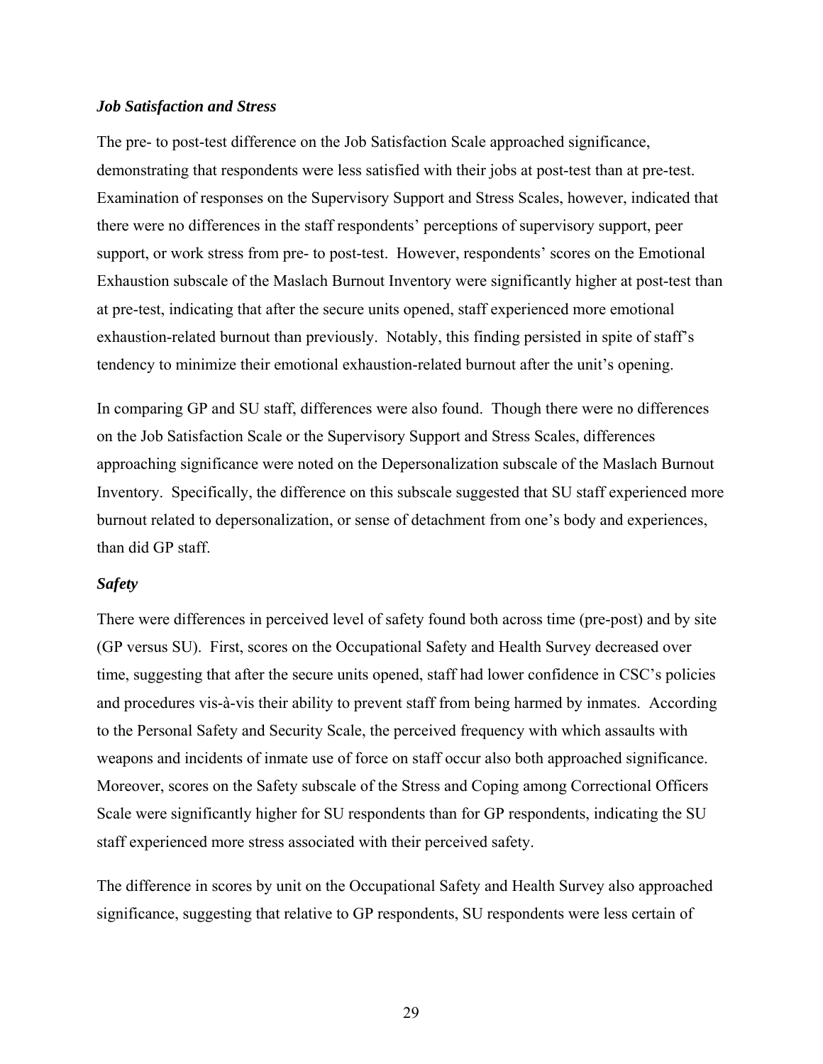### *Job Satisfaction and Stress*

The pre- to post-test difference on the Job Satisfaction Scale approached significance, demonstrating that respondents were less satisfied with their jobs at post-test than at pre-test. Examination of responses on the Supervisory Support and Stress Scales, however, indicated that there were no differences in the staff respondents' perceptions of supervisory support, peer support, or work stress from pre- to post-test. However, respondents' scores on the Emotional Exhaustion subscale of the Maslach Burnout Inventory were significantly higher at post-test than at pre-test, indicating that after the secure units opened, staff experienced more emotional exhaustion-related burnout than previously. Notably, this finding persisted in spite of staff's tendency to minimize their emotional exhaustion-related burnout after the unit's opening.

In comparing GP and SU staff, differences were also found. Though there were no differences on the Job Satisfaction Scale or the Supervisory Support and Stress Scales, differences approaching significance were noted on the Depersonalization subscale of the Maslach Burnout Inventory. Specifically, the difference on this subscale suggested that SU staff experienced more burnout related to depersonalization, or sense of detachment from one's body and experiences, than did GP staff.

### *Safety*

There were differences in perceived level of safety found both across time (pre-post) and by site (GP versus SU). First, scores on the Occupational Safety and Health Survey decreased over time, suggesting that after the secure units opened, staff had lower confidence in CSC's policies and procedures vis-à-vis their ability to prevent staff from being harmed by inmates. According to the Personal Safety and Security Scale, the perceived frequency with which assaults with weapons and incidents of inmate use of force on staff occur also both approached significance. Moreover, scores on the Safety subscale of the Stress and Coping among Correctional Officers Scale were significantly higher for SU respondents than for GP respondents, indicating the SU staff experienced more stress associated with their perceived safety.

The difference in scores by unit on the Occupational Safety and Health Survey also approached significance, suggesting that relative to GP respondents, SU respondents were less certain of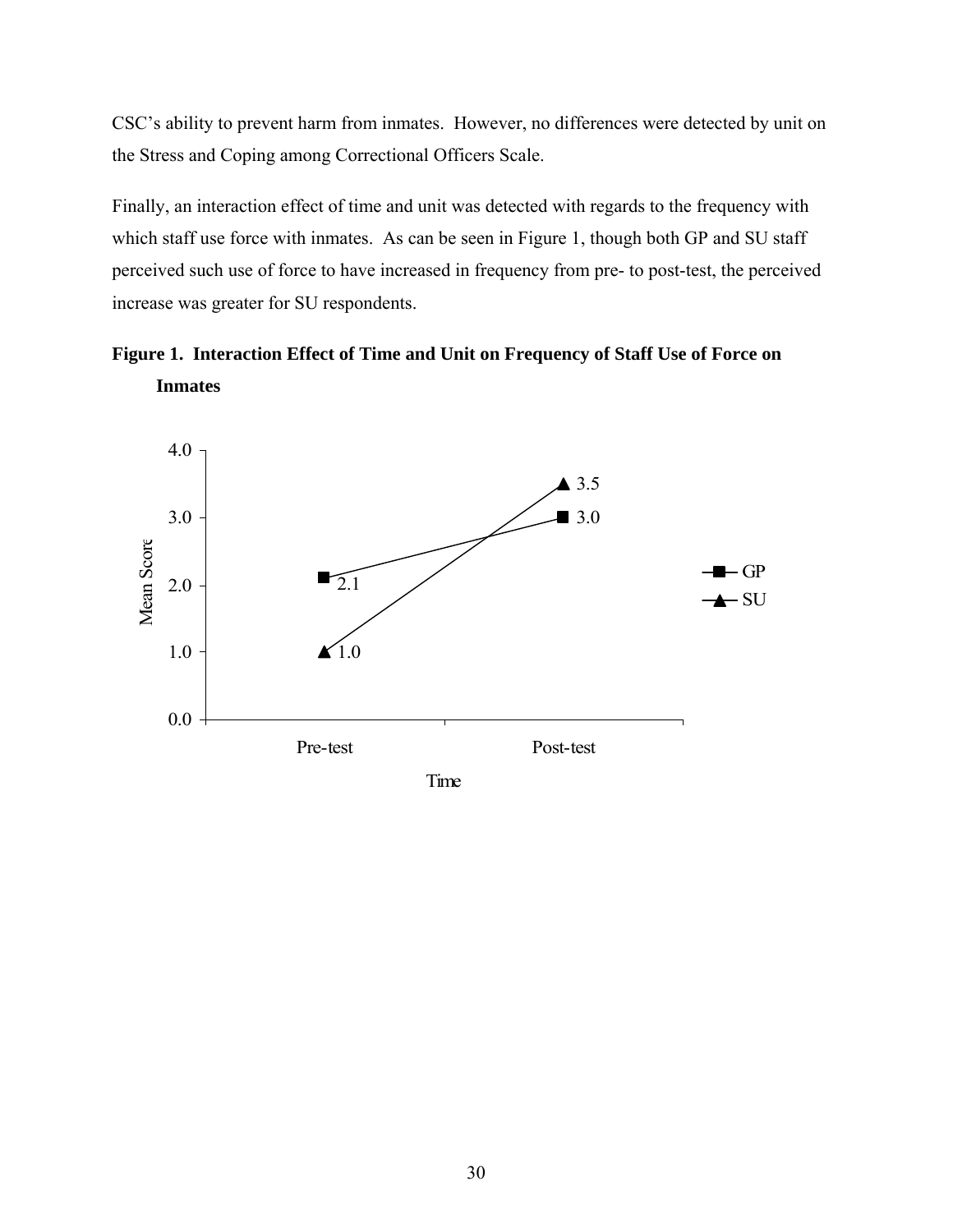CSC's ability to prevent harm from inmates. However, no differences were detected by unit on the Stress and Coping among Correctional Officers Scale.

Finally, an interaction effect of time and unit was detected with regards to the frequency with which staff use force with inmates. As can be seen in Figure 1, though both GP and SU staff perceived such use of force to have increased in frequency from pre- to post-test, the perceived increase was greater for SU respondents.

**Figure 1. Interaction Effect of Time and Unit on Frequency of Staff Use of Force on Inmates**

| Time | GP | SU |
|---|---|---|
| Pre-test | 2.1 | 1.0 |
| Post-test | 3.0 | 3.5 |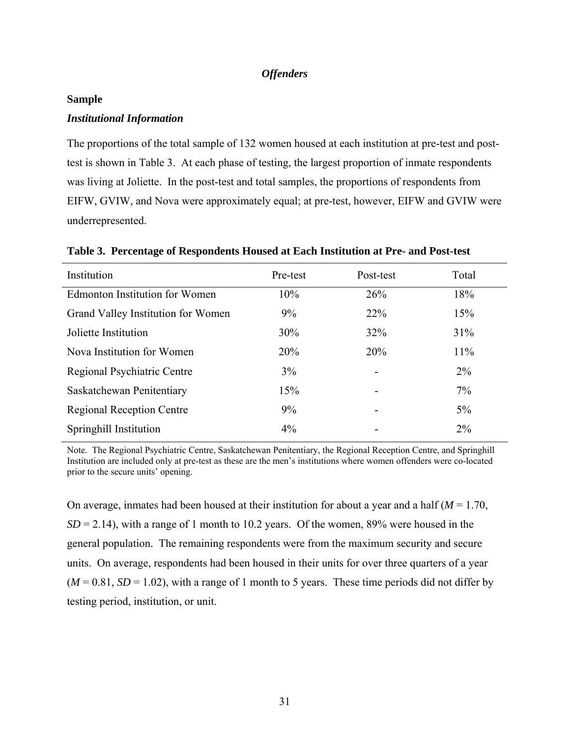*Offenders*

## Sample

### *Institutional Information*

The proportions of the total sample of 132 women housed at each institution at pre-test and post-test is shown in Table 3. At each phase of testing, the largest proportion of inmate respondents was living at Joliette. In the post-test and total samples, the proportions of respondents from EIFW, GVIW, and Nova were approximately equal; at pre-test, however, EIFW and GVIW were underrepresented.

**Table 3. Percentage of Respondents Housed at Each Institution at Pre- and Post-test**

| Institution | Pre-test | Post-test | Total |
|---|---|---|---|
| Edmonton Institution for Women | 10% | 26% | 18% |
| Grand Valley Institution for Women | 9% | 22% | 15% |
| Joliette Institution | 30% | 32% | 31% |
| Nova Institution for Women | 20% | 20% | 11% |
| Regional Psychiatric Centre | 3% | - | 2% |
| Saskatchewan Penitentiary | 15% | - | 7% |
| Regional Reception Centre | 9% | - | 5% |
| Springhill Institution | 4% | - | 2% |

Note. The Regional Psychiatric Centre, Saskatchewan Penitentiary, the Regional Reception Centre, and Springhill Institution are included only at pre-test as these are the men's institutions where women offenders were co-located prior to the secure units' opening.

On average, inmates had been housed at their institution for about a year and a half ($M$ = 1.70, $SD$ = 2.14), with a range of 1 month to 10.2 years. Of the women, 89% were housed in the general population. The remaining respondents were from the maximum security and secure units. On average, respondents had been housed in their units for over three quarters of a year ($M$ = 0.81, $SD$ = 1.02), with a range of 1 month to 5 years. These time periods did not differ by testing period, institution, or unit.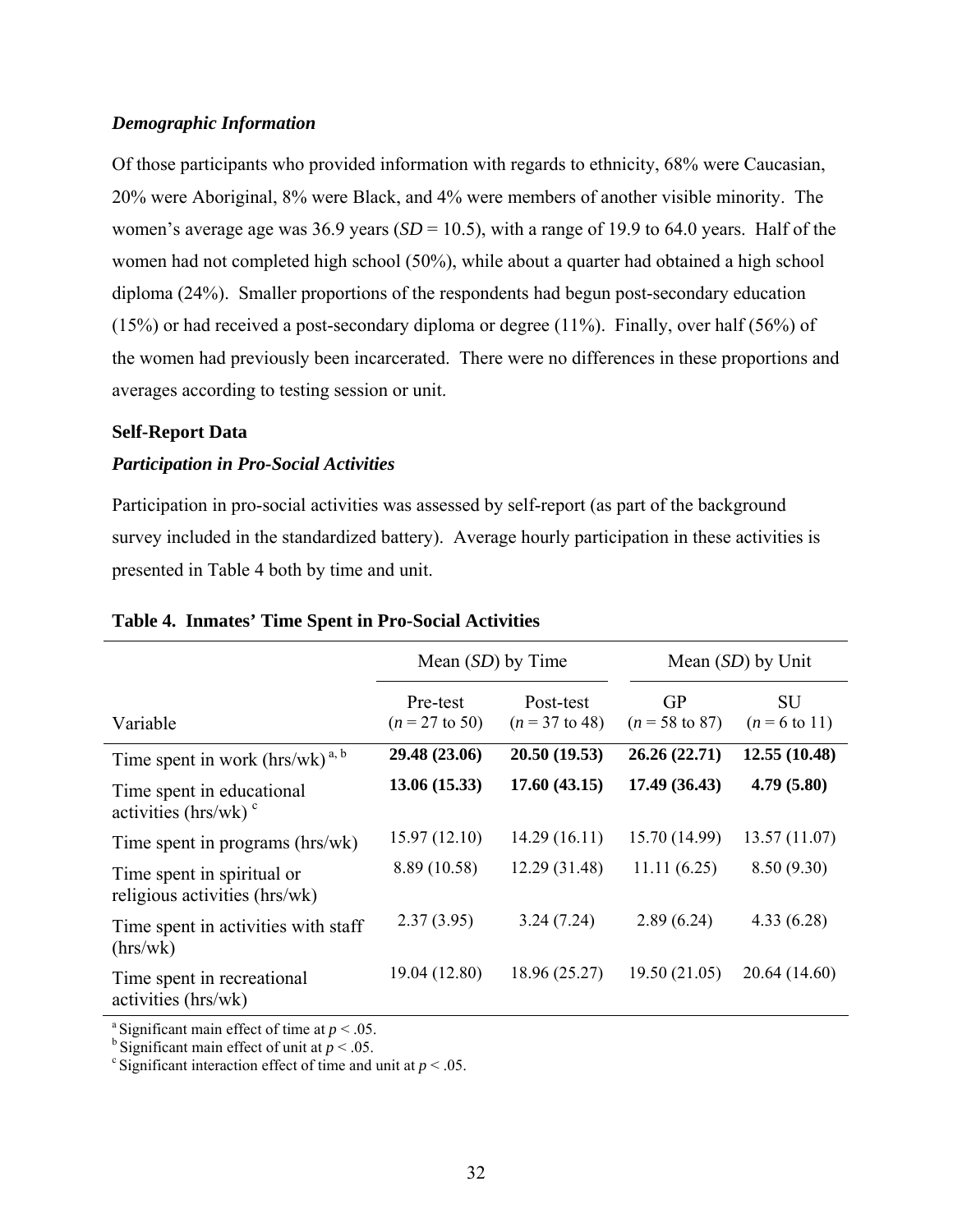### *Demographic Information*

Of those participants who provided information with regards to ethnicity, 68% were Caucasian, 20% were Aboriginal, 8% were Black, and 4% were members of another visible minority. The women's average age was 36.9 years (*SD* = 10.5), with a range of 19.9 to 64.0 years. Half of the women had not completed high school (50%), while about a quarter had obtained a high school diploma (24%). Smaller proportions of the respondents had begun post-secondary education (15%) or had received a post-secondary diploma or degree (11%). Finally, over half (56%) of the women had previously been incarcerated. There were no differences in these proportions and averages according to testing session or unit.

## Self-Report Data

### *Participation in Pro-Social Activities*

Participation in pro-social activities was assessed by self-report (as part of the background survey included in the standardized battery). Average hourly participation in these activities is presented in Table 4 both by time and unit.

**Table 4. Inmates' Time Spent in Pro-Social Activities**

| | Mean (*SD*) by Time | | Mean (*SD*) by Unit | |
|---|---|---|---|---|
| Variable | Pre-test ($n$ = 27 to 50) | Post-test ($n$ = 37 to 48) | GP ($n$ = 58 to 87) | SU ($n$ = 6 to 11) |
| Time spent in work (hrs/wk) [a, b] | **29.48 (23.06)** | **20.50 (19.53)** | **26.26 (22.71)** | **12.55 (10.48)** |
| Time spent in educational activities (hrs/wk) [c] | **13.06 (15.33)** | **17.60 (43.15)** | **17.49 (36.43)** | **4.79 (5.80)** |
| Time spent in programs (hrs/wk) | 15.97 (12.10) | 14.29 (16.11) | 15.70 (14.99) | 13.57 (11.07) |
| Time spent in spiritual or religious activities (hrs/wk) | 8.89 (10.58) | 12.29 (31.48) | 11.11 (6.25) | 8.50 (9.30) |
| Time spent in activities with staff (hrs/wk) | 2.37 (3.95) | 3.24 (7.24) | 2.89 (6.24) | 4.33 (6.28) |
| Time spent in recreational activities (hrs/wk) | 19.04 (12.80) | 18.96 (25.27) | 19.50 (21.05) | 20.64 (14.60) |

[a] Significant main effect of time at $p < .05$.
[b] Significant main effect of unit at $p < .05$.
[c] Significant interaction effect of time and unit at $p < .05$.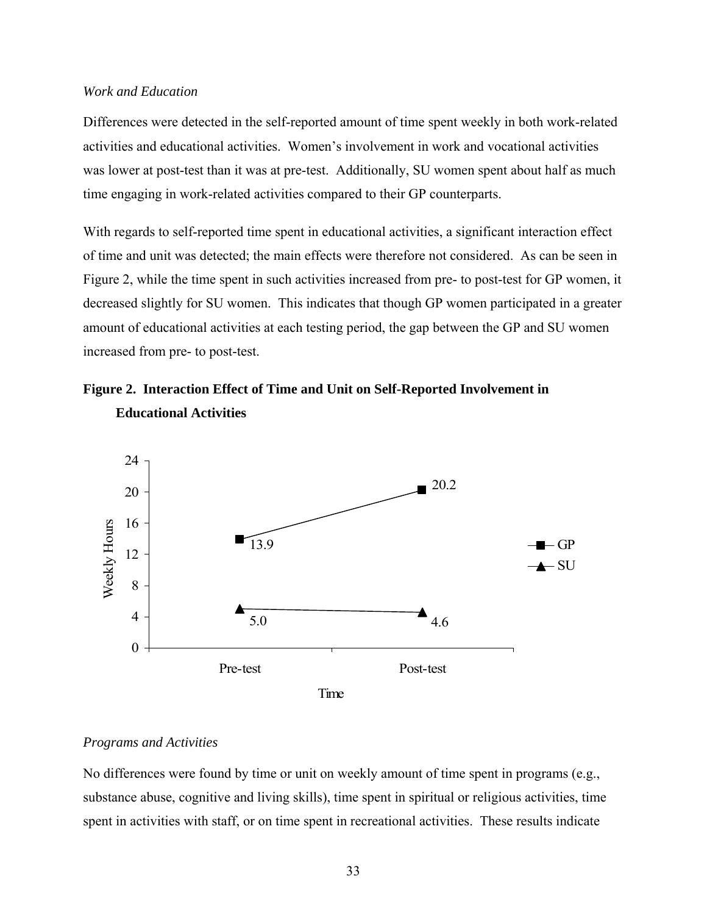*Work and Education*

Differences were detected in the self-reported amount of time spent weekly in both work-related activities and educational activities. Women's involvement in work and vocational activities was lower at post-test than it was at pre-test. Additionally, SU women spent about half as much time engaging in work-related activities compared to their GP counterparts.

With regards to self-reported time spent in educational activities, a significant interaction effect of time and unit was detected; the main effects were therefore not considered. As can be seen in Figure 2, while the time spent in such activities increased from pre- to post-test for GP women, it decreased slightly for SU women. This indicates that though GP women participated in a greater amount of educational activities at each testing period, the gap between the GP and SU women increased from pre- to post-test.

**Figure 2. Interaction Effect of Time and Unit on Self-Reported Involvement in Educational Activities**

| Time | GP | SU |
|---|---|---|
| Pre-test | 13.9 | 5.0 |
| Post-test | 20.2 | 4.6 |

*Programs and Activities*

No differences were found by time or unit on weekly amount of time spent in programs (e.g., substance abuse, cognitive and living skills), time spent in spiritual or religious activities, time spent in activities with staff, or on time spent in recreational activities. These results indicate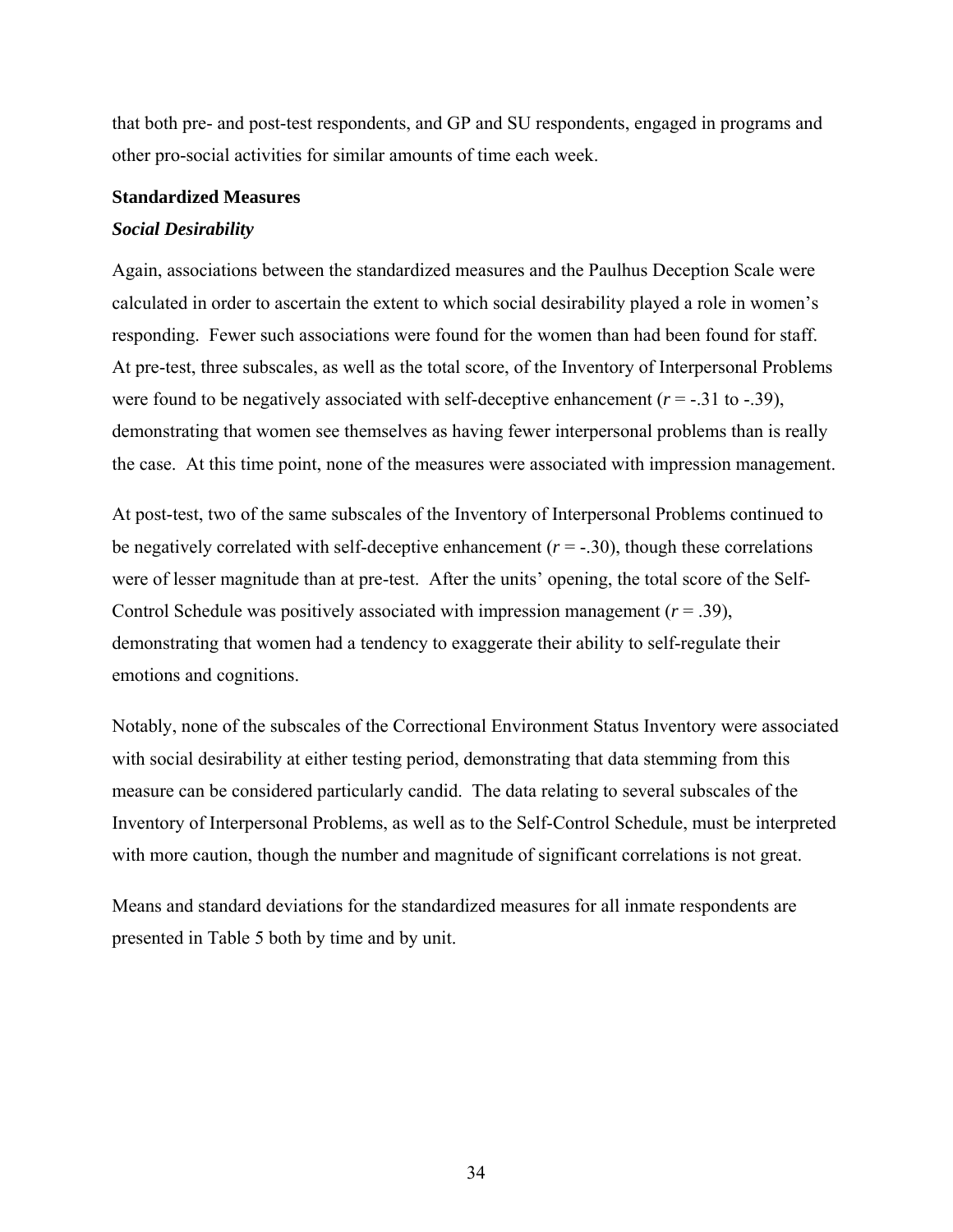that both pre- and post-test respondents, and GP and SU respondents, engaged in programs and other pro-social activities for similar amounts of time each week.

**Standardized Measures**

***Social Desirability***

Again, associations between the standardized measures and the Paulhus Deception Scale were calculated in order to ascertain the extent to which social desirability played a role in women's responding. Fewer such associations were found for the women than had been found for staff. At pre-test, three subscales, as well as the total score, of the Inventory of Interpersonal Problems were found to be negatively associated with self-deceptive enhancement ($r$ = -.31 to -.39), demonstrating that women see themselves as having fewer interpersonal problems than is really the case. At this time point, none of the measures were associated with impression management.

At post-test, two of the same subscales of the Inventory of Interpersonal Problems continued to be negatively correlated with self-deceptive enhancement ($r$ = -.30), though these correlations were of lesser magnitude than at pre-test. After the units' opening, the total score of the Self-Control Schedule was positively associated with impression management ($r$ = .39), demonstrating that women had a tendency to exaggerate their ability to self-regulate their emotions and cognitions.

Notably, none of the subscales of the Correctional Environment Status Inventory were associated with social desirability at either testing period, demonstrating that data stemming from this measure can be considered particularly candid. The data relating to several subscales of the Inventory of Interpersonal Problems, as well as to the Self-Control Schedule, must be interpreted with more caution, though the number and magnitude of significant correlations is not great.

Means and standard deviations for the standardized measures for all inmate respondents are presented in Table 5 both by time and by unit.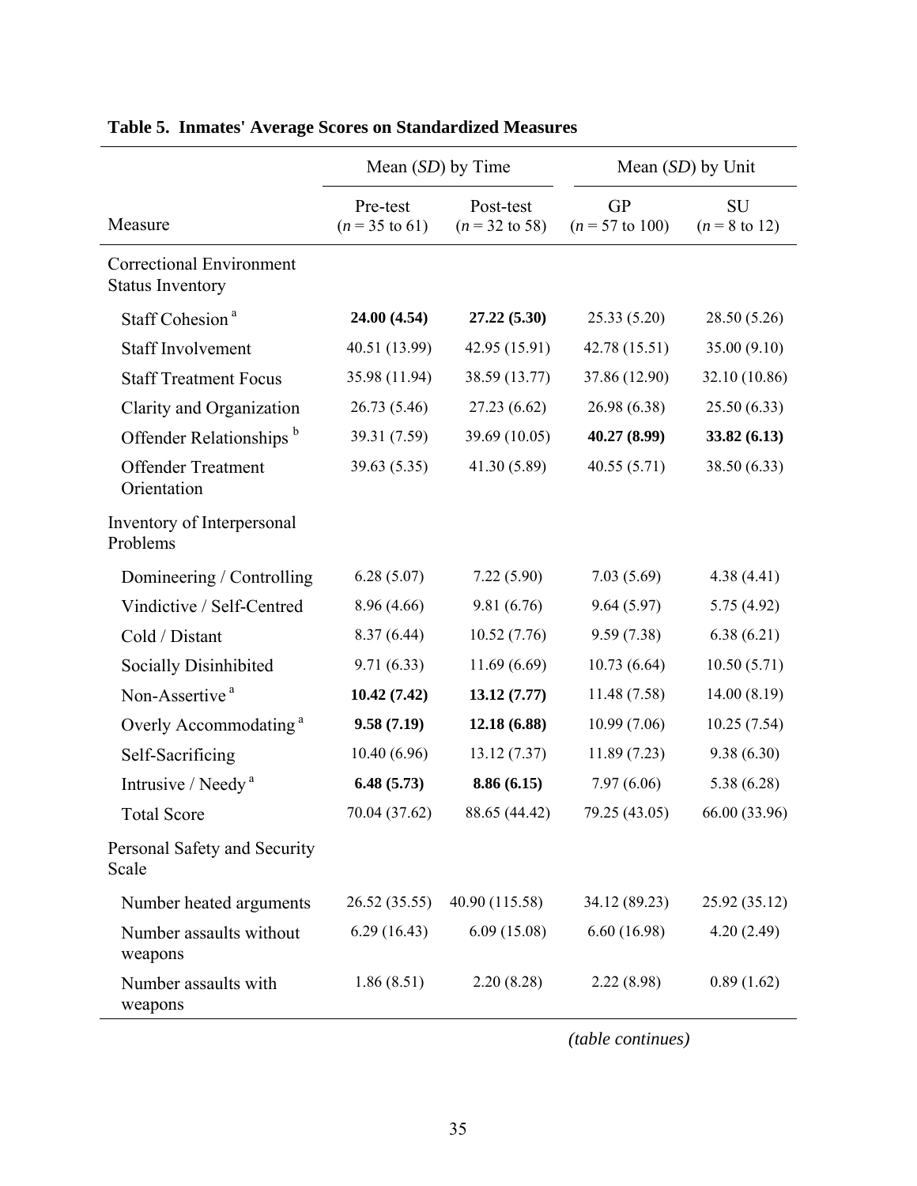**Table 5. Inmates' Average Scores on Standardized Measures**

| | Mean (*SD*) by Time | | Mean (*SD*) by Unit | |
|---|---|---|---|---|
| Measure | Pre-test ($n$ = 35 to 61) | Post-test ($n$ = 32 to 58) | GP ($n$ = 57 to 100) | SU ($n$ = 8 to 12) |
| Correctional Environment Status Inventory | | | | |
| Staff Cohesion [a] | **24.00 (4.54)** | **27.22 (5.30)** | 25.33 (5.20) | 28.50 (5.26) |
| Staff Involvement | 40.51 (13.99) | 42.95 (15.91) | 42.78 (15.51) | 35.00 (9.10) |
| Staff Treatment Focus | 35.98 (11.94) | 38.59 (13.77) | 37.86 (12.90) | 32.10 (10.86) |
| Clarity and Organization | 26.73 (5.46) | 27.23 (6.62) | 26.98 (6.38) | 25.50 (6.33) |
| Offender Relationships [b] | 39.31 (7.59) | 39.69 (10.05) | **40.27 (8.99)** | **33.82 (6.13)** |
| Offender Treatment Orientation | 39.63 (5.35) | 41.30 (5.89) | 40.55 (5.71) | 38.50 (6.33) |
| Inventory of Interpersonal Problems | | | | |
| Domineering / Controlling | 6.28 (5.07) | 7.22 (5.90) | 7.03 (5.69) | 4.38 (4.41) |
| Vindictive / Self-Centred | 8.96 (4.66) | 9.81 (6.76) | 9.64 (5.97) | 5.75 (4.92) |
| Cold / Distant | 8.37 (6.44) | 10.52 (7.76) | 9.59 (7.38) | 6.38 (6.21) |
| Socially Disinhibited | 9.71 (6.33) | 11.69 (6.69) | 10.73 (6.64) | 10.50 (5.71) |
| Non-Assertive [a] | **10.42 (7.42)** | **13.12 (7.77)** | 11.48 (7.58) | 14.00 (8.19) |
| Overly Accommodating [a] | **9.58 (7.19)** | **12.18 (6.88)** | 10.99 (7.06) | 10.25 (7.54) |
| Self-Sacrificing | 10.40 (6.96) | 13.12 (7.37) | 11.89 (7.23) | 9.38 (6.30) |
| Intrusive / Needy [a] | **6.48 (5.73)** | **8.86 (6.15)** | 7.97 (6.06) | 5.38 (6.28) |
| Total Score | 70.04 (37.62) | 88.65 (44.42) | 79.25 (43.05) | 66.00 (33.96) |
| Personal Safety and Security Scale | | | | |
| Number heated arguments | 26.52 (35.55) | 40.90 (115.58) | 34.12 (89.23) | 25.92 (35.12) |
| Number assaults without weapons | 6.29 (16.43) | 6.09 (15.08) | 6.60 (16.98) | 4.20 (2.49) |
| Number assaults with weapons | 1.86 (8.51) | 2.20 (8.28) | 2.22 (8.98) | 0.89 (1.62) |

*(table continues)*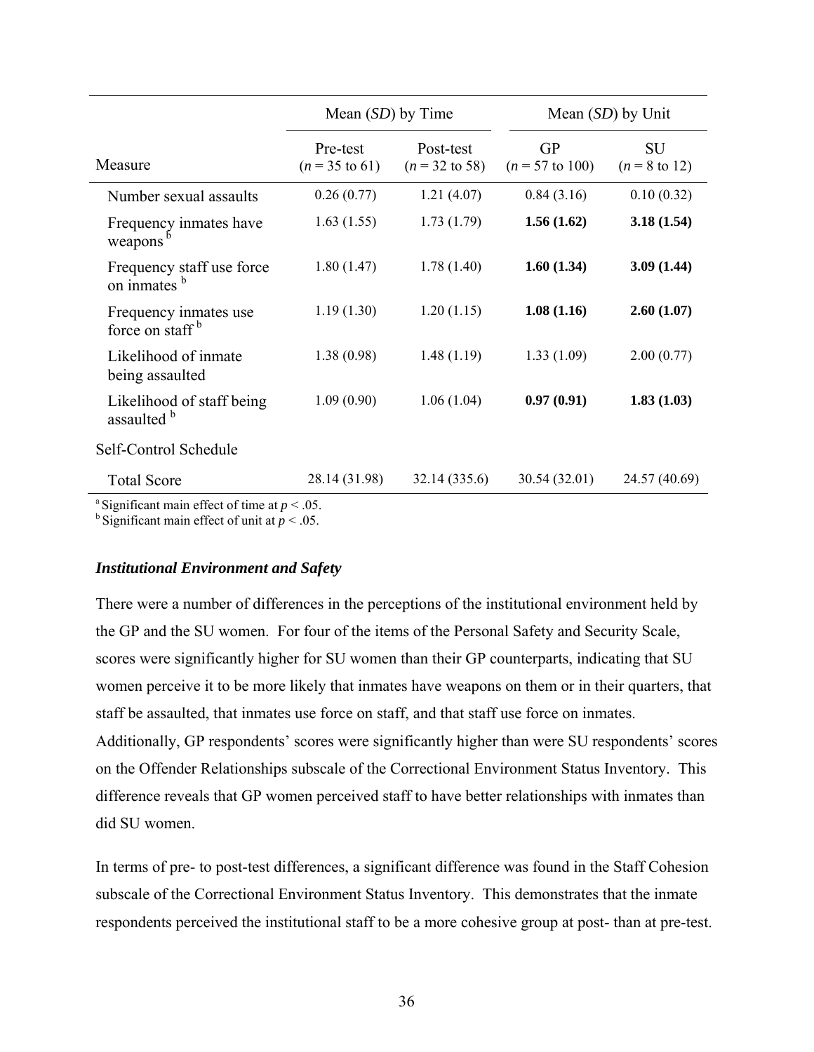| Measure | Mean (*SD*) by Time | | Mean (*SD*) by Unit | |
|---|---|---|---|---|
| | Pre-test ($n$ = 35 to 61) | Post-test ($n$ = 32 to 58) | GP ($n$ = 57 to 100) | SU ($n$ = 8 to 12) |
| Number sexual assaults | 0.26 (0.77) | 1.21 (4.07) | 0.84 (3.16) | 0.10 (0.32) |
| Frequency inmates have weapons [b] | 1.63 (1.55) | 1.73 (1.79) | **1.56 (1.62)** | **3.18 (1.54)** |
| Frequency staff use force on inmates [b] | 1.80 (1.47) | 1.78 (1.40) | **1.60 (1.34)** | **3.09 (1.44)** |
| Frequency inmates use force on staff [b] | 1.19 (1.30) | 1.20 (1.15) | **1.08 (1.16)** | **2.60 (1.07)** |
| Likelihood of inmate being assaulted | 1.38 (0.98) | 1.48 (1.19) | 1.33 (1.09) | 2.00 (0.77) |
| Likelihood of staff being assaulted [b] | 1.09 (0.90) | 1.06 (1.04) | **0.97 (0.91)** | **1.83 (1.03)** |
| Self-Control Schedule | | | | |
| Total Score | 28.14 (31.98) | 32.14 (335.6) | 30.54 (32.01) | 24.57 (40.69) |

[a] Significant main effect of time at $p < .05$.
[b] Significant main effect of unit at $p < .05$.

### *Institutional Environment and Safety*

There were a number of differences in the perceptions of the institutional environment held by the GP and the SU women. For four of the items of the Personal Safety and Security Scale, scores were significantly higher for SU women than their GP counterparts, indicating that SU women perceive it to be more likely that inmates have weapons on them or in their quarters, that staff be assaulted, that inmates use force on staff, and that staff use force on inmates. Additionally, GP respondents' scores were significantly higher than were SU respondents' scores on the Offender Relationships subscale of the Correctional Environment Status Inventory. This difference reveals that GP women perceived staff to have better relationships with inmates than did SU women.

In terms of pre- to post-test differences, a significant difference was found in the Staff Cohesion subscale of the Correctional Environment Status Inventory. This demonstrates that the inmate respondents perceived the institutional staff to be a more cohesive group at post- than at pre-test.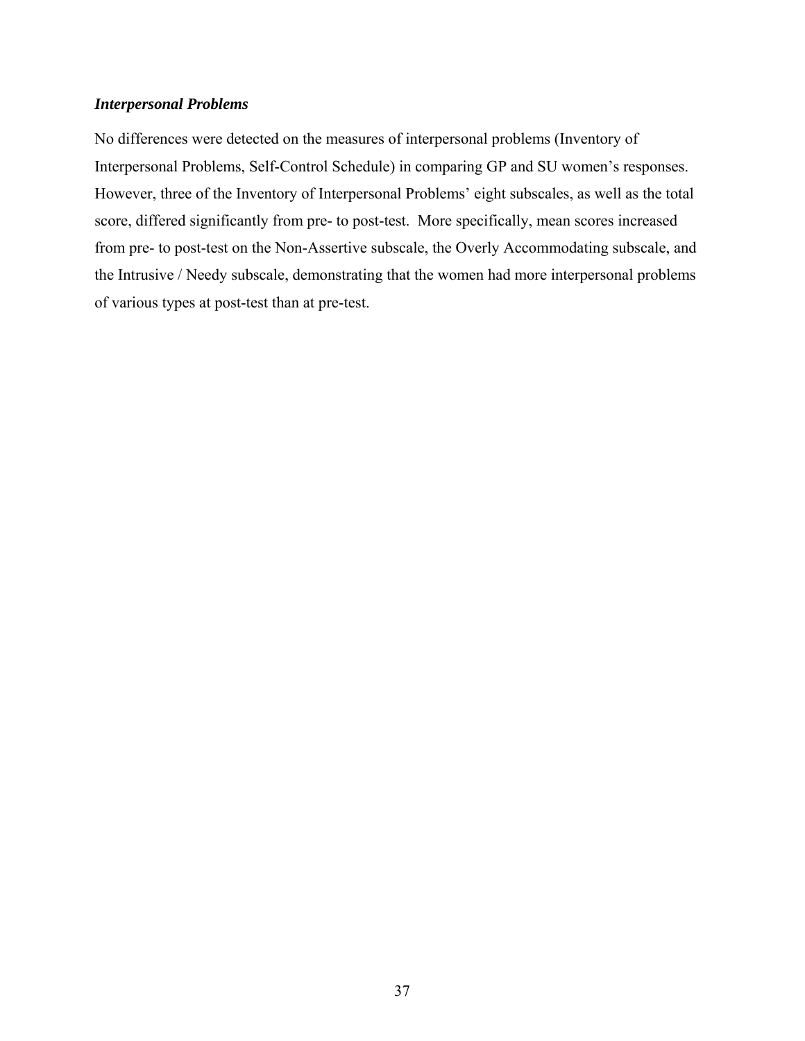### ***Interpersonal Problems***

No differences were detected on the measures of interpersonal problems (Inventory of Interpersonal Problems, Self-Control Schedule) in comparing GP and SU women's responses. However, three of the Inventory of Interpersonal Problems' eight subscales, as well as the total score, differed significantly from pre- to post-test. More specifically, mean scores increased from pre- to post-test on the Non-Assertive subscale, the Overly Accommodating subscale, and the Intrusive / Needy subscale, demonstrating that the women had more interpersonal problems of various types at post-test than at pre-test.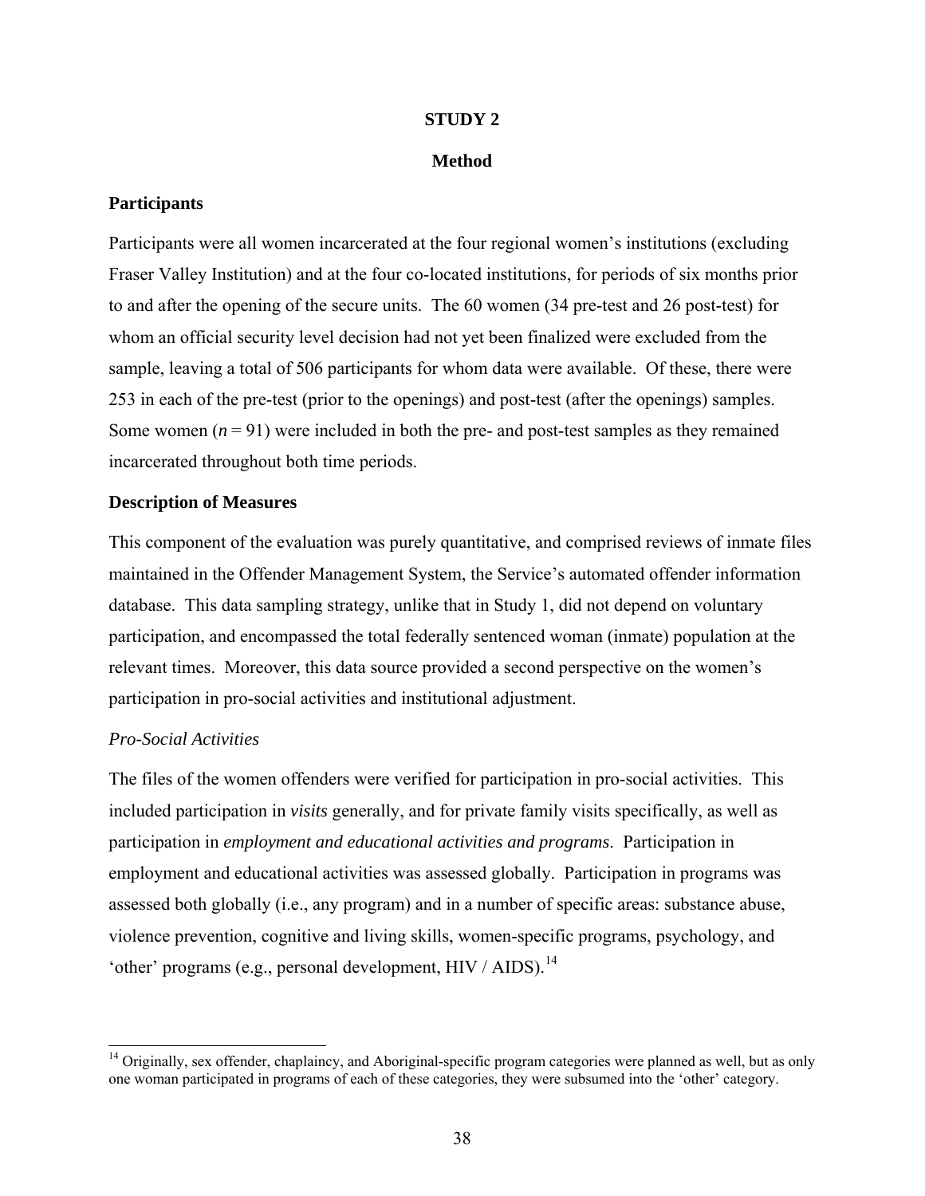**STUDY 2**

**Method**

### Participants

Participants were all women incarcerated at the four regional women's institutions (excluding Fraser Valley Institution) and at the four co-located institutions, for periods of six months prior to and after the opening of the secure units. The 60 women (34 pre-test and 26 post-test) for whom an official security level decision had not yet been finalized were excluded from the sample, leaving a total of 506 participants for whom data were available. Of these, there were 253 in each of the pre-test (prior to the openings) and post-test (after the openings) samples. Some women ($n = 91$) were included in both the pre- and post-test samples as they remained incarcerated throughout both time periods.

### Description of Measures

This component of the evaluation was purely quantitative, and comprised reviews of inmate files maintained in the Offender Management System, the Service's automated offender information database. This data sampling strategy, unlike that in Study 1, did not depend on voluntary participation, and encompassed the total federally sentenced woman (inmate) population at the relevant times. Moreover, this data source provided a second perspective on the women's participation in pro-social activities and institutional adjustment.

*Pro-Social Activities*

The files of the women offenders were verified for participation in pro-social activities. This included participation in *visits* generally, and for private family visits specifically, as well as participation in *employment and educational activities and programs*. Participation in employment and educational activities was assessed globally. Participation in programs was assessed both globally (i.e., any program) and in a number of specific areas: substance abuse, violence prevention, cognitive and living skills, women-specific programs, psychology, and 'other' programs (e.g., personal development, HIV / AIDS).[14]

---

[14] Originally, sex offender, chaplaincy, and Aboriginal-specific program categories were planned as well, but as only one woman participated in programs of each of these categories, they were subsumed into the 'other' category.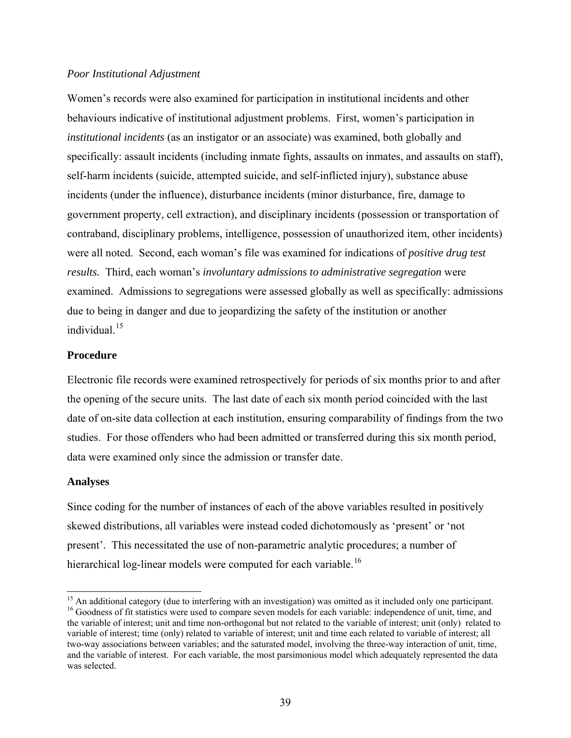*Poor Institutional Adjustment*

Women's records were also examined for participation in institutional incidents and other behaviours indicative of institutional adjustment problems. First, women's participation in *institutional incidents* (as an instigator or an associate) was examined, both globally and specifically: assault incidents (including inmate fights, assaults on inmates, and assaults on staff), self-harm incidents (suicide, attempted suicide, and self-inflicted injury), substance abuse incidents (under the influence), disturbance incidents (minor disturbance, fire, damage to government property, cell extraction), and disciplinary incidents (possession or transportation of contraband, disciplinary problems, intelligence, possession of unauthorized item, other incidents) were all noted. Second, each woman's file was examined for indications of *positive drug test results.* Third, each woman's *involuntary admissions to administrative segregation* were examined. Admissions to segregations were assessed globally as well as specifically: admissions due to being in danger and due to jeopardizing the safety of the institution or another individual.[15]

## Procedure

Electronic file records were examined retrospectively for periods of six months prior to and after the opening of the secure units. The last date of each six month period coincided with the last date of on-site data collection at each institution, ensuring comparability of findings from the two studies. For those offenders who had been admitted or transferred during this six month period, data were examined only since the admission or transfer date.

## Analyses

Since coding for the number of instances of each of the above variables resulted in positively skewed distributions, all variables were instead coded dichotomously as 'present' or 'not present'. This necessitated the use of non-parametric analytic procedures; a number of hierarchical log-linear models were computed for each variable.[16]

---

[15] An additional category (due to interfering with an investigation) was omitted as it included only one participant.

[16] Goodness of fit statistics were used to compare seven models for each variable: independence of unit, time, and the variable of interest; unit and time non-orthogonal but not related to the variable of interest; unit (only) related to variable of interest; time (only) related to variable of interest; unit and time each related to variable of interest; all two-way associations between variables; and the saturated model, involving the three-way interaction of unit, time, and the variable of interest. For each variable, the most parsimonious model which adequately represented the data was selected.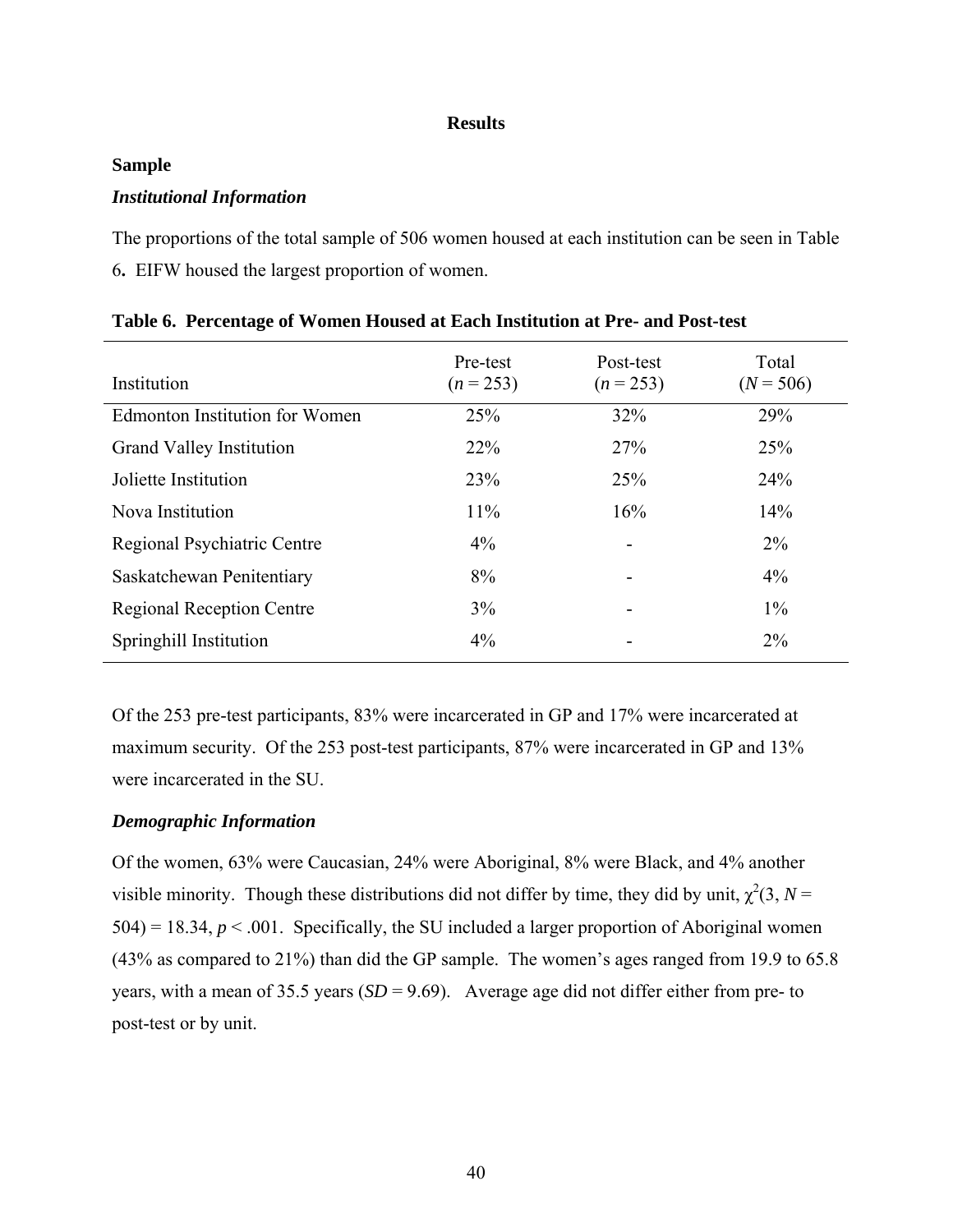# Results

## Sample

### *Institutional Information*

The proportions of the total sample of 506 women housed at each institution can be seen in Table 6**.** EIFW housed the largest proportion of women.

**Table 6. Percentage of Women Housed at Each Institution at Pre- and Post-test**

| Institution | Pre-test ($n$ = 253) | Post-test ($n$ = 253) | Total ($N$ = 506) |
|---|---|---|---|
| Edmonton Institution for Women | 25% | 32% | 29% |
| Grand Valley Institution | 22% | 27% | 25% |
| Joliette Institution | 23% | 25% | 24% |
| Nova Institution | 11% | 16% | 14% |
| Regional Psychiatric Centre | 4% | - | 2% |
| Saskatchewan Penitentiary | 8% | - | 4% |
| Regional Reception Centre | 3% | - | 1% |
| Springhill Institution | 4% | - | 2% |

Of the 253 pre-test participants, 83% were incarcerated in GP and 17% were incarcerated at maximum security. Of the 253 post-test participants, 87% were incarcerated in GP and 13% were incarcerated in the SU.

### *Demographic Information*

Of the women, 63% were Caucasian, 24% were Aboriginal, 8% were Black, and 4% another visible minority. Though these distributions did not differ by time, they did by unit, $\chi^2(3, N = 504) = 18.34, p < .001$. Specifically, the SU included a larger proportion of Aboriginal women (43% as compared to 21%) than did the GP sample. The women's ages ranged from 19.9 to 65.8 years, with a mean of 35.5 years ($SD$ = 9.69). Average age did not differ either from pre- to post-test or by unit.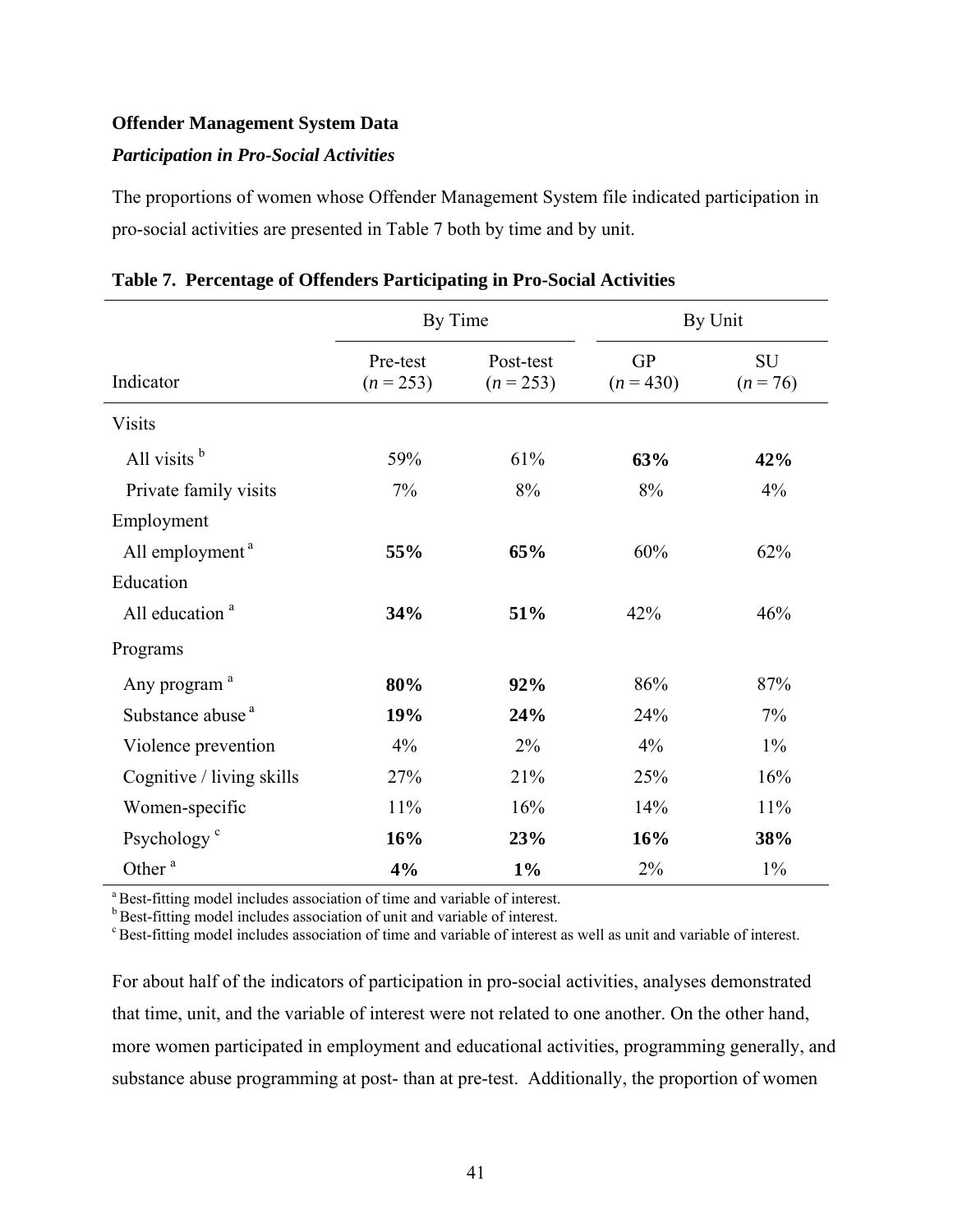**Offender Management System Data**

***Participation in Pro-Social Activities***

The proportions of women whose Offender Management System file indicated participation in pro-social activities are presented in Table 7 both by time and by unit.

**Table 7. Percentage of Offenders Participating in Pro-Social Activities**

| | By Time | | By Unit | |
|---|---|---|---|---|
| Indicator | Pre-test ($n$ = 253) | Post-test ($n$ = 253) | GP ($n$ = 430) | SU ($n$ = 76) |
| Visits | | | | |
| All visits [b] | 59% | 61% | **63%** | **42%** |
| Private family visits | 7% | 8% | 8% | 4% |
| Employment | | | | |
| All employment [a] | **55%** | **65%** | 60% | 62% |
| Education | | | | |
| All education [a] | **34%** | **51%** | 42% | 46% |
| Programs | | | | |
| Any program [a] | **80%** | **92%** | 86% | 87% |
| Substance abuse [a] | **19%** | **24%** | 24% | 7% |
| Violence prevention | 4% | 2% | 4% | 1% |
| Cognitive / living skills | 27% | 21% | 25% | 16% |
| Women-specific | 11% | 16% | 14% | 11% |
| Psychology [c] | **16%** | **23%** | **16%** | **38%** |
| Other [a] | **4%** | **1%** | 2% | 1% |

[a] Best-fitting model includes association of time and variable of interest.
[b] Best-fitting model includes association of unit and variable of interest.
[c] Best-fitting model includes association of time and variable of interest as well as unit and variable of interest.

For about half of the indicators of participation in pro-social activities, analyses demonstrated that time, unit, and the variable of interest were not related to one another. On the other hand, more women participated in employment and educational activities, programming generally, and substance abuse programming at post- than at pre-test. Additionally, the proportion of women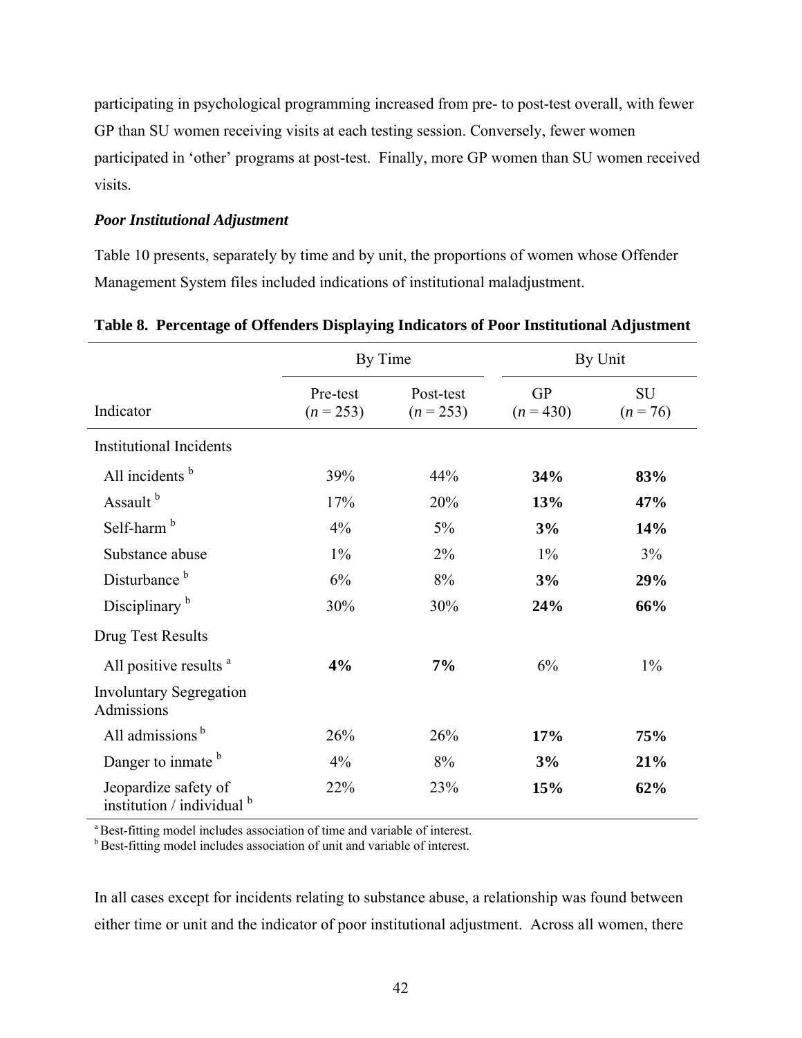participating in psychological programming increased from pre- to post-test overall, with fewer GP than SU women receiving visits at each testing session. Conversely, fewer women participated in 'other' programs at post-test. Finally, more GP women than SU women received visits.

### *Poor Institutional Adjustment*

Table 10 presents, separately by time and by unit, the proportions of women whose Offender Management System files included indications of institutional maladjustment.

**Table 8. Percentage of Offenders Displaying Indicators of Poor Institutional Adjustment**

| | By Time | | By Unit | |
|---|---|---|---|---|
| Indicator | Pre-test ($n = 253$) | Post-test ($n = 253$) | GP ($n = 430$) | SU ($n = 76$) |
| Institutional Incidents | | | | |
| All incidents [b] | 39% | 44% | **34%** | **83%** |
| Assault [b] | 17% | 20% | **13%** | **47%** |
| Self-harm [b] | 4% | 5% | **3%** | **14%** |
| Substance abuse | 1% | 2% | 1% | 3% |
| Disturbance [b] | 6% | 8% | **3%** | **29%** |
| Disciplinary [b] | 30% | 30% | **24%** | **66%** |
| Drug Test Results | | | | |
| All positive results [a] | **4%** | **7%** | 6% | 1% |
| Involuntary Segregation Admissions | | | | |
| All admissions [b] | 26% | 26% | **17%** | **75%** |
| Danger to inmate [b] | 4% | 8% | **3%** | **21%** |
| Jeopardize safety of institution / individual [b] | 22% | 23% | **15%** | **62%** |

[a] Best-fitting model includes association of time and variable of interest.
[b] Best-fitting model includes association of unit and variable of interest.

In all cases except for incidents relating to substance abuse, a relationship was found between either time or unit and the indicator of poor institutional adjustment. Across all women, there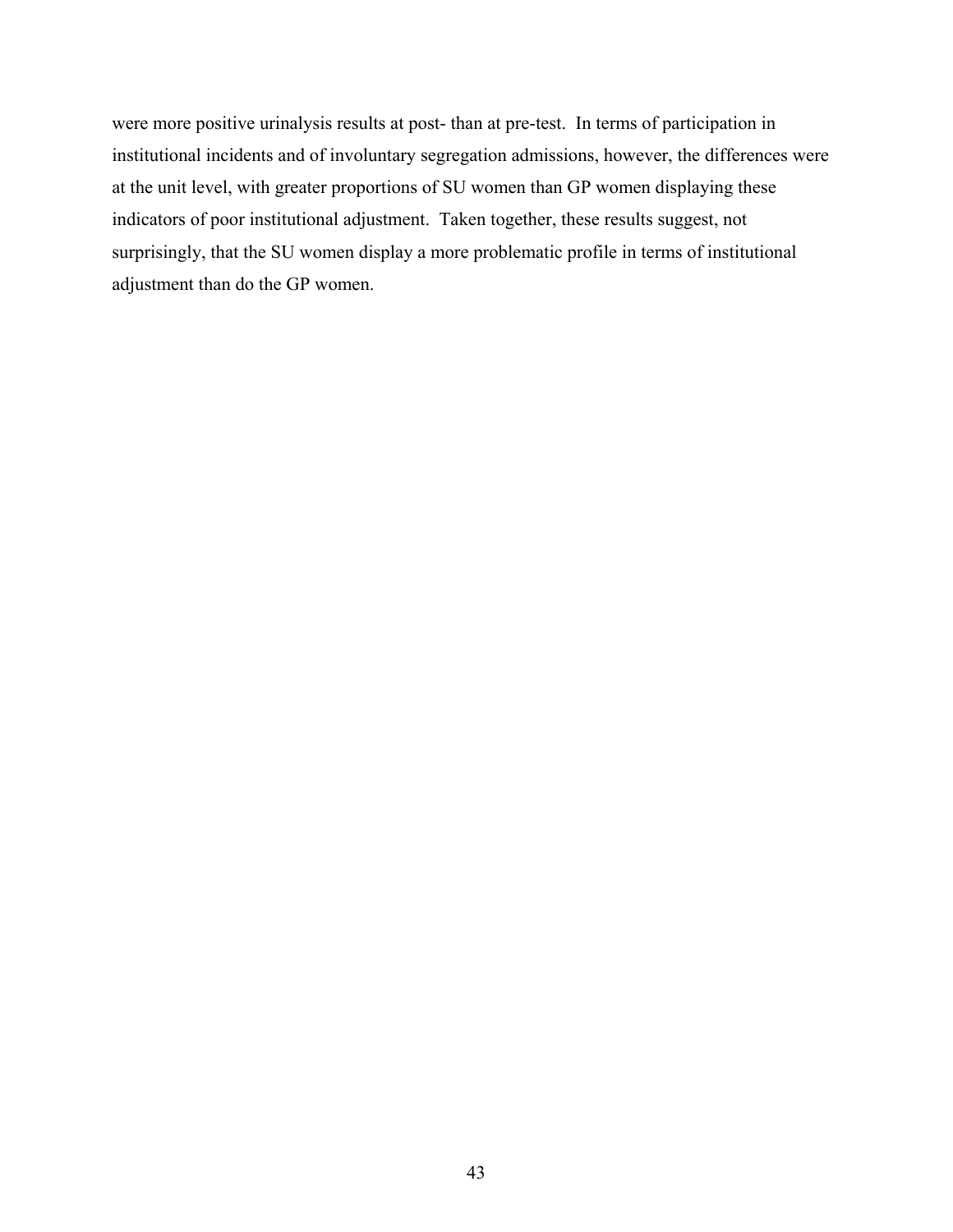were more positive urinalysis results at post- than at pre-test. In terms of participation in institutional incidents and of involuntary segregation admissions, however, the differences were at the unit level, with greater proportions of SU women than GP women displaying these indicators of poor institutional adjustment. Taken together, these results suggest, not surprisingly, that the SU women display a more problematic profile in terms of institutional adjustment than do the GP women.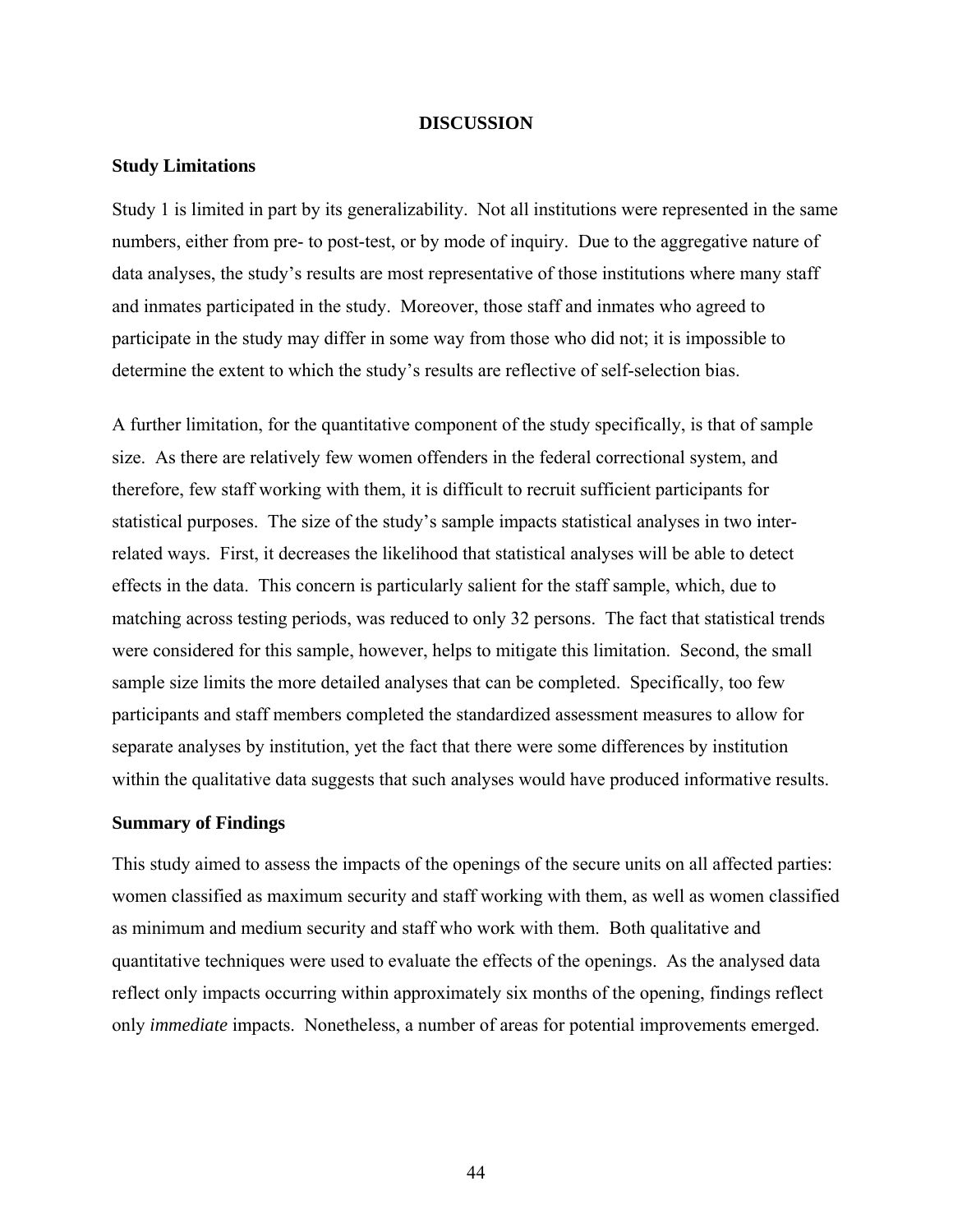# DISCUSSION

## Study Limitations

Study 1 is limited in part by its generalizability. Not all institutions were represented in the same numbers, either from pre- to post-test, or by mode of inquiry. Due to the aggregative nature of data analyses, the study's results are most representative of those institutions where many staff and inmates participated in the study. Moreover, those staff and inmates who agreed to participate in the study may differ in some way from those who did not; it is impossible to determine the extent to which the study's results are reflective of self-selection bias.

A further limitation, for the quantitative component of the study specifically, is that of sample size. As there are relatively few women offenders in the federal correctional system, and therefore, few staff working with them, it is difficult to recruit sufficient participants for statistical purposes. The size of the study's sample impacts statistical analyses in two inter-related ways. First, it decreases the likelihood that statistical analyses will be able to detect effects in the data. This concern is particularly salient for the staff sample, which, due to matching across testing periods, was reduced to only 32 persons. The fact that statistical trends were considered for this sample, however, helps to mitigate this limitation. Second, the small sample size limits the more detailed analyses that can be completed. Specifically, too few participants and staff members completed the standardized assessment measures to allow for separate analyses by institution, yet the fact that there were some differences by institution within the qualitative data suggests that such analyses would have produced informative results.

## Summary of Findings

This study aimed to assess the impacts of the openings of the secure units on all affected parties: women classified as maximum security and staff working with them, as well as women classified as minimum and medium security and staff who work with them. Both qualitative and quantitative techniques were used to evaluate the effects of the openings. As the analysed data reflect only impacts occurring within approximately six months of the opening, findings reflect only *immediate* impacts. Nonetheless, a number of areas for potential improvements emerged.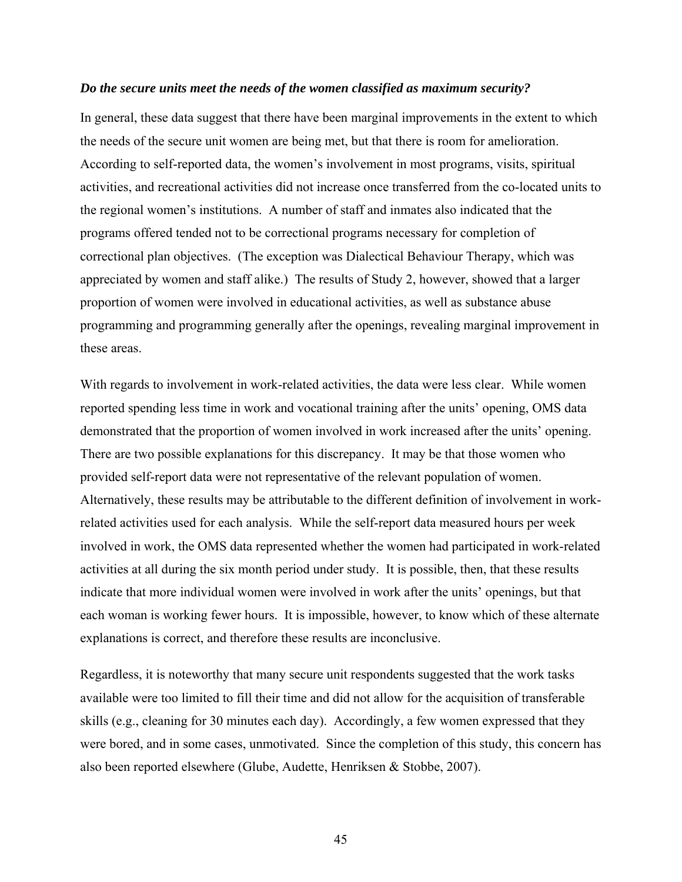***Do the secure units meet the needs of the women classified as maximum security?***

In general, these data suggest that there have been marginal improvements in the extent to which the needs of the secure unit women are being met, but that there is room for amelioration. According to self-reported data, the women's involvement in most programs, visits, spiritual activities, and recreational activities did not increase once transferred from the co-located units to the regional women's institutions. A number of staff and inmates also indicated that the programs offered tended not to be correctional programs necessary for completion of correctional plan objectives. (The exception was Dialectical Behaviour Therapy, which was appreciated by women and staff alike.) The results of Study 2, however, showed that a larger proportion of women were involved in educational activities, as well as substance abuse programming and programming generally after the openings, revealing marginal improvement in these areas.

With regards to involvement in work-related activities, the data were less clear. While women reported spending less time in work and vocational training after the units' opening, OMS data demonstrated that the proportion of women involved in work increased after the units' opening. There are two possible explanations for this discrepancy. It may be that those women who provided self-report data were not representative of the relevant population of women. Alternatively, these results may be attributable to the different definition of involvement in work-related activities used for each analysis. While the self-report data measured hours per week involved in work, the OMS data represented whether the women had participated in work-related activities at all during the six month period under study. It is possible, then, that these results indicate that more individual women were involved in work after the units' openings, but that each woman is working fewer hours. It is impossible, however, to know which of these alternate explanations is correct, and therefore these results are inconclusive.

Regardless, it is noteworthy that many secure unit respondents suggested that the work tasks available were too limited to fill their time and did not allow for the acquisition of transferable skills (e.g., cleaning for 30 minutes each day). Accordingly, a few women expressed that they were bored, and in some cases, unmotivated. Since the completion of this study, this concern has also been reported elsewhere (Glube, Audette, Henriksen & Stobbe, 2007).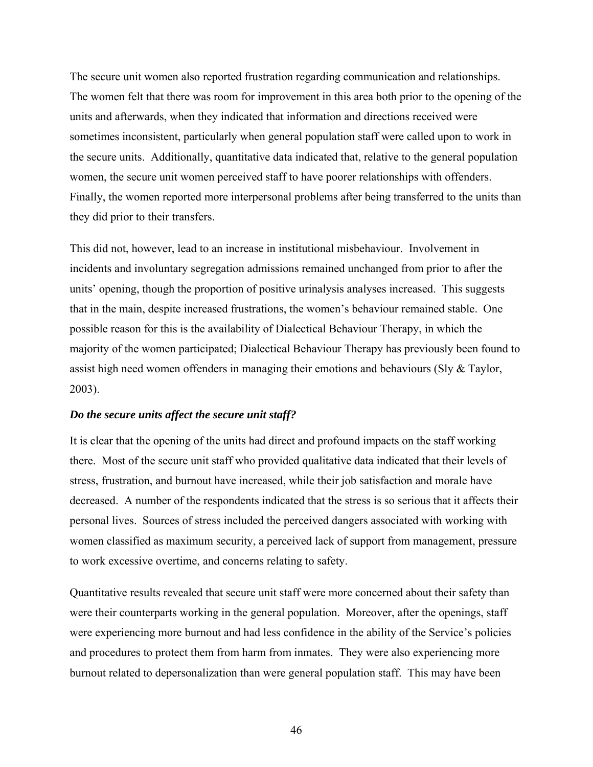The secure unit women also reported frustration regarding communication and relationships. The women felt that there was room for improvement in this area both prior to the opening of the units and afterwards, when they indicated that information and directions received were sometimes inconsistent, particularly when general population staff were called upon to work in the secure units. Additionally, quantitative data indicated that, relative to the general population women, the secure unit women perceived staff to have poorer relationships with offenders. Finally, the women reported more interpersonal problems after being transferred to the units than they did prior to their transfers.

This did not, however, lead to an increase in institutional misbehaviour. Involvement in incidents and involuntary segregation admissions remained unchanged from prior to after the units' opening, though the proportion of positive urinalysis analyses increased. This suggests that in the main, despite increased frustrations, the women's behaviour remained stable. One possible reason for this is the availability of Dialectical Behaviour Therapy, in which the majority of the women participated; Dialectical Behaviour Therapy has previously been found to assist high need women offenders in managing their emotions and behaviours (Sly & Taylor, 2003).

### *Do the secure units affect the secure unit staff?*

It is clear that the opening of the units had direct and profound impacts on the staff working there. Most of the secure unit staff who provided qualitative data indicated that their levels of stress, frustration, and burnout have increased, while their job satisfaction and morale have decreased. A number of the respondents indicated that the stress is so serious that it affects their personal lives. Sources of stress included the perceived dangers associated with working with women classified as maximum security, a perceived lack of support from management, pressure to work excessive overtime, and concerns relating to safety.

Quantitative results revealed that secure unit staff were more concerned about their safety than were their counterparts working in the general population. Moreover, after the openings, staff were experiencing more burnout and had less confidence in the ability of the Service's policies and procedures to protect them from harm from inmates. They were also experiencing more burnout related to depersonalization than were general population staff. This may have been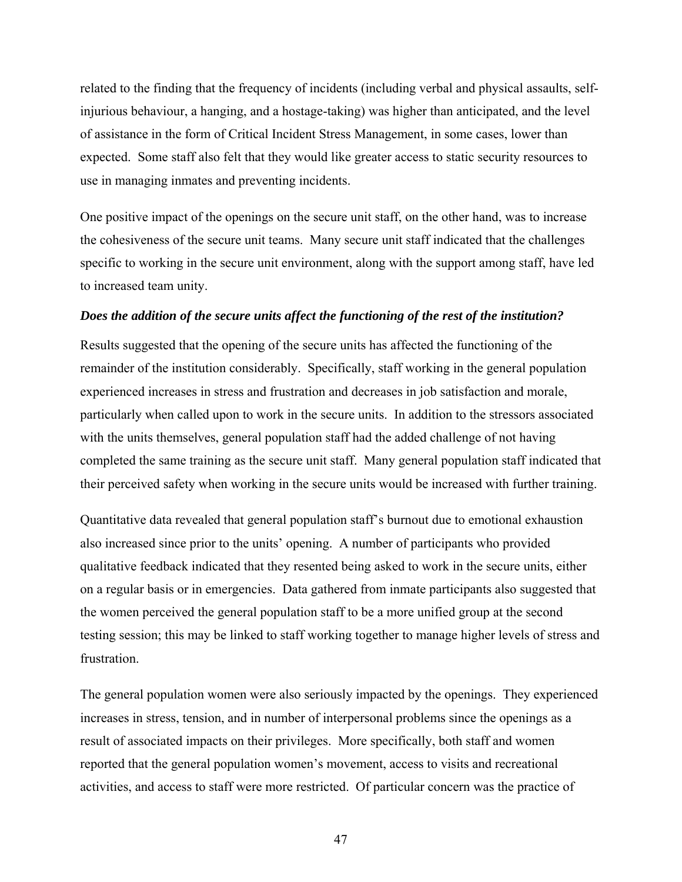related to the finding that the frequency of incidents (including verbal and physical assaults, self-injurious behaviour, a hanging, and a hostage-taking) was higher than anticipated, and the level of assistance in the form of Critical Incident Stress Management, in some cases, lower than expected. Some staff also felt that they would like greater access to static security resources to use in managing inmates and preventing incidents.

One positive impact of the openings on the secure unit staff, on the other hand, was to increase the cohesiveness of the secure unit teams. Many secure unit staff indicated that the challenges specific to working in the secure unit environment, along with the support among staff, have led to increased team unity.

***Does the addition of the secure units affect the functioning of the rest of the institution?***

Results suggested that the opening of the secure units has affected the functioning of the remainder of the institution considerably. Specifically, staff working in the general population experienced increases in stress and frustration and decreases in job satisfaction and morale, particularly when called upon to work in the secure units. In addition to the stressors associated with the units themselves, general population staff had the added challenge of not having completed the same training as the secure unit staff. Many general population staff indicated that their perceived safety when working in the secure units would be increased with further training.

Quantitative data revealed that general population staff's burnout due to emotional exhaustion also increased since prior to the units' opening. A number of participants who provided qualitative feedback indicated that they resented being asked to work in the secure units, either on a regular basis or in emergencies. Data gathered from inmate participants also suggested that the women perceived the general population staff to be a more unified group at the second testing session; this may be linked to staff working together to manage higher levels of stress and frustration.

The general population women were also seriously impacted by the openings. They experienced increases in stress, tension, and in number of interpersonal problems since the openings as a result of associated impacts on their privileges. More specifically, both staff and women reported that the general population women's movement, access to visits and recreational activities, and access to staff were more restricted. Of particular concern was the practice of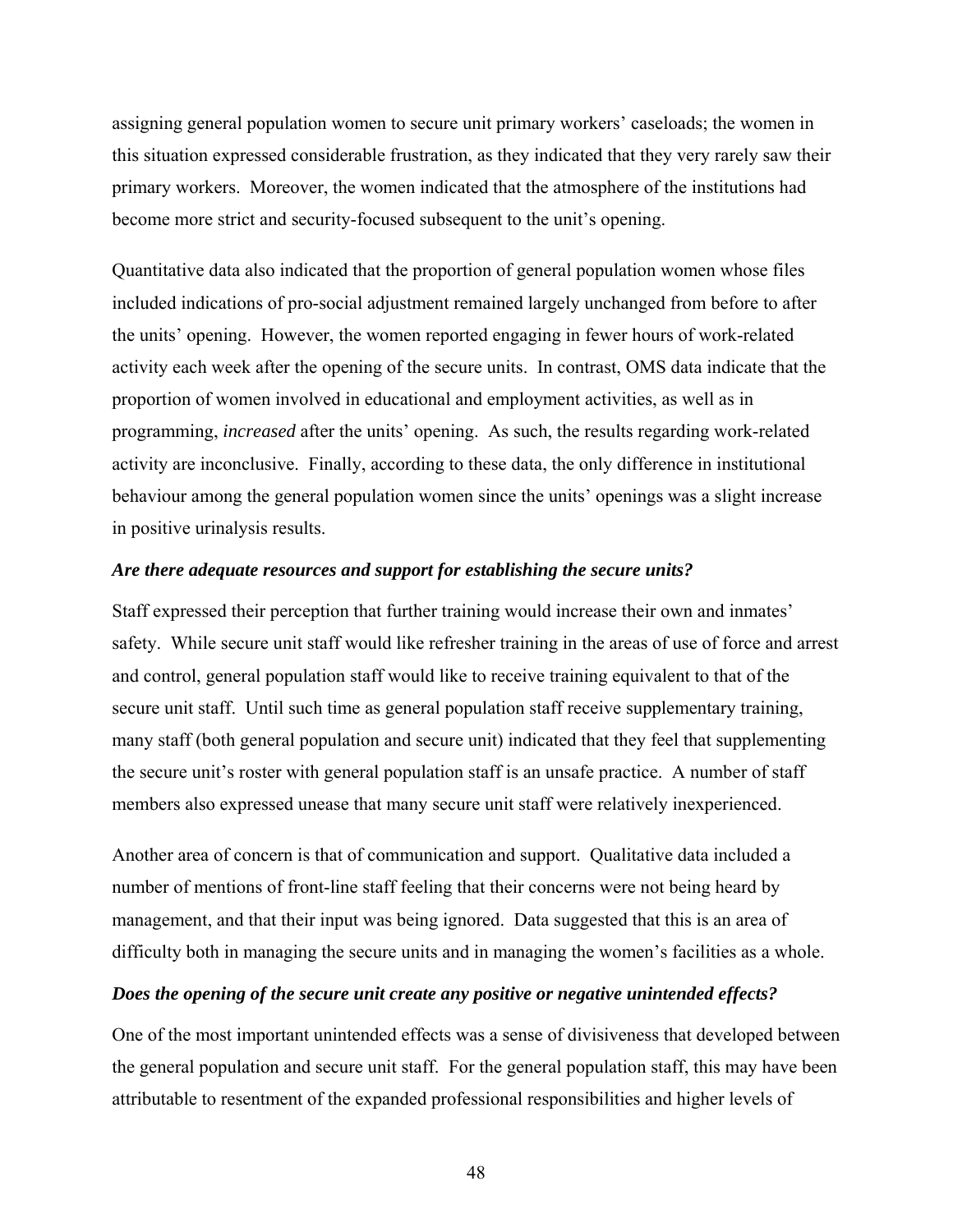assigning general population women to secure unit primary workers' caseloads; the women in this situation expressed considerable frustration, as they indicated that they very rarely saw their primary workers. Moreover, the women indicated that the atmosphere of the institutions had become more strict and security-focused subsequent to the unit's opening.

Quantitative data also indicated that the proportion of general population women whose files included indications of pro-social adjustment remained largely unchanged from before to after the units' opening. However, the women reported engaging in fewer hours of work-related activity each week after the opening of the secure units. In contrast, OMS data indicate that the proportion of women involved in educational and employment activities, as well as in programming, *increased* after the units' opening. As such, the results regarding work-related activity are inconclusive. Finally, according to these data, the only difference in institutional behaviour among the general population women since the units' openings was a slight increase in positive urinalysis results.

***Are there adequate resources and support for establishing the secure units?***

Staff expressed their perception that further training would increase their own and inmates' safety. While secure unit staff would like refresher training in the areas of use of force and arrest and control, general population staff would like to receive training equivalent to that of the secure unit staff. Until such time as general population staff receive supplementary training, many staff (both general population and secure unit) indicated that they feel that supplementing the secure unit's roster with general population staff is an unsafe practice. A number of staff members also expressed unease that many secure unit staff were relatively inexperienced.

Another area of concern is that of communication and support. Qualitative data included a number of mentions of front-line staff feeling that their concerns were not being heard by management, and that their input was being ignored. Data suggested that this is an area of difficulty both in managing the secure units and in managing the women's facilities as a whole.

***Does the opening of the secure unit create any positive or negative unintended effects?***

One of the most important unintended effects was a sense of divisiveness that developed between the general population and secure unit staff. For the general population staff, this may have been attributable to resentment of the expanded professional responsibilities and higher levels of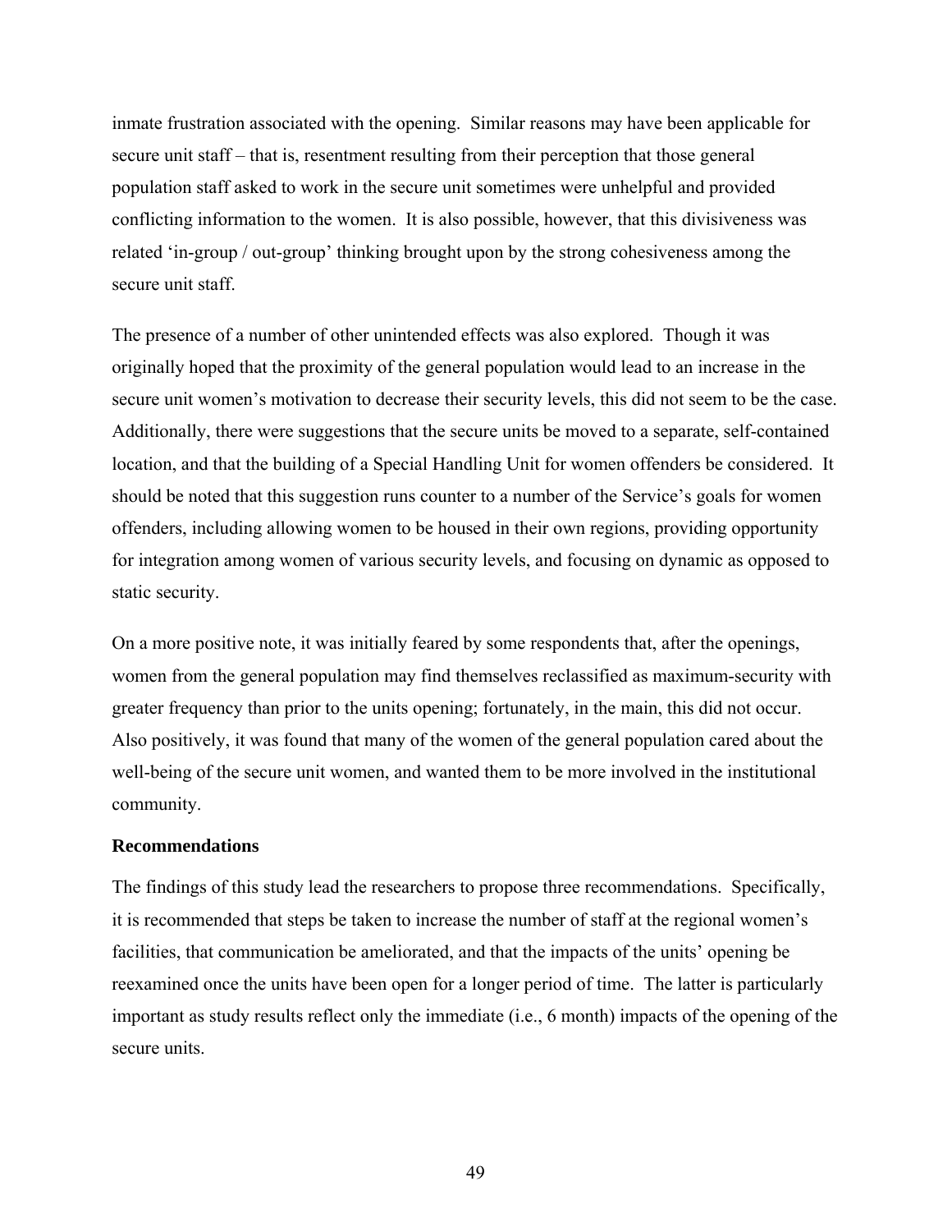inmate frustration associated with the opening. Similar reasons may have been applicable for secure unit staff – that is, resentment resulting from their perception that those general population staff asked to work in the secure unit sometimes were unhelpful and provided conflicting information to the women. It is also possible, however, that this divisiveness was related 'in-group / out-group' thinking brought upon by the strong cohesiveness among the secure unit staff.

The presence of a number of other unintended effects was also explored. Though it was originally hoped that the proximity of the general population would lead to an increase in the secure unit women's motivation to decrease their security levels, this did not seem to be the case. Additionally, there were suggestions that the secure units be moved to a separate, self-contained location, and that the building of a Special Handling Unit for women offenders be considered. It should be noted that this suggestion runs counter to a number of the Service's goals for women offenders, including allowing women to be housed in their own regions, providing opportunity for integration among women of various security levels, and focusing on dynamic as opposed to static security.

On a more positive note, it was initially feared by some respondents that, after the openings, women from the general population may find themselves reclassified as maximum-security with greater frequency than prior to the units opening; fortunately, in the main, this did not occur. Also positively, it was found that many of the women of the general population cared about the well-being of the secure unit women, and wanted them to be more involved in the institutional community.

**Recommendations**

The findings of this study lead the researchers to propose three recommendations. Specifically, it is recommended that steps be taken to increase the number of staff at the regional women's facilities, that communication be ameliorated, and that the impacts of the units' opening be reexamined once the units have been open for a longer period of time. The latter is particularly important as study results reflect only the immediate (i.e., 6 month) impacts of the opening of the secure units.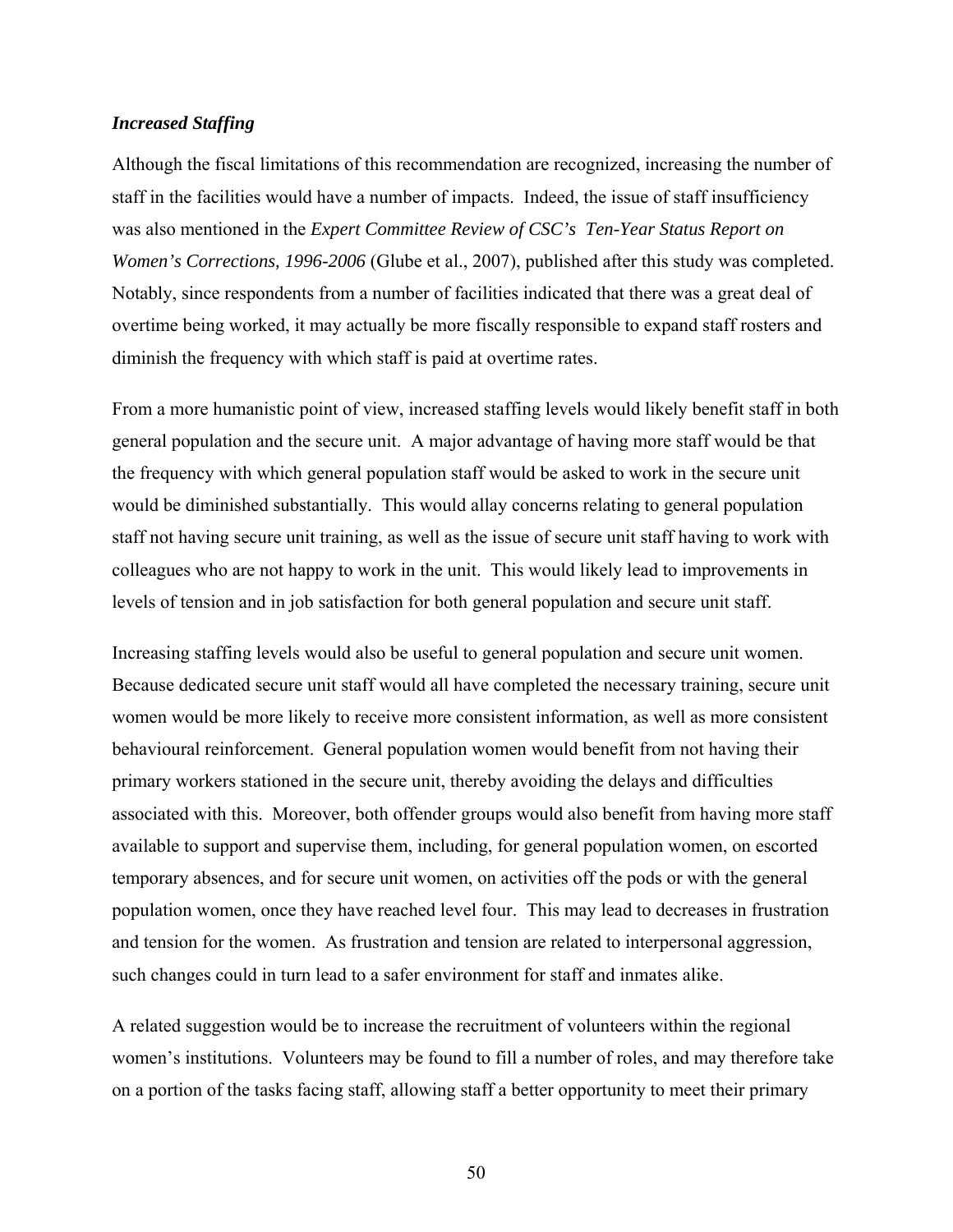### *Increased Staffing*

Although the fiscal limitations of this recommendation are recognized, increasing the number of staff in the facilities would have a number of impacts. Indeed, the issue of staff insufficiency was also mentioned in the *Expert Committee Review of CSC's Ten-Year Status Report on Women's Corrections, 1996-2006* (Glube et al., 2007), published after this study was completed. Notably, since respondents from a number of facilities indicated that there was a great deal of overtime being worked, it may actually be more fiscally responsible to expand staff rosters and diminish the frequency with which staff is paid at overtime rates.

From a more humanistic point of view, increased staffing levels would likely benefit staff in both general population and the secure unit. A major advantage of having more staff would be that the frequency with which general population staff would be asked to work in the secure unit would be diminished substantially. This would allay concerns relating to general population staff not having secure unit training, as well as the issue of secure unit staff having to work with colleagues who are not happy to work in the unit. This would likely lead to improvements in levels of tension and in job satisfaction for both general population and secure unit staff.

Increasing staffing levels would also be useful to general population and secure unit women. Because dedicated secure unit staff would all have completed the necessary training, secure unit women would be more likely to receive more consistent information, as well as more consistent behavioural reinforcement. General population women would benefit from not having their primary workers stationed in the secure unit, thereby avoiding the delays and difficulties associated with this. Moreover, both offender groups would also benefit from having more staff available to support and supervise them, including, for general population women, on escorted temporary absences, and for secure unit women, on activities off the pods or with the general population women, once they have reached level four. This may lead to decreases in frustration and tension for the women. As frustration and tension are related to interpersonal aggression, such changes could in turn lead to a safer environment for staff and inmates alike.

A related suggestion would be to increase the recruitment of volunteers within the regional women's institutions. Volunteers may be found to fill a number of roles, and may therefore take on a portion of the tasks facing staff, allowing staff a better opportunity to meet their primary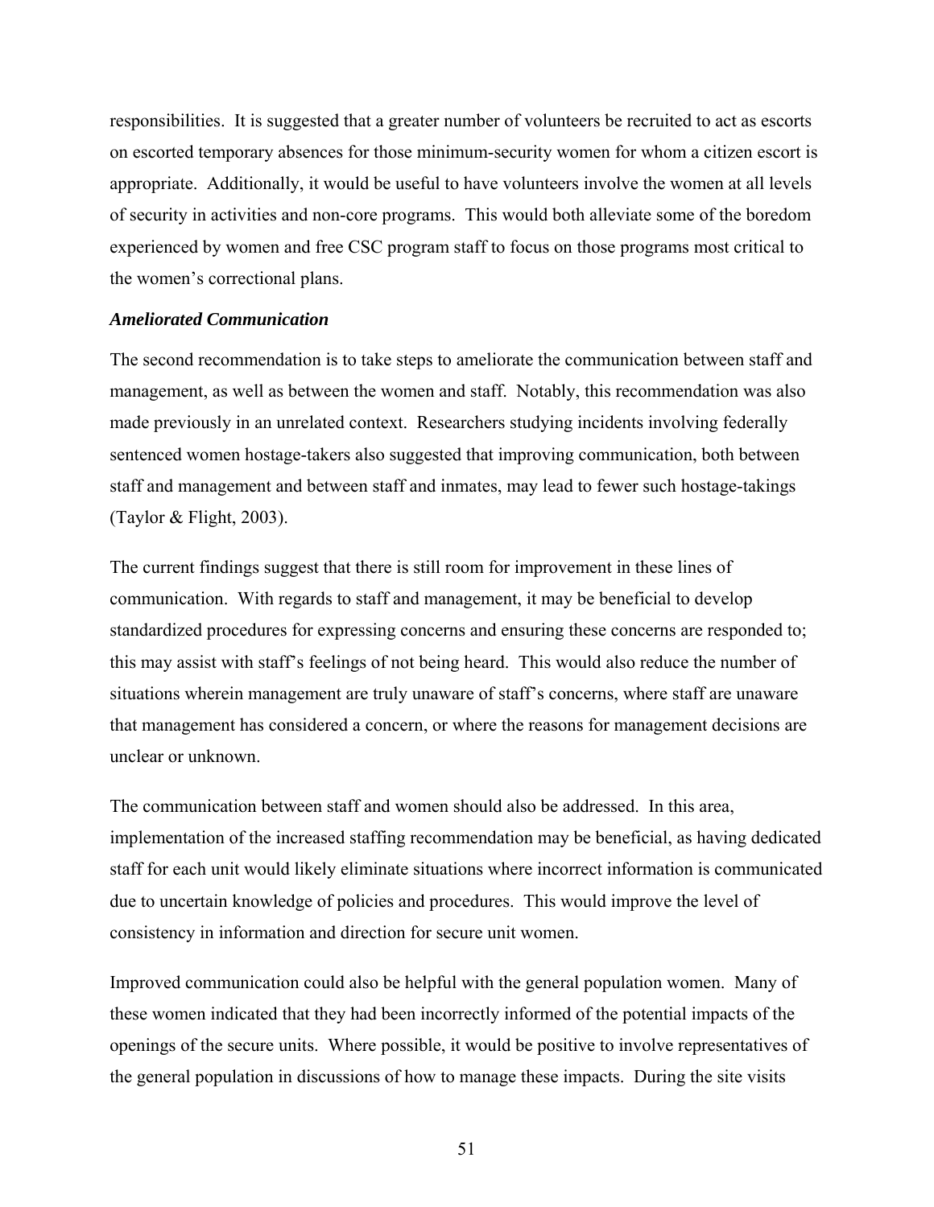responsibilities. It is suggested that a greater number of volunteers be recruited to act as escorts on escorted temporary absences for those minimum-security women for whom a citizen escort is appropriate. Additionally, it would be useful to have volunteers involve the women at all levels of security in activities and non-core programs. This would both alleviate some of the boredom experienced by women and free CSC program staff to focus on those programs most critical to the women's correctional plans.

***Ameliorated Communication***

The second recommendation is to take steps to ameliorate the communication between staff and management, as well as between the women and staff. Notably, this recommendation was also made previously in an unrelated context. Researchers studying incidents involving federally sentenced women hostage-takers also suggested that improving communication, both between staff and management and between staff and inmates, may lead to fewer such hostage-takings (Taylor & Flight, 2003).

The current findings suggest that there is still room for improvement in these lines of communication. With regards to staff and management, it may be beneficial to develop standardized procedures for expressing concerns and ensuring these concerns are responded to; this may assist with staff's feelings of not being heard. This would also reduce the number of situations wherein management are truly unaware of staff's concerns, where staff are unaware that management has considered a concern, or where the reasons for management decisions are unclear or unknown.

The communication between staff and women should also be addressed. In this area, implementation of the increased staffing recommendation may be beneficial, as having dedicated staff for each unit would likely eliminate situations where incorrect information is communicated due to uncertain knowledge of policies and procedures. This would improve the level of consistency in information and direction for secure unit women.

Improved communication could also be helpful with the general population women. Many of these women indicated that they had been incorrectly informed of the potential impacts of the openings of the secure units. Where possible, it would be positive to involve representatives of the general population in discussions of how to manage these impacts. During the site visits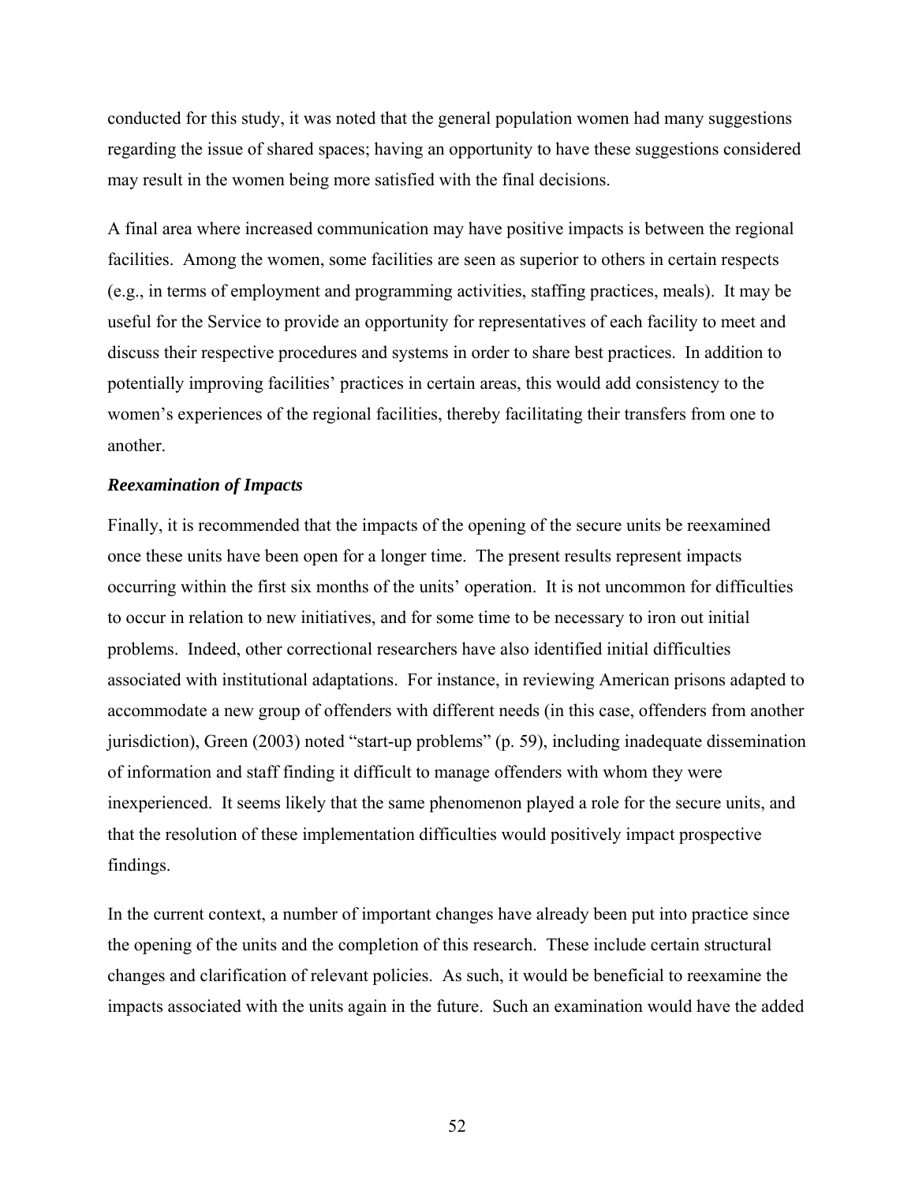conducted for this study, it was noted that the general population women had many suggestions regarding the issue of shared spaces; having an opportunity to have these suggestions considered may result in the women being more satisfied with the final decisions.

A final area where increased communication may have positive impacts is between the regional facilities. Among the women, some facilities are seen as superior to others in certain respects (e.g., in terms of employment and programming activities, staffing practices, meals). It may be useful for the Service to provide an opportunity for representatives of each facility to meet and discuss their respective procedures and systems in order to share best practices. In addition to potentially improving facilities' practices in certain areas, this would add consistency to the women's experiences of the regional facilities, thereby facilitating their transfers from one to another.

***Reexamination of Impacts***

Finally, it is recommended that the impacts of the opening of the secure units be reexamined once these units have been open for a longer time. The present results represent impacts occurring within the first six months of the units' operation. It is not uncommon for difficulties to occur in relation to new initiatives, and for some time to be necessary to iron out initial problems. Indeed, other correctional researchers have also identified initial difficulties associated with institutional adaptations. For instance, in reviewing American prisons adapted to accommodate a new group of offenders with different needs (in this case, offenders from another jurisdiction), Green (2003) noted "start-up problems" (p. 59), including inadequate dissemination of information and staff finding it difficult to manage offenders with whom they were inexperienced. It seems likely that the same phenomenon played a role for the secure units, and that the resolution of these implementation difficulties would positively impact prospective findings.

In the current context, a number of important changes have already been put into practice since the opening of the units and the completion of this research. These include certain structural changes and clarification of relevant policies. As such, it would be beneficial to reexamine the impacts associated with the units again in the future. Such an examination would have the added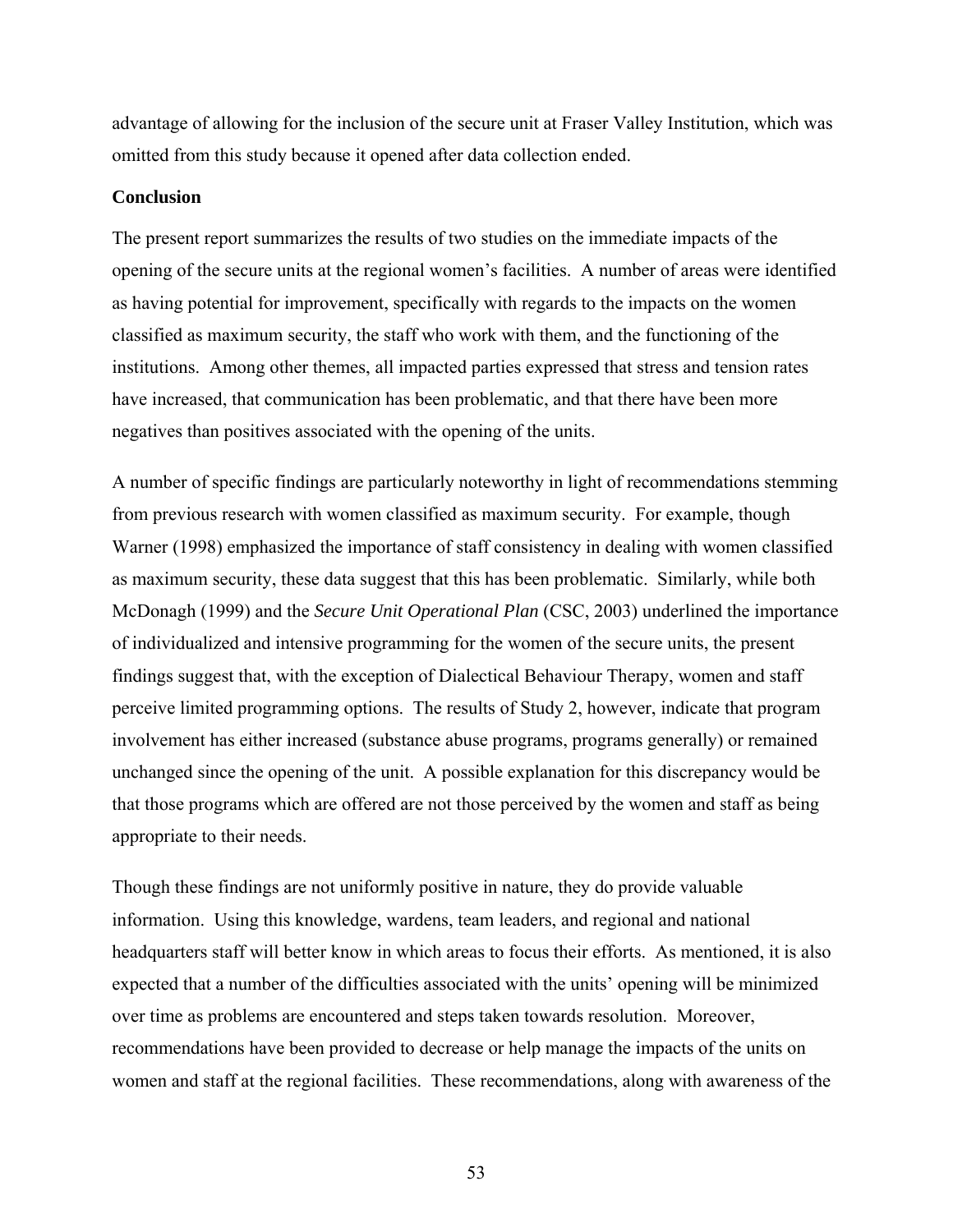advantage of allowing for the inclusion of the secure unit at Fraser Valley Institution, which was omitted from this study because it opened after data collection ended.

**Conclusion**

The present report summarizes the results of two studies on the immediate impacts of the opening of the secure units at the regional women's facilities. A number of areas were identified as having potential for improvement, specifically with regards to the impacts on the women classified as maximum security, the staff who work with them, and the functioning of the institutions. Among other themes, all impacted parties expressed that stress and tension rates have increased, that communication has been problematic, and that there have been more negatives than positives associated with the opening of the units.

A number of specific findings are particularly noteworthy in light of recommendations stemming from previous research with women classified as maximum security. For example, though Warner (1998) emphasized the importance of staff consistency in dealing with women classified as maximum security, these data suggest that this has been problematic. Similarly, while both McDonagh (1999) and the *Secure Unit Operational Plan* (CSC, 2003) underlined the importance of individualized and intensive programming for the women of the secure units, the present findings suggest that, with the exception of Dialectical Behaviour Therapy, women and staff perceive limited programming options. The results of Study 2, however, indicate that program involvement has either increased (substance abuse programs, programs generally) or remained unchanged since the opening of the unit. A possible explanation for this discrepancy would be that those programs which are offered are not those perceived by the women and staff as being appropriate to their needs.

Though these findings are not uniformly positive in nature, they do provide valuable information. Using this knowledge, wardens, team leaders, and regional and national headquarters staff will better know in which areas to focus their efforts. As mentioned, it is also expected that a number of the difficulties associated with the units' opening will be minimized over time as problems are encountered and steps taken towards resolution. Moreover, recommendations have been provided to decrease or help manage the impacts of the units on women and staff at the regional facilities. These recommendations, along with awareness of the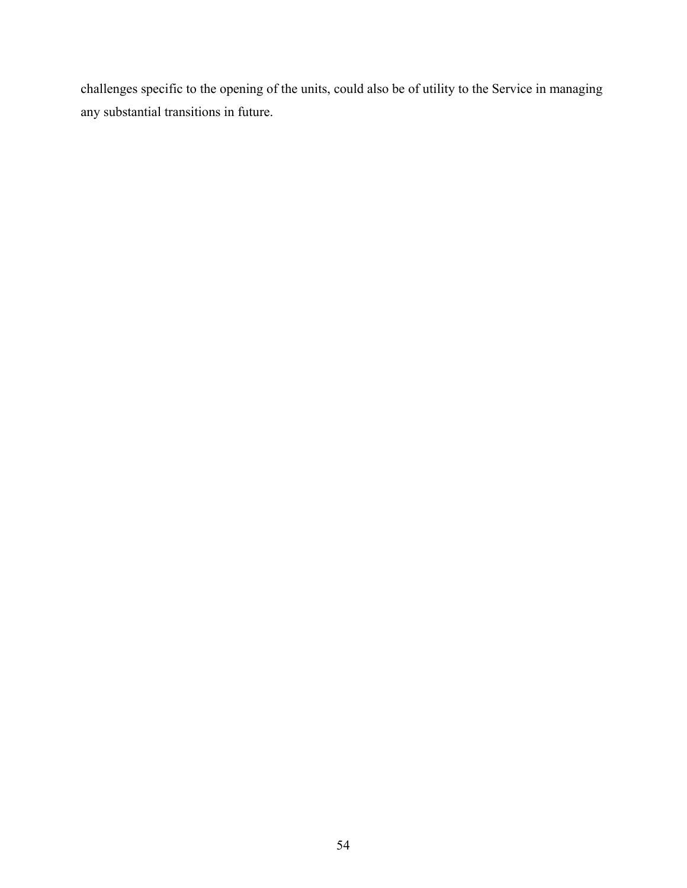challenges specific to the opening of the units, could also be of utility to the Service in managing any substantial transitions in future.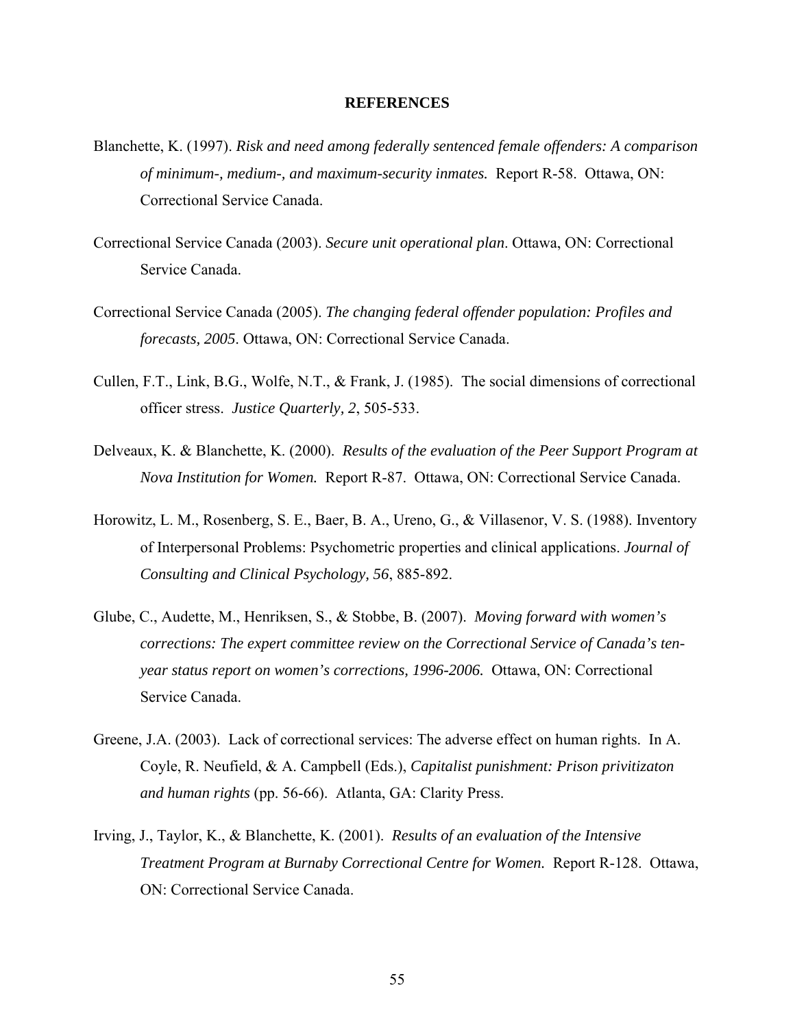## REFERENCES

Blanchette, K. (1997). *Risk and need among federally sentenced female offenders: A comparison of minimum-, medium-, and maximum-security inmates.* Report R-58. Ottawa, ON: Correctional Service Canada.

Correctional Service Canada (2003). *Secure unit operational plan*. Ottawa, ON: Correctional Service Canada.

Correctional Service Canada (2005). *The changing federal offender population: Profiles and forecasts, 2005*. Ottawa, ON: Correctional Service Canada.

Cullen, F.T., Link, B.G., Wolfe, N.T., & Frank, J. (1985). The social dimensions of correctional officer stress. *Justice Quarterly, 2*, 505-533.

Delveaux, K. & Blanchette, K. (2000). *Results of the evaluation of the Peer Support Program at Nova Institution for Women.* Report R-87. Ottawa, ON: Correctional Service Canada.

Horowitz, L. M., Rosenberg, S. E., Baer, B. A., Ureno, G., & Villasenor, V. S. (1988). Inventory of Interpersonal Problems: Psychometric properties and clinical applications. *Journal of Consulting and Clinical Psychology, 56*, 885-892.

Glube, C., Audette, M., Henriksen, S., & Stobbe, B. (2007). *Moving forward with women's corrections: The expert committee review on the Correctional Service of Canada's ten-year status report on women's corrections, 1996-2006.* Ottawa, ON: Correctional Service Canada.

Greene, J.A. (2003). Lack of correctional services: The adverse effect on human rights. In A. Coyle, R. Neufield, & A. Campbell (Eds.), *Capitalist punishment: Prison privitizaton and human rights* (pp. 56-66). Atlanta, GA: Clarity Press.

Irving, J., Taylor, K., & Blanchette, K. (2001). *Results of an evaluation of the Intensive Treatment Program at Burnaby Correctional Centre for Women.* Report R-128. Ottawa, ON: Correctional Service Canada.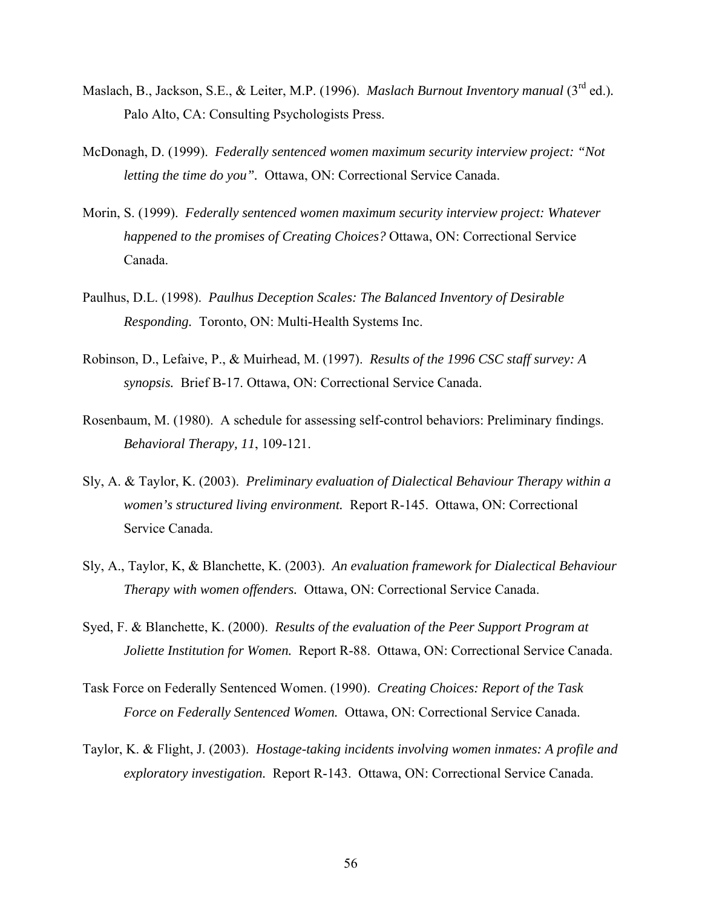Maslach, B., Jackson, S.E., & Leiter, M.P. (1996). *Maslach Burnout Inventory manual* (3rd ed.). Palo Alto, CA: Consulting Psychologists Press.

McDonagh, D. (1999). *Federally sentenced women maximum security interview project: "Not letting the time do you".* Ottawa, ON: Correctional Service Canada.

Morin, S. (1999). *Federally sentenced women maximum security interview project: Whatever happened to the promises of Creating Choices?* Ottawa, ON: Correctional Service Canada.

Paulhus, D.L. (1998). *Paulhus Deception Scales: The Balanced Inventory of Desirable Responding.* Toronto, ON: Multi-Health Systems Inc.

Robinson, D., Lefaive, P., & Muirhead, M. (1997). *Results of the 1996 CSC staff survey: A synopsis.* Brief B-17. Ottawa, ON: Correctional Service Canada.

Rosenbaum, M. (1980). A schedule for assessing self-control behaviors: Preliminary findings. *Behavioral Therapy, 11*, 109-121.

Sly, A. & Taylor, K. (2003). *Preliminary evaluation of Dialectical Behaviour Therapy within a women's structured living environment.* Report R-145. Ottawa, ON: Correctional Service Canada.

Sly, A., Taylor, K, & Blanchette, K. (2003). *An evaluation framework for Dialectical Behaviour Therapy with women offenders.* Ottawa, ON: Correctional Service Canada.

Syed, F. & Blanchette, K. (2000). *Results of the evaluation of the Peer Support Program at Joliette Institution for Women.* Report R-88. Ottawa, ON: Correctional Service Canada.

Task Force on Federally Sentenced Women. (1990). *Creating Choices: Report of the Task Force on Federally Sentenced Women.* Ottawa, ON: Correctional Service Canada.

Taylor, K. & Flight, J. (2003). *Hostage-taking incidents involving women inmates: A profile and exploratory investigation.* Report R-143. Ottawa, ON: Correctional Service Canada.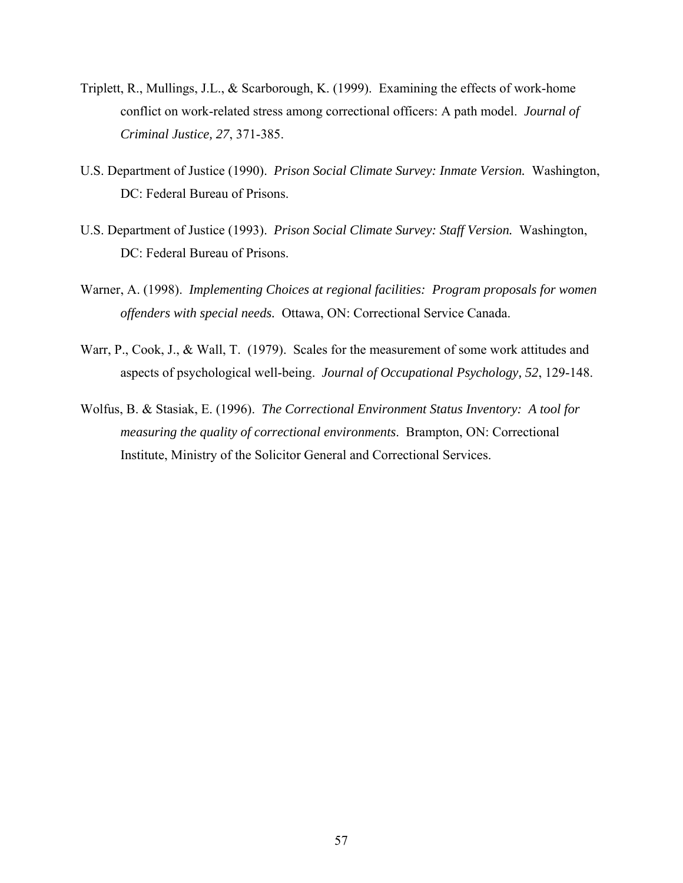Triplett, R., Mullings, J.L., & Scarborough, K. (1999). Examining the effects of work-home conflict on work-related stress among correctional officers: A path model. *Journal of Criminal Justice, 27*, 371-385.

U.S. Department of Justice (1990). *Prison Social Climate Survey: Inmate Version.* Washington, DC: Federal Bureau of Prisons.

U.S. Department of Justice (1993). *Prison Social Climate Survey: Staff Version.* Washington, DC: Federal Bureau of Prisons.

Warner, A. (1998). *Implementing Choices at regional facilities: Program proposals for women offenders with special needs.* Ottawa, ON: Correctional Service Canada.

Warr, P., Cook, J., & Wall, T. (1979). Scales for the measurement of some work attitudes and aspects of psychological well-being. *Journal of Occupational Psychology, 52*, 129-148.

Wolfus, B. & Stasiak, E. (1996). *The Correctional Environment Status Inventory: A tool for measuring the quality of correctional environments*. Brampton, ON: Correctional Institute, Ministry of the Solicitor General and Correctional Services.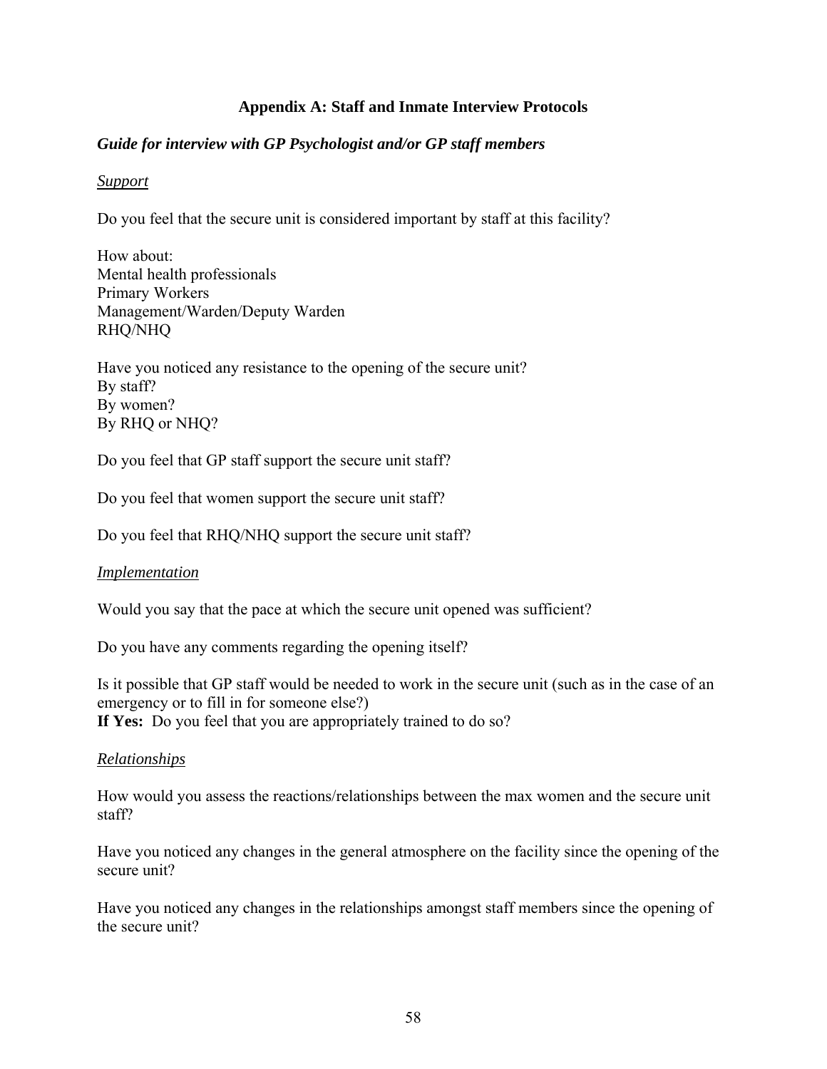## Appendix A: Staff and Inmate Interview Protocols

### *Guide for interview with GP Psychologist and/or GP staff members*

*Support*

Do you feel that the secure unit is considered important by staff at this facility?

How about:
Mental health professionals
Primary Workers
Management/Warden/Deputy Warden
RHQ/NHQ

Have you noticed any resistance to the opening of the secure unit?
By staff?
By women?
By RHQ or NHQ?

Do you feel that GP staff support the secure unit staff?

Do you feel that women support the secure unit staff?

Do you feel that RHQ/NHQ support the secure unit staff?

*Implementation*

Would you say that the pace at which the secure unit opened was sufficient?

Do you have any comments regarding the opening itself?

Is it possible that GP staff would be needed to work in the secure unit (such as in the case of an emergency or to fill in for someone else?)
**If Yes:** Do you feel that you are appropriately trained to do so?

*Relationships*

How would you assess the reactions/relationships between the max women and the secure unit staff?

Have you noticed any changes in the general atmosphere on the facility since the opening of the secure unit?

Have you noticed any changes in the relationships amongst staff members since the opening of the secure unit?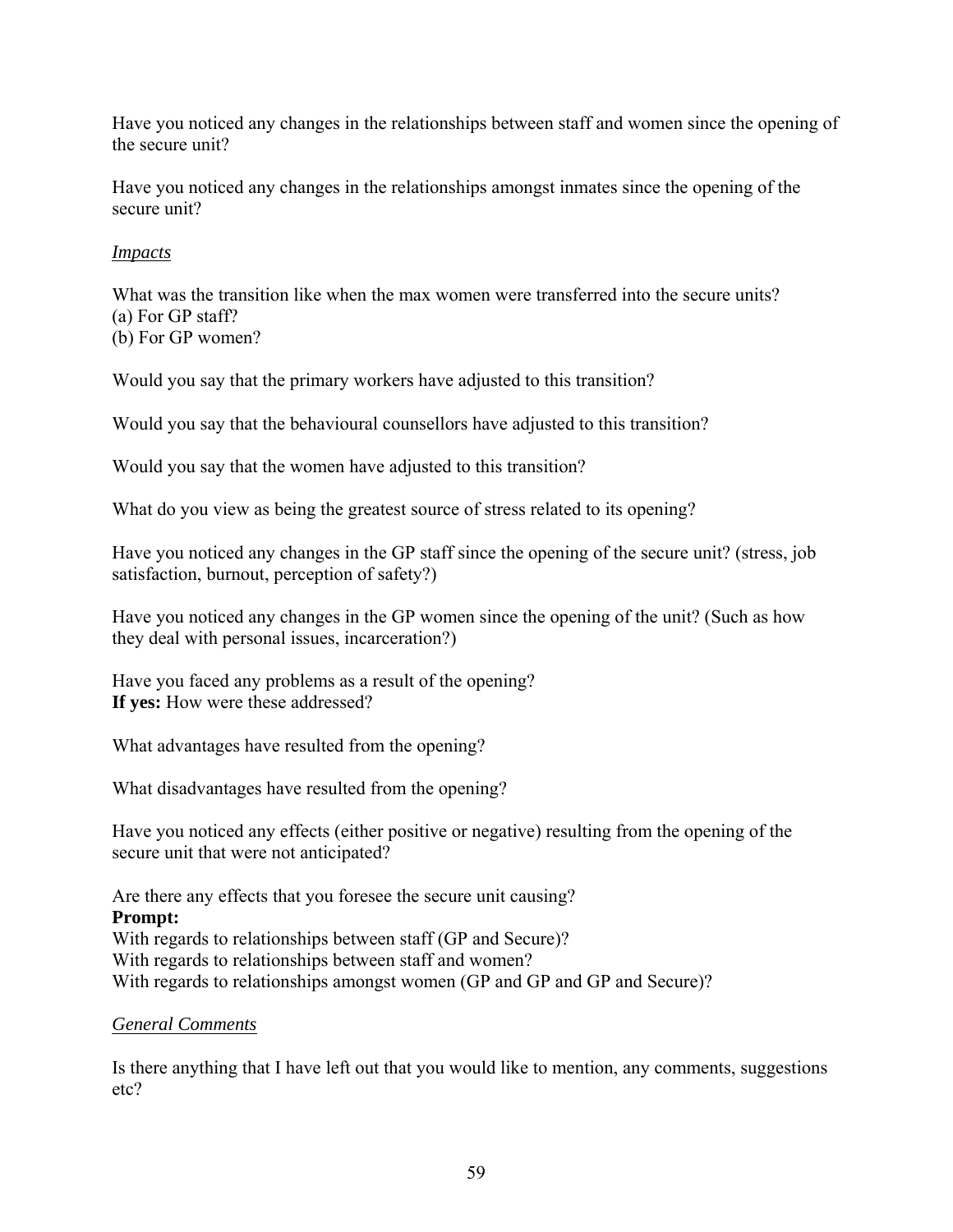Have you noticed any changes in the relationships between staff and women since the opening of the secure unit?

Have you noticed any changes in the relationships amongst inmates since the opening of the secure unit?

*Impacts*

What was the transition like when the max women were transferred into the secure units?
(a) For GP staff?
(b) For GP women?

Would you say that the primary workers have adjusted to this transition?

Would you say that the behavioural counsellors have adjusted to this transition?

Would you say that the women have adjusted to this transition?

What do you view as being the greatest source of stress related to its opening?

Have you noticed any changes in the GP staff since the opening of the secure unit? (stress, job satisfaction, burnout, perception of safety?)

Have you noticed any changes in the GP women since the opening of the unit? (Such as how they deal with personal issues, incarceration?)

Have you faced any problems as a result of the opening?
**If yes:** How were these addressed?

What advantages have resulted from the opening?

What disadvantages have resulted from the opening?

Have you noticed any effects (either positive or negative) resulting from the opening of the secure unit that were not anticipated?

Are there any effects that you foresee the secure unit causing?
**Prompt:**
With regards to relationships between staff (GP and Secure)?
With regards to relationships between staff and women?
With regards to relationships amongst women (GP and GP and GP and Secure)?

*General Comments*

Is there anything that I have left out that you would like to mention, any comments, suggestions etc?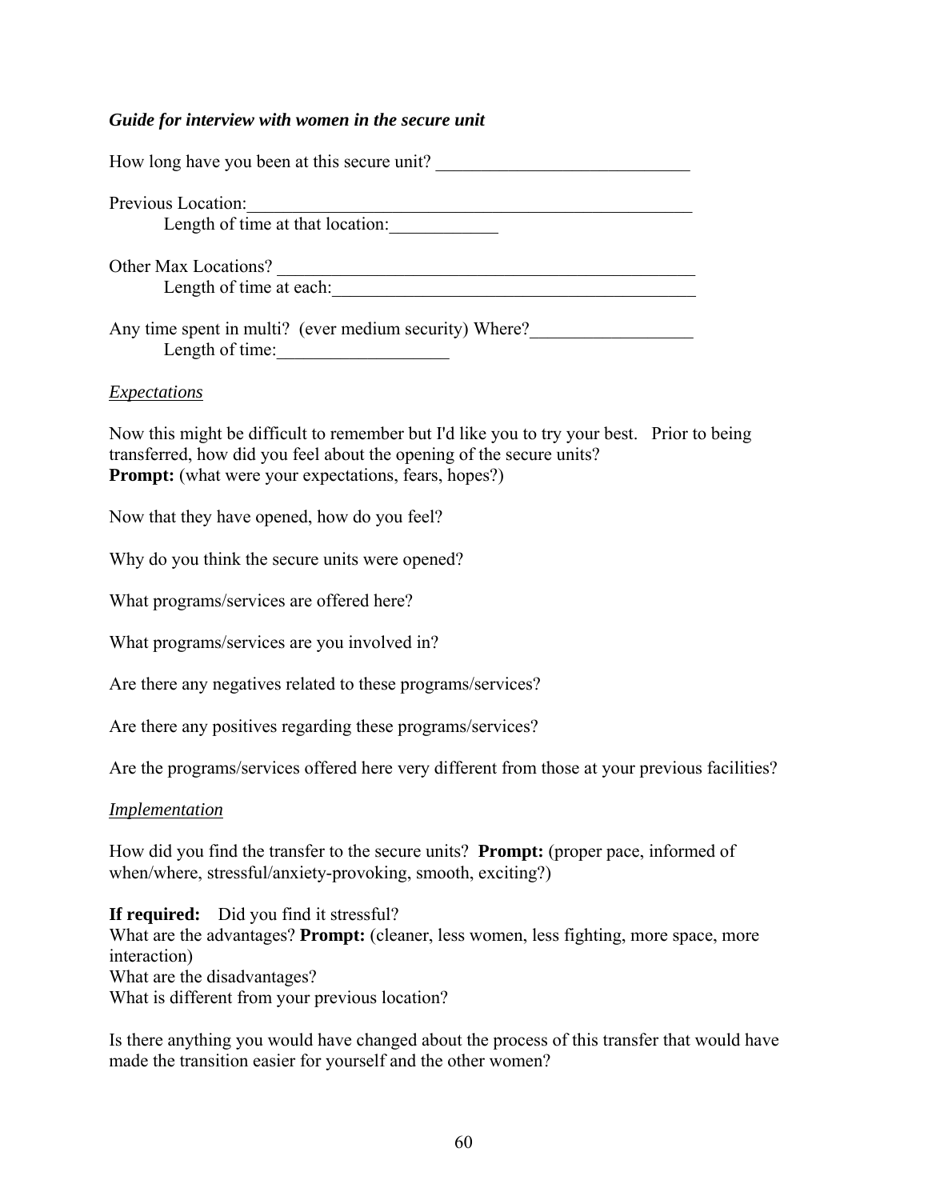***Guide for interview with women in the secure unit***

How long have you been at this secure unit? ____________________________

Previous Location:____________________________________________________

Length of time at that location:____________

Other Max Locations? _______________________________________________

Length of time at each:_________________________________________

Any time spent in multi? (ever medium security) Where?__________________

Length of time:___________________

*Expectations*

Now this might be difficult to remember but I'd like you to try your best. Prior to being transferred, how did you feel about the opening of the secure units?
**Prompt:** (what were your expectations, fears, hopes?)

Now that they have opened, how do you feel?

Why do you think the secure units were opened?

What programs/services are offered here?

What programs/services are you involved in?

Are there any negatives related to these programs/services?

Are there any positives regarding these programs/services?

Are the programs/services offered here very different from those at your previous facilities?

*Implementation*

How did you find the transfer to the secure units? **Prompt:** (proper pace, informed of when/where, stressful/anxiety-provoking, smooth, exciting?)

**If required:** Did you find it stressful?
What are the advantages? **Prompt:** (cleaner, less women, less fighting, more space, more interaction)
What are the disadvantages?
What is different from your previous location?

Is there anything you would have changed about the process of this transfer that would have made the transition easier for yourself and the other women?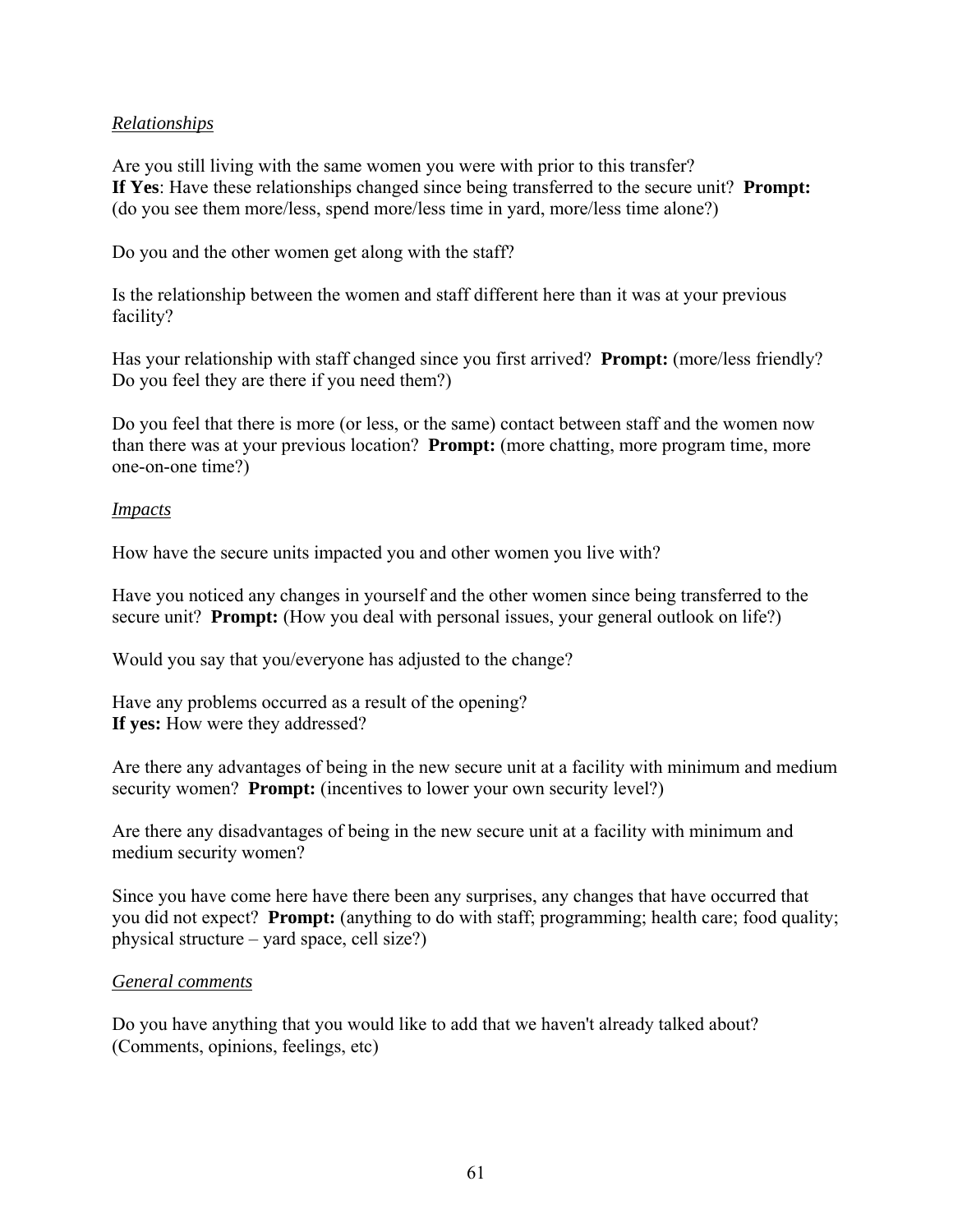*Relationships*

Are you still living with the same women you were with prior to this transfer?
**If Yes**: Have these relationships changed since being transferred to the secure unit? **Prompt:** (do you see them more/less, spend more/less time in yard, more/less time alone?)

Do you and the other women get along with the staff?

Is the relationship between the women and staff different here than it was at your previous facility?

Has your relationship with staff changed since you first arrived? **Prompt:** (more/less friendly? Do you feel they are there if you need them?)

Do you feel that there is more (or less, or the same) contact between staff and the women now than there was at your previous location? **Prompt:** (more chatting, more program time, more one-on-one time?)

*Impacts*

How have the secure units impacted you and other women you live with?

Have you noticed any changes in yourself and the other women since being transferred to the secure unit? **Prompt:** (How you deal with personal issues, your general outlook on life?)

Would you say that you/everyone has adjusted to the change?

Have any problems occurred as a result of the opening?
**If yes:** How were they addressed?

Are there any advantages of being in the new secure unit at a facility with minimum and medium security women? **Prompt:** (incentives to lower your own security level?)

Are there any disadvantages of being in the new secure unit at a facility with minimum and medium security women?

Since you have come here have there been any surprises, any changes that have occurred that you did not expect? **Prompt:** (anything to do with staff; programming; health care; food quality; physical structure – yard space, cell size?)

*General comments*

Do you have anything that you would like to add that we haven't already talked about? (Comments, opinions, feelings, etc)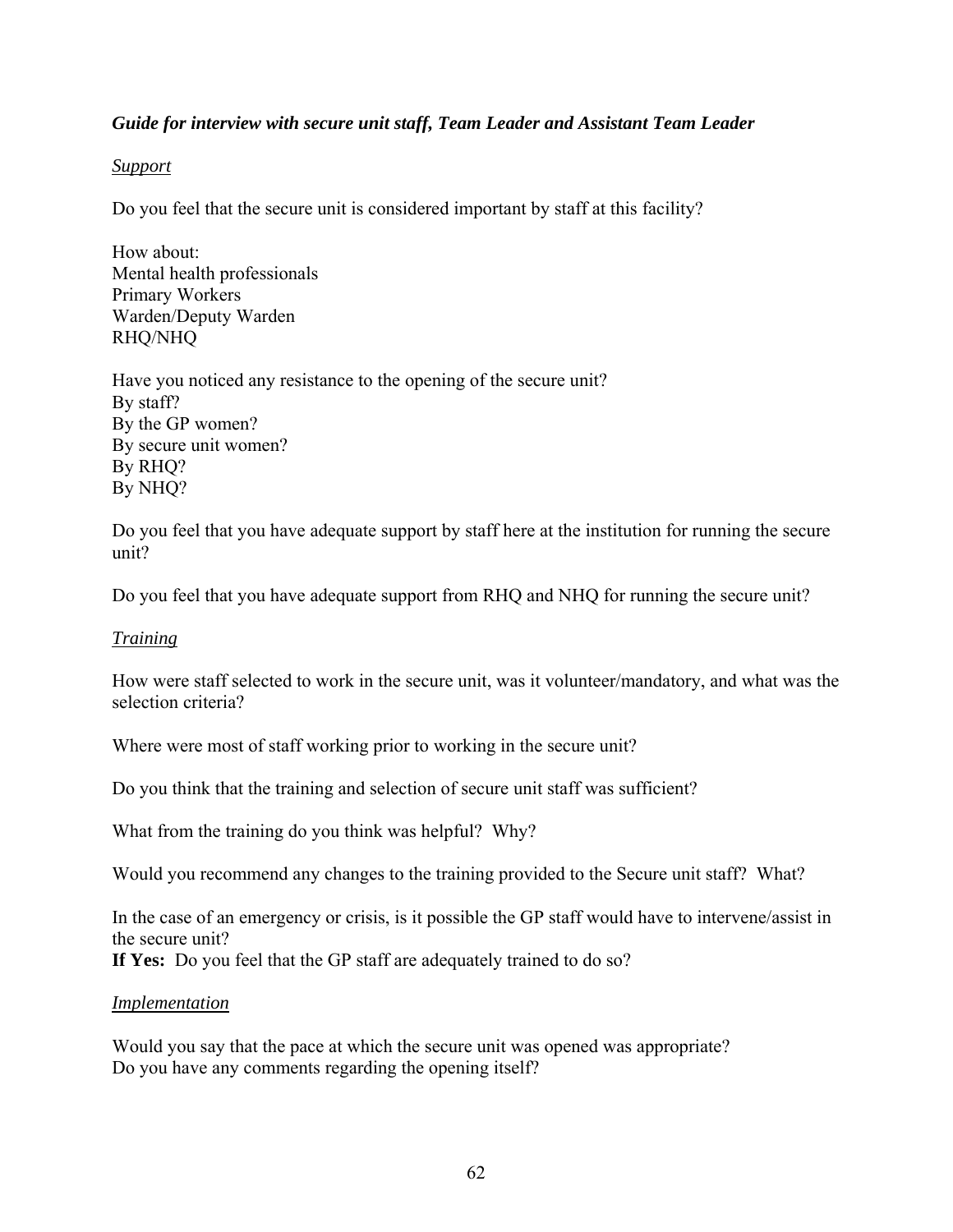***Guide for interview with secure unit staff, Team Leader and Assistant Team Leader***

*Support*

Do you feel that the secure unit is considered important by staff at this facility?

How about:
Mental health professionals
Primary Workers
Warden/Deputy Warden
RHQ/NHQ

Have you noticed any resistance to the opening of the secure unit?
By staff?
By the GP women?
By secure unit women?
By RHQ?
By NHQ?

Do you feel that you have adequate support by staff here at the institution for running the secure unit?

Do you feel that you have adequate support from RHQ and NHQ for running the secure unit?

*Training*

How were staff selected to work in the secure unit, was it volunteer/mandatory, and what was the selection criteria?

Where were most of staff working prior to working in the secure unit?

Do you think that the training and selection of secure unit staff was sufficient?

What from the training do you think was helpful? Why?

Would you recommend any changes to the training provided to the Secure unit staff? What?

In the case of an emergency or crisis, is it possible the GP staff would have to intervene/assist in the secure unit?
**If Yes:** Do you feel that the GP staff are adequately trained to do so?

*Implementation*

Would you say that the pace at which the secure unit was opened was appropriate?
Do you have any comments regarding the opening itself?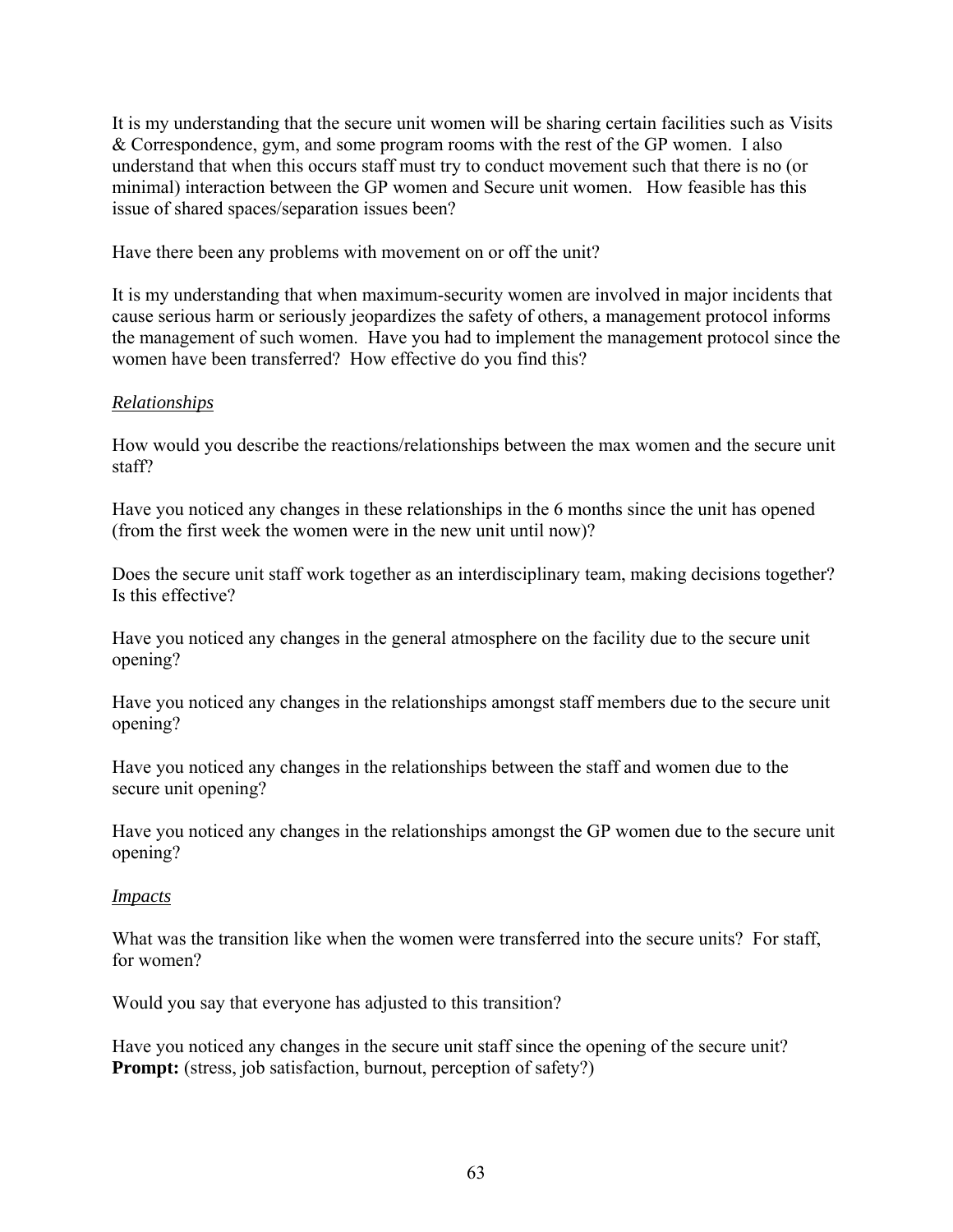It is my understanding that the secure unit women will be sharing certain facilities such as Visits & Correspondence, gym, and some program rooms with the rest of the GP women. I also understand that when this occurs staff must try to conduct movement such that there is no (or minimal) interaction between the GP women and Secure unit women. How feasible has this issue of shared spaces/separation issues been?

Have there been any problems with movement on or off the unit?

It is my understanding that when maximum-security women are involved in major incidents that cause serious harm or seriously jeopardizes the safety of others, a management protocol informs the management of such women. Have you had to implement the management protocol since the women have been transferred? How effective do you find this?

*Relationships*

How would you describe the reactions/relationships between the max women and the secure unit staff?

Have you noticed any changes in these relationships in the 6 months since the unit has opened (from the first week the women were in the new unit until now)?

Does the secure unit staff work together as an interdisciplinary team, making decisions together? Is this effective?

Have you noticed any changes in the general atmosphere on the facility due to the secure unit opening?

Have you noticed any changes in the relationships amongst staff members due to the secure unit opening?

Have you noticed any changes in the relationships between the staff and women due to the secure unit opening?

Have you noticed any changes in the relationships amongst the GP women due to the secure unit opening?

*Impacts*

What was the transition like when the women were transferred into the secure units? For staff, for women?

Would you say that everyone has adjusted to this transition?

Have you noticed any changes in the secure unit staff since the opening of the secure unit?
**Prompt:** (stress, job satisfaction, burnout, perception of safety?)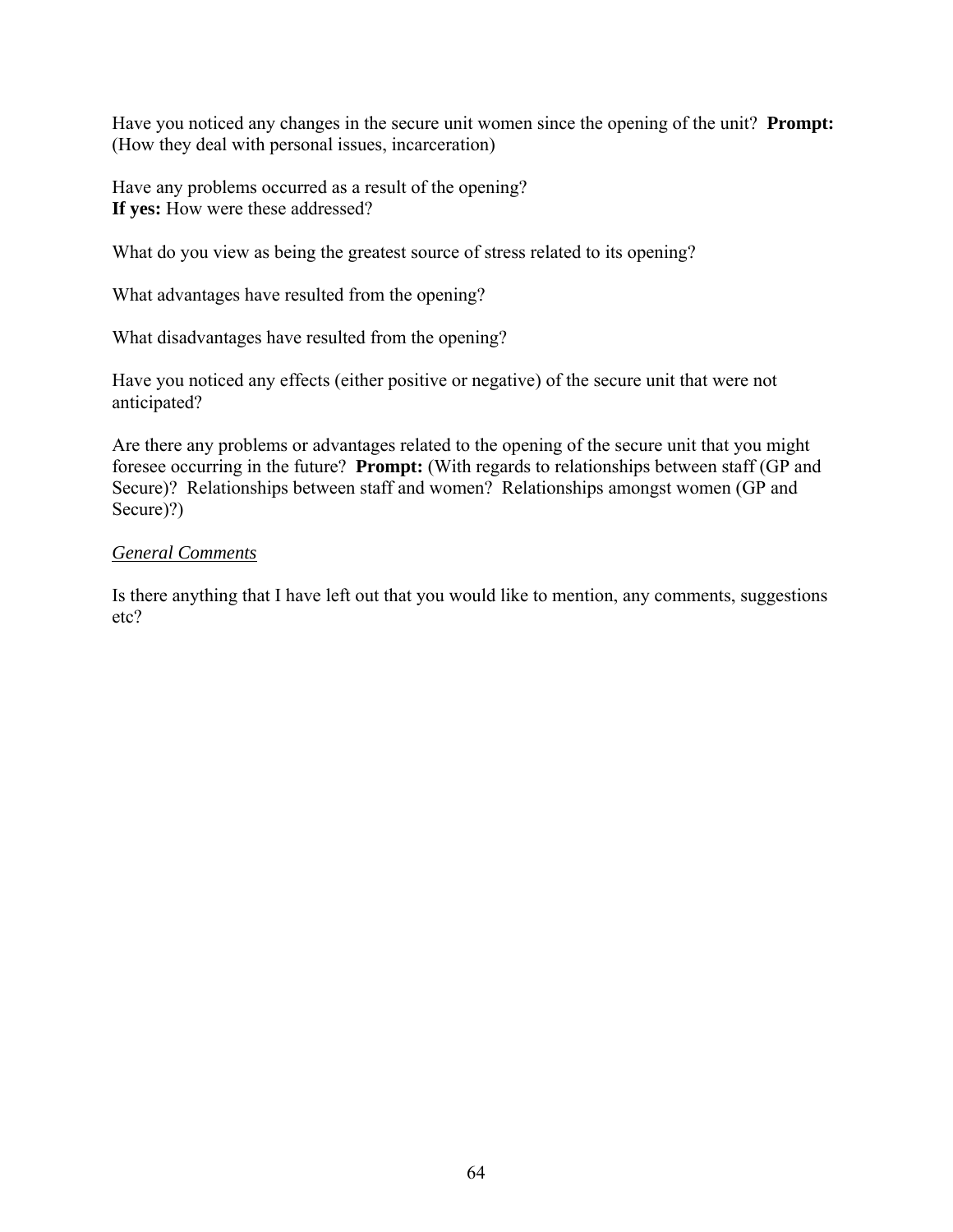Have you noticed any changes in the secure unit women since the opening of the unit? **Prompt:** (How they deal with personal issues, incarceration)

Have any problems occurred as a result of the opening?
**If yes:** How were these addressed?

What do you view as being the greatest source of stress related to its opening?

What advantages have resulted from the opening?

What disadvantages have resulted from the opening?

Have you noticed any effects (either positive or negative) of the secure unit that were not anticipated?

Are there any problems or advantages related to the opening of the secure unit that you might foresee occurring in the future? **Prompt:** (With regards to relationships between staff (GP and Secure)? Relationships between staff and women? Relationships amongst women (GP and Secure)?)

*General Comments*

Is there anything that I have left out that you would like to mention, any comments, suggestions etc?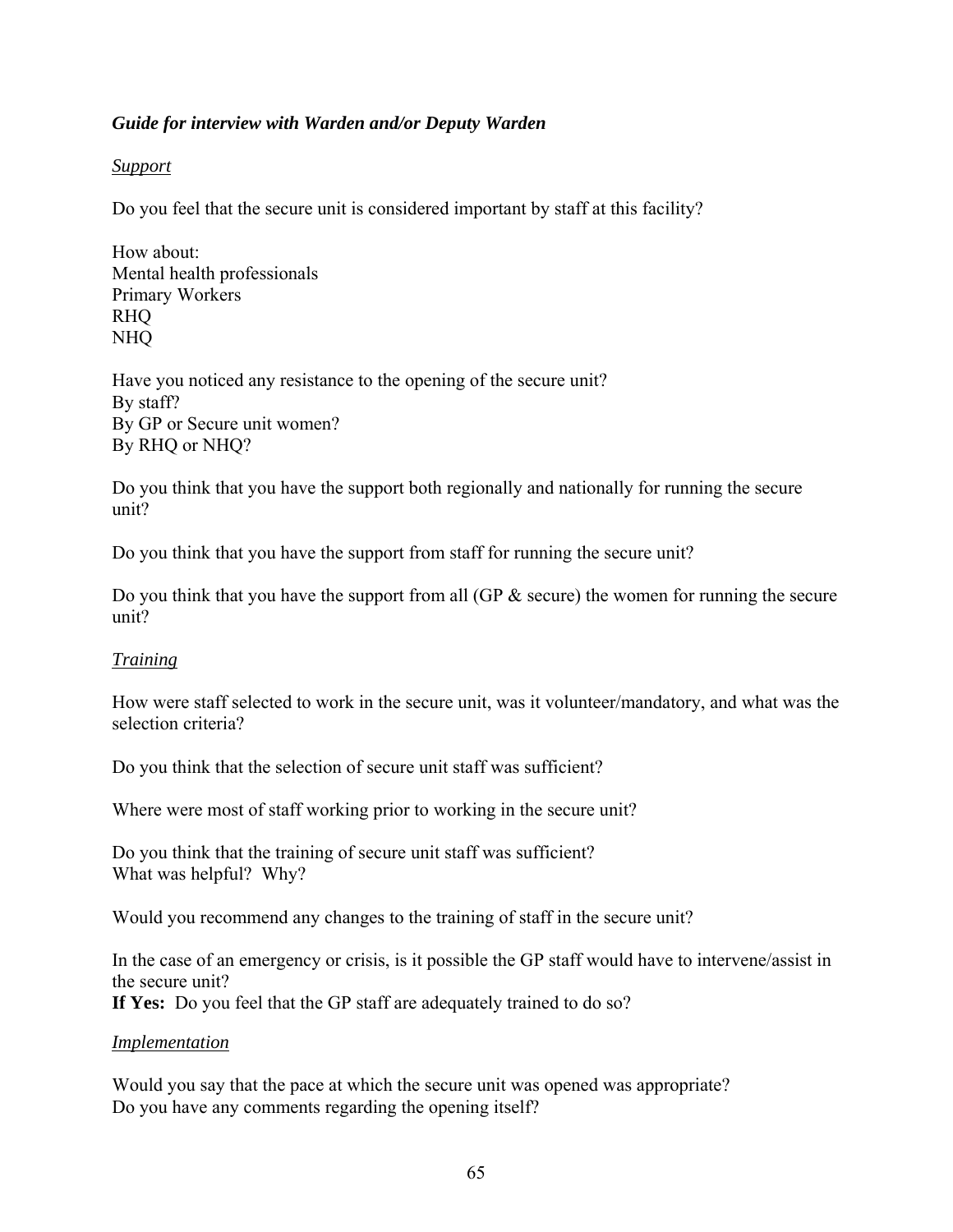***Guide for interview with Warden and/or Deputy Warden***

*Support*

Do you feel that the secure unit is considered important by staff at this facility?

How about:
Mental health professionals
Primary Workers
RHQ
NHQ

Have you noticed any resistance to the opening of the secure unit?
By staff?
By GP or Secure unit women?
By RHQ or NHQ?

Do you think that you have the support both regionally and nationally for running the secure unit?

Do you think that you have the support from staff for running the secure unit?

Do you think that you have the support from all (GP & secure) the women for running the secure unit?

*Training*

How were staff selected to work in the secure unit, was it volunteer/mandatory, and what was the selection criteria?

Do you think that the selection of secure unit staff was sufficient?

Where were most of staff working prior to working in the secure unit?

Do you think that the training of secure unit staff was sufficient?
What was helpful? Why?

Would you recommend any changes to the training of staff in the secure unit?

In the case of an emergency or crisis, is it possible the GP staff would have to intervene/assist in the secure unit?
**If Yes:** Do you feel that the GP staff are adequately trained to do so?

*Implementation*

Would you say that the pace at which the secure unit was opened was appropriate?
Do you have any comments regarding the opening itself?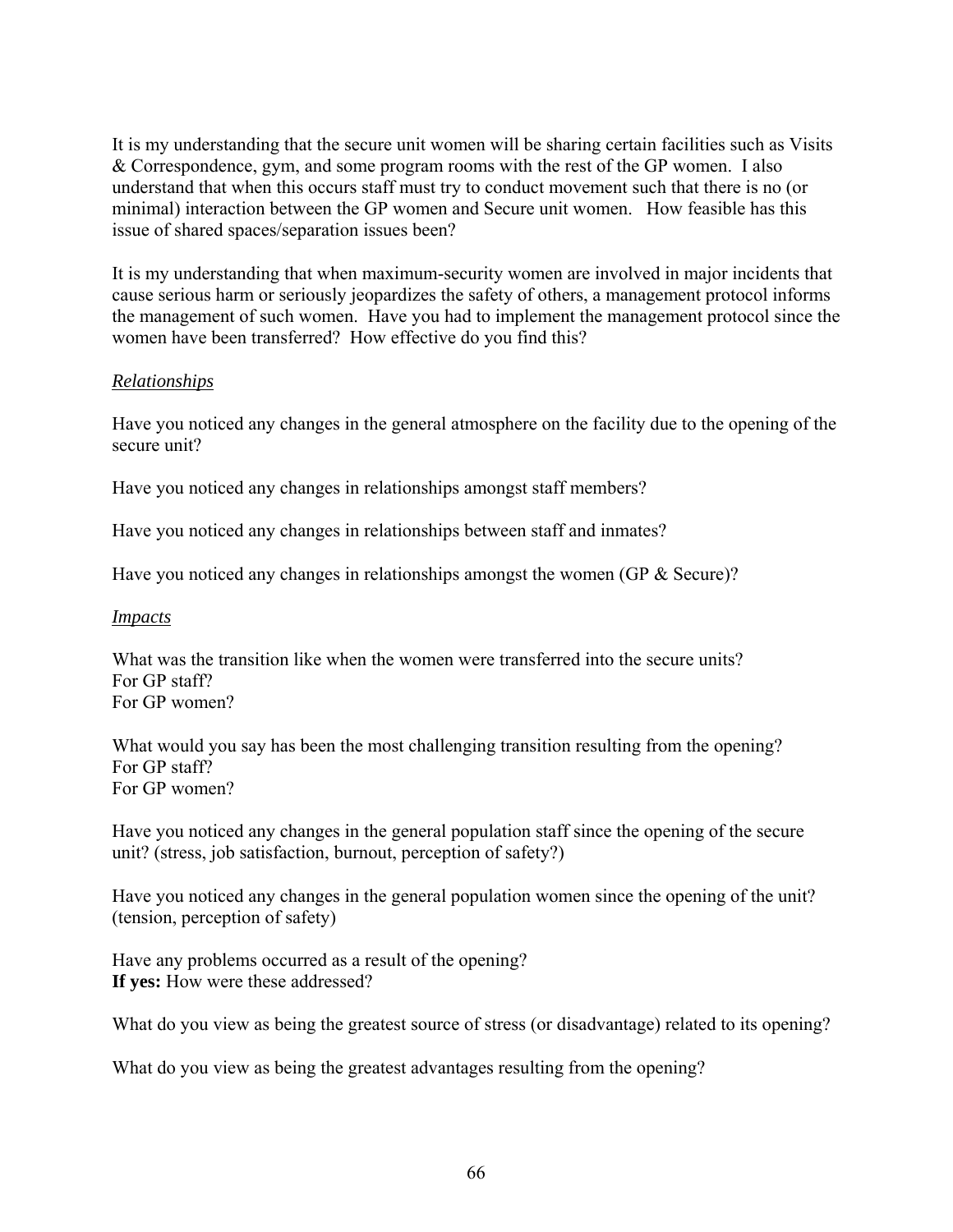It is my understanding that the secure unit women will be sharing certain facilities such as Visits & Correspondence, gym, and some program rooms with the rest of the GP women. I also understand that when this occurs staff must try to conduct movement such that there is no (or minimal) interaction between the GP women and Secure unit women. How feasible has this issue of shared spaces/separation issues been?

It is my understanding that when maximum-security women are involved in major incidents that cause serious harm or seriously jeopardizes the safety of others, a management protocol informs the management of such women. Have you had to implement the management protocol since the women have been transferred? How effective do you find this?

*Relationships*

Have you noticed any changes in the general atmosphere on the facility due to the opening of the secure unit?

Have you noticed any changes in relationships amongst staff members?

Have you noticed any changes in relationships between staff and inmates?

Have you noticed any changes in relationships amongst the women (GP & Secure)?

*Impacts*

What was the transition like when the women were transferred into the secure units?
For GP staff?
For GP women?

What would you say has been the most challenging transition resulting from the opening?
For GP staff?
For GP women?

Have you noticed any changes in the general population staff since the opening of the secure unit? (stress, job satisfaction, burnout, perception of safety?)

Have you noticed any changes in the general population women since the opening of the unit? (tension, perception of safety)

Have any problems occurred as a result of the opening?
**If yes:** How were these addressed?

What do you view as being the greatest source of stress (or disadvantage) related to its opening?

What do you view as being the greatest advantages resulting from the opening?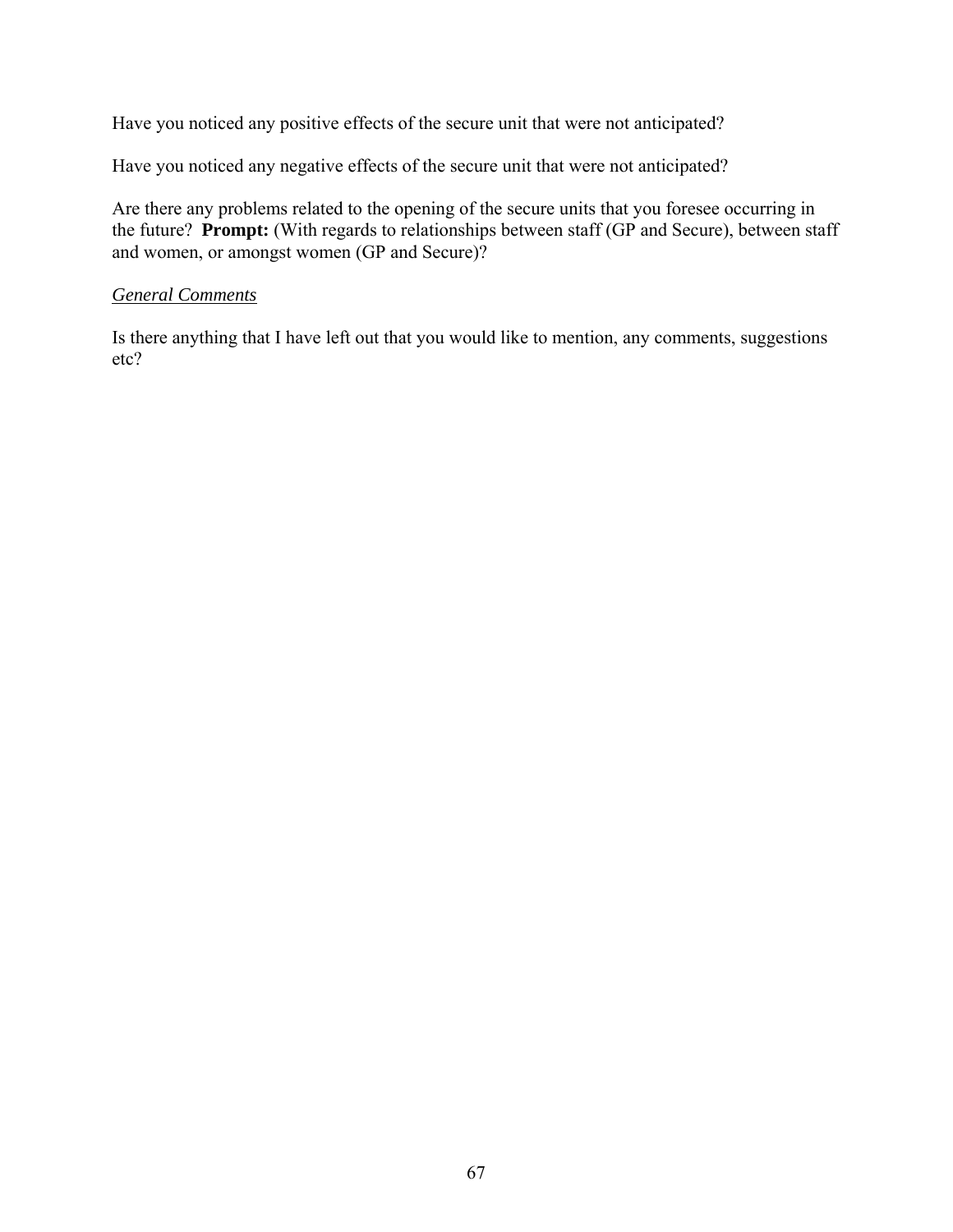Have you noticed any positive effects of the secure unit that were not anticipated?

Have you noticed any negative effects of the secure unit that were not anticipated?

Are there any problems related to the opening of the secure units that you foresee occurring in the future? **Prompt:** (With regards to relationships between staff (GP and Secure), between staff and women, or amongst women (GP and Secure)?

<u>*General Comments*</u>

Is there anything that I have left out that you would like to mention, any comments, suggestions etc?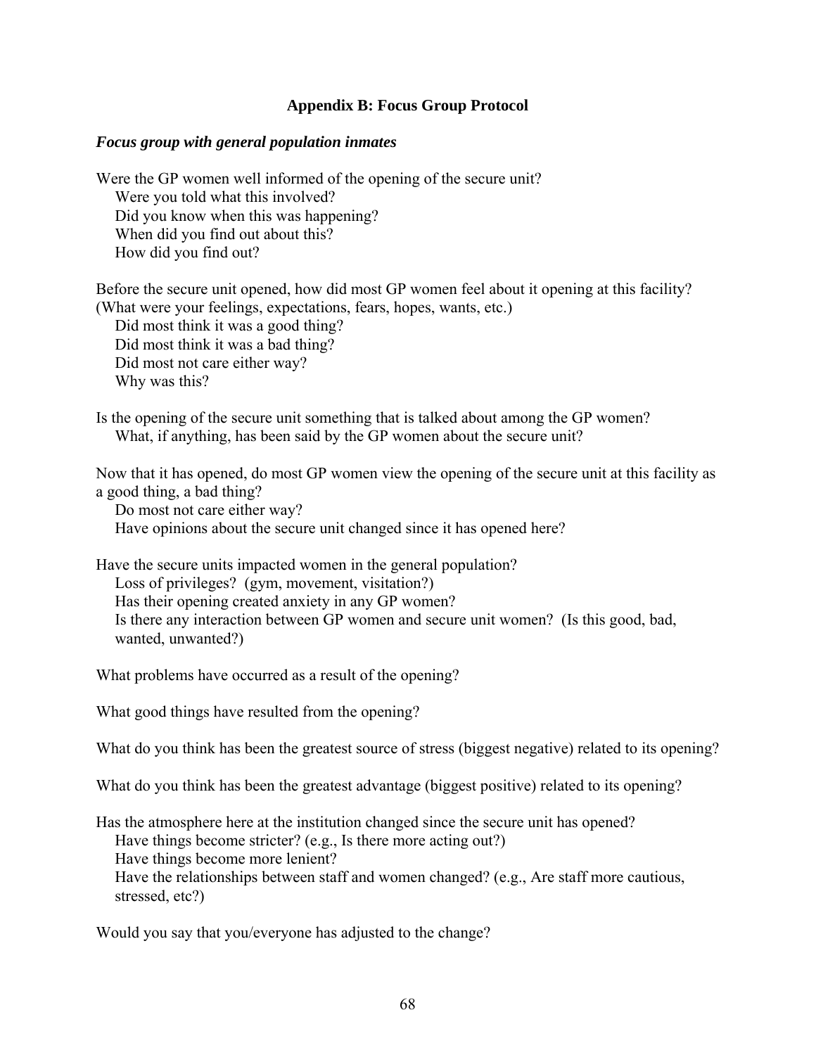## Appendix B: Focus Group Protocol

### *Focus group with general population inmates*

Were the GP women well informed of the opening of the secure unit?

- Were you told what this involved?
- Did you know when this was happening?
- When did you find out about this?
- How did you find out?

Before the secure unit opened, how did most GP women feel about it opening at this facility? (What were your feelings, expectations, fears, hopes, wants, etc.)

- Did most think it was a good thing?
- Did most think it was a bad thing?
- Did most not care either way?
- Why was this?

Is the opening of the secure unit something that is talked about among the GP women?

- What, if anything, has been said by the GP women about the secure unit?

Now that it has opened, do most GP women view the opening of the secure unit at this facility as a good thing, a bad thing?

- Do most not care either way?
- Have opinions about the secure unit changed since it has opened here?

Have the secure units impacted women in the general population?

- Loss of privileges? (gym, movement, visitation?)
- Has their opening created anxiety in any GP women?
- Is there any interaction between GP women and secure unit women? (Is this good, bad, wanted, unwanted?)

What problems have occurred as a result of the opening?

What good things have resulted from the opening?

What do you think has been the greatest source of stress (biggest negative) related to its opening?

What do you think has been the greatest advantage (biggest positive) related to its opening?

Has the atmosphere here at the institution changed since the secure unit has opened?

- Have things become stricter? (e.g., Is there more acting out?)
- Have things become more lenient?
- Have the relationships between staff and women changed? (e.g., Are staff more cautious, stressed, etc?)

Would you say that you/everyone has adjusted to the change?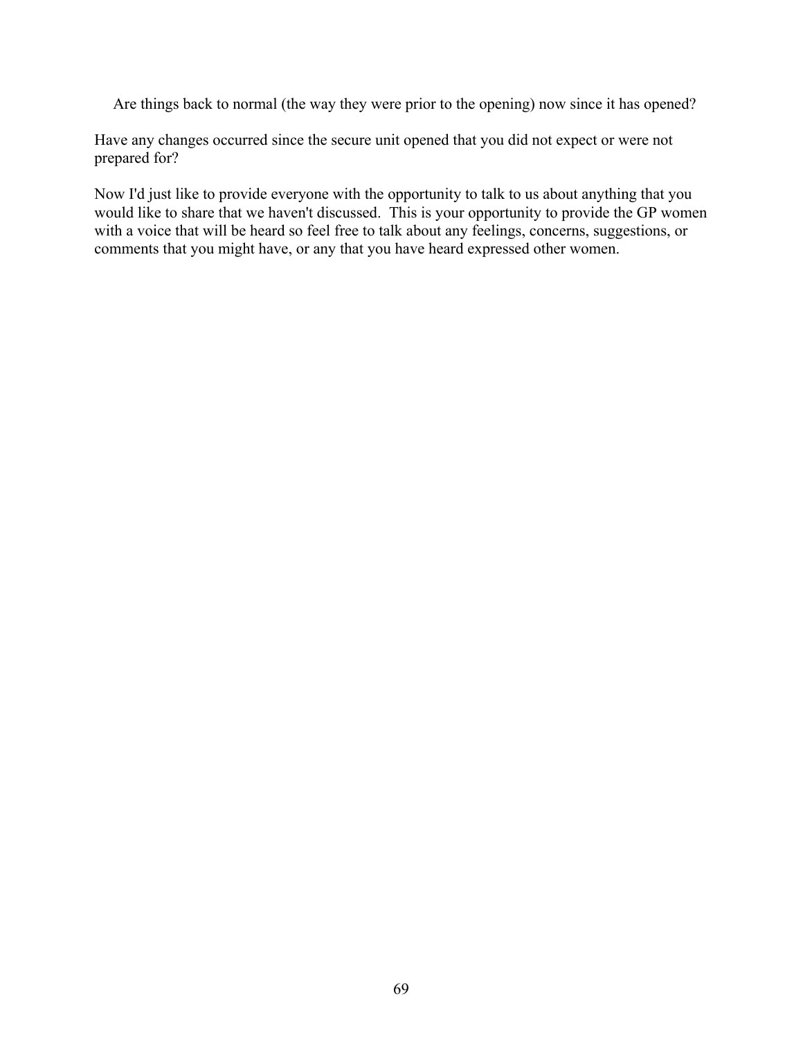Are things back to normal (the way they were prior to the opening) now since it has opened?

Have any changes occurred since the secure unit opened that you did not expect or were not prepared for?

Now I'd just like to provide everyone with the opportunity to talk to us about anything that you would like to share that we haven't discussed. This is your opportunity to provide the GP women with a voice that will be heard so feel free to talk about any feelings, concerns, suggestions, or comments that you might have, or any that you have heard expressed other women.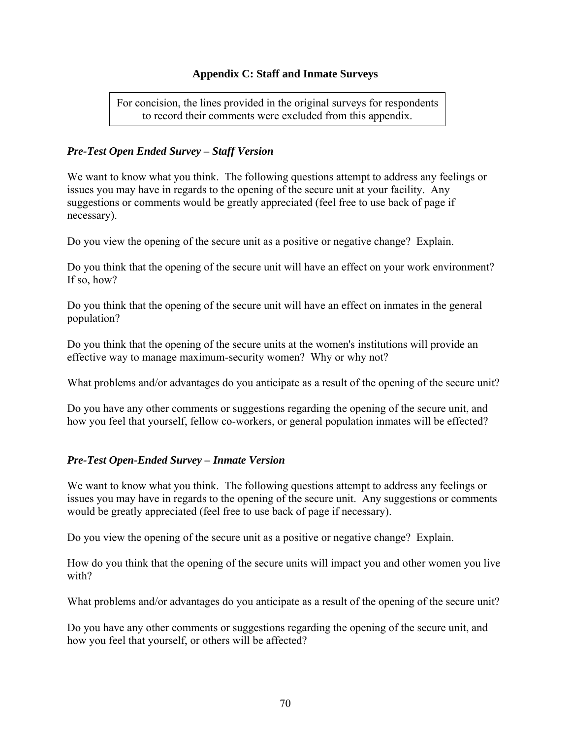## Appendix C: Staff and Inmate Surveys

> For concision, the lines provided in the original surveys for respondents to record their comments were excluded from this appendix.

### *Pre-Test Open Ended Survey – Staff Version*

We want to know what you think. The following questions attempt to address any feelings or issues you may have in regards to the opening of the secure unit at your facility. Any suggestions or comments would be greatly appreciated (feel free to use back of page if necessary).

Do you view the opening of the secure unit as a positive or negative change? Explain.

Do you think that the opening of the secure unit will have an effect on your work environment? If so, how?

Do you think that the opening of the secure unit will have an effect on inmates in the general population?

Do you think that the opening of the secure units at the women's institutions will provide an effective way to manage maximum-security women? Why or why not?

What problems and/or advantages do you anticipate as a result of the opening of the secure unit?

Do you have any other comments or suggestions regarding the opening of the secure unit, and how you feel that yourself, fellow co-workers, or general population inmates will be effected?

### *Pre-Test Open-Ended Survey – Inmate Version*

We want to know what you think. The following questions attempt to address any feelings or issues you may have in regards to the opening of the secure unit. Any suggestions or comments would be greatly appreciated (feel free to use back of page if necessary).

Do you view the opening of the secure unit as a positive or negative change? Explain.

How do you think that the opening of the secure units will impact you and other women you live with?

What problems and/or advantages do you anticipate as a result of the opening of the secure unit?

Do you have any other comments or suggestions regarding the opening of the secure unit, and how you feel that yourself, or others will be affected?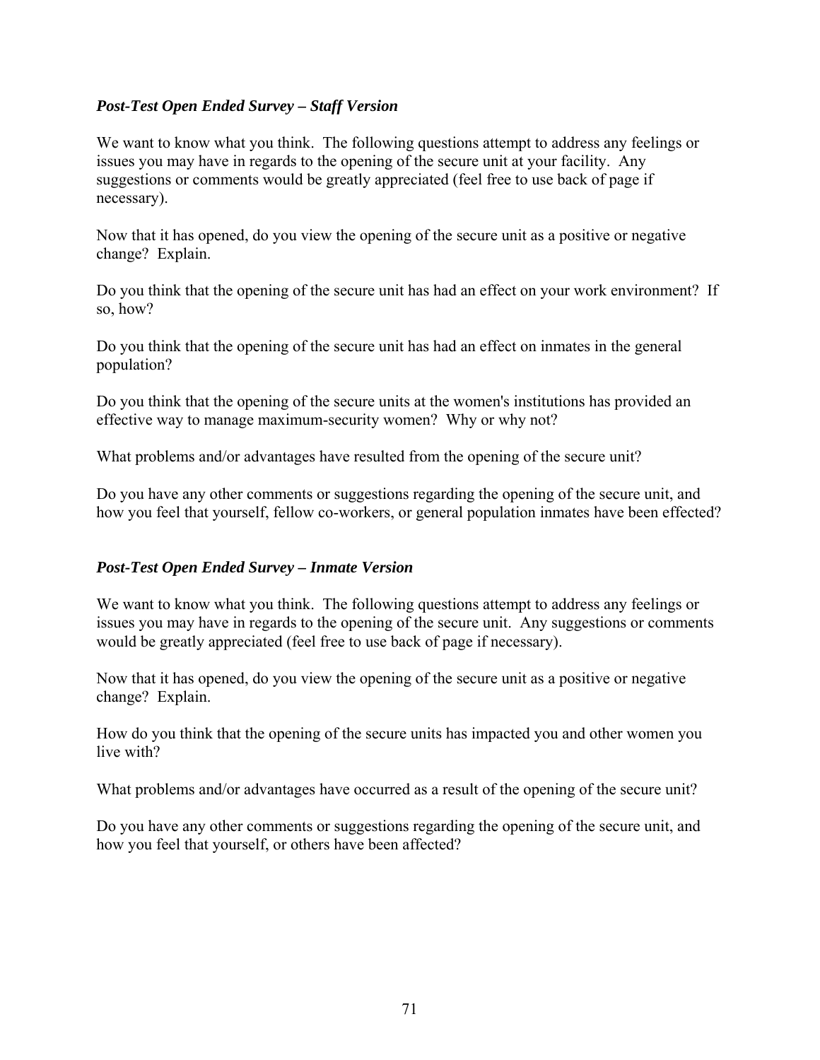*Post-Test Open Ended Survey – Staff Version*

We want to know what you think. The following questions attempt to address any feelings or issues you may have in regards to the opening of the secure unit at your facility. Any suggestions or comments would be greatly appreciated (feel free to use back of page if necessary).

Now that it has opened, do you view the opening of the secure unit as a positive or negative change? Explain.

Do you think that the opening of the secure unit has had an effect on your work environment? If so, how?

Do you think that the opening of the secure unit has had an effect on inmates in the general population?

Do you think that the opening of the secure units at the women's institutions has provided an effective way to manage maximum-security women? Why or why not?

What problems and/or advantages have resulted from the opening of the secure unit?

Do you have any other comments or suggestions regarding the opening of the secure unit, and how you feel that yourself, fellow co-workers, or general population inmates have been effected?

*Post-Test Open Ended Survey – Inmate Version*

We want to know what you think. The following questions attempt to address any feelings or issues you may have in regards to the opening of the secure unit. Any suggestions or comments would be greatly appreciated (feel free to use back of page if necessary).

Now that it has opened, do you view the opening of the secure unit as a positive or negative change? Explain.

How do you think that the opening of the secure units has impacted you and other women you live with?

What problems and/or advantages have occurred as a result of the opening of the secure unit?

Do you have any other comments or suggestions regarding the opening of the secure unit, and how you feel that yourself, or others have been affected?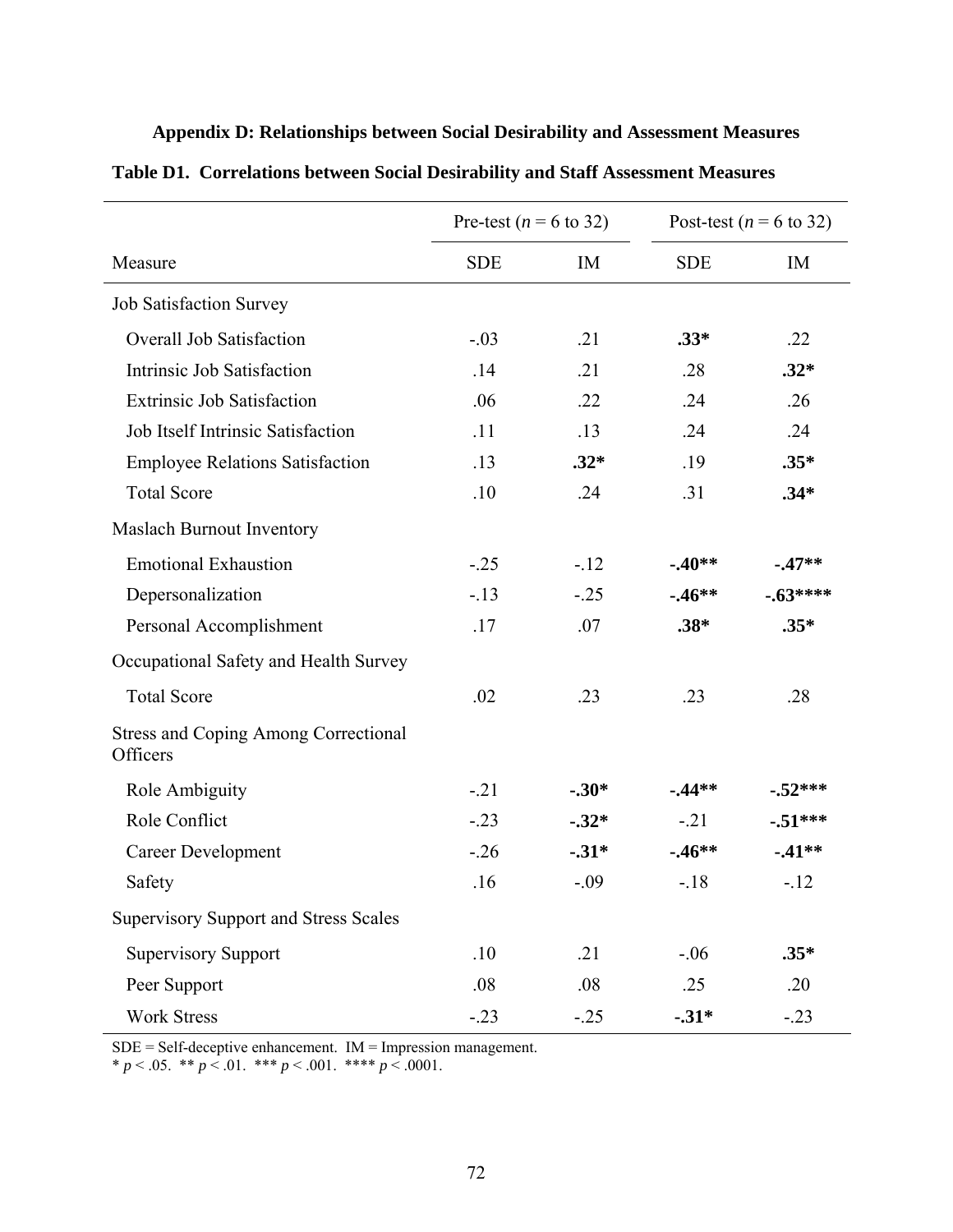## Appendix D: Relationships between Social Desirability and Assessment Measures

**Table D1. Correlations between Social Desirability and Staff Assessment Measures**

| | Pre-test ($n$ = 6 to 32) | | Post-test ($n$ = 6 to 32) | |
|---|---|---|---|---|
| Measure | SDE | IM | SDE | IM |
| Job Satisfaction Survey | | | | |
| Overall Job Satisfaction | -.03 | .21 | **.33*** | .22 |
| Intrinsic Job Satisfaction | .14 | .21 | .28 | **.32*** |
| Extrinsic Job Satisfaction | .06 | .22 | .24 | .26 |
| Job Itself Intrinsic Satisfaction | .11 | .13 | .24 | .24 |
| Employee Relations Satisfaction | .13 | **.32*** | .19 | **.35*** |
| Total Score | .10 | .24 | .31 | **.34*** |
| Maslach Burnout Inventory | | | | |
| Emotional Exhaustion | -.25 | -.12 | **-.40**** | **-.47**** |
| Depersonalization | -.13 | -.25 | **-.46**** | **-.63******** |
| Personal Accomplishment | .17 | .07 | **.38*** | **.35*** |
| Occupational Safety and Health Survey | | | | |
| Total Score | .02 | .23 | .23 | .28 |
| Stress and Coping Among Correctional Officers | | | | |
| Role Ambiguity | -.21 | **-.30*** | **-.44**** | **-.52****** |
| Role Conflict | -.23 | **-.32*** | -.21 | **-.51****** |
| Career Development | -.26 | **-.31*** | **-.46**** | **-.41**** |
| Safety | .16 | -.09 | -.18 | -.12 |
| Supervisory Support and Stress Scales | | | | |
| Supervisory Support | .10 | .21 | -.06 | **.35*** |
| Peer Support | .08 | .08 | .25 | .20 |
| Work Stress | -.23 | -.25 | **-.31*** | -.23 |

SDE = Self-deceptive enhancement. IM = Impression management.
* $p < .05$. ** $p < .01$. *** $p < .001$. **** $p < .0001$.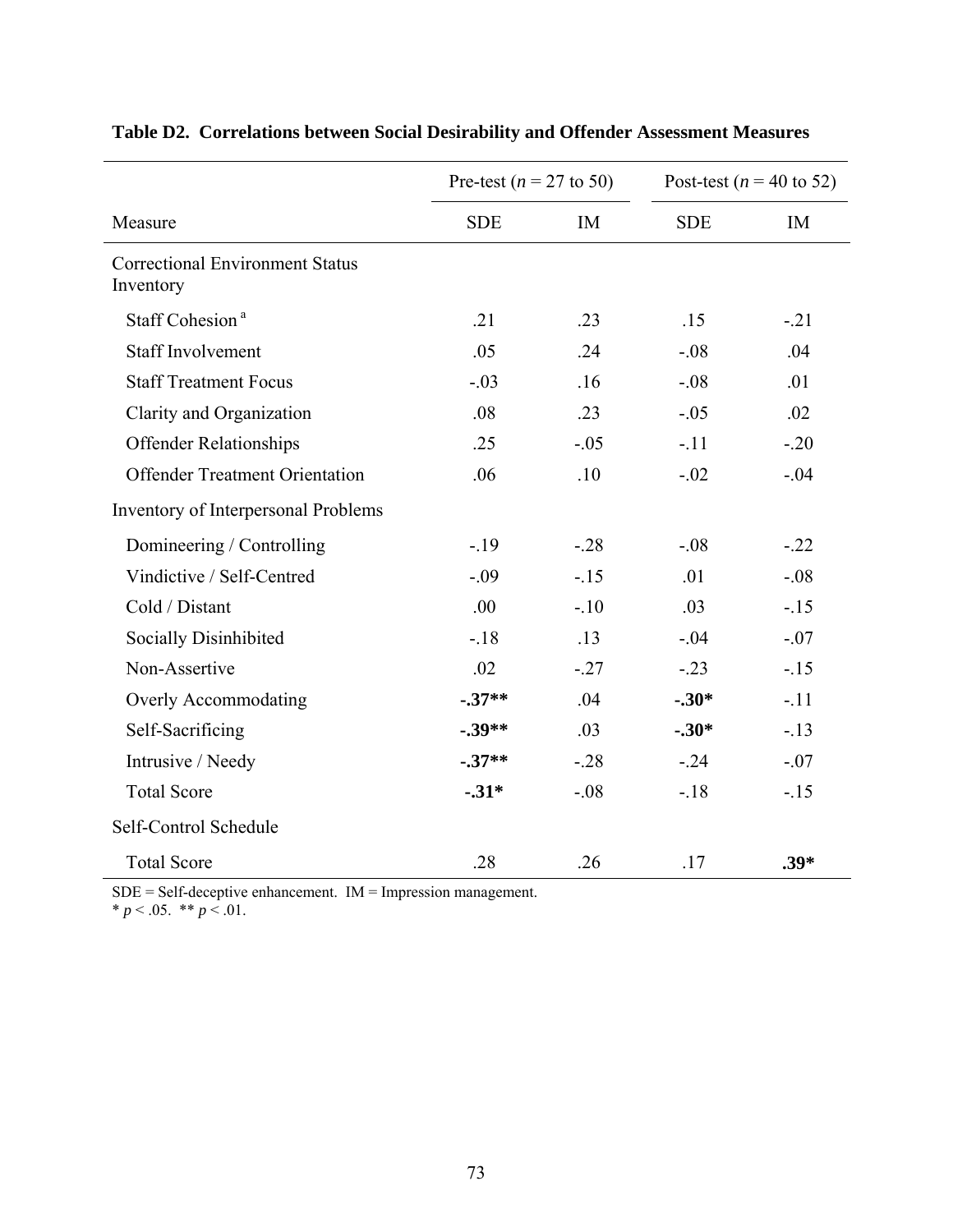**Table D2. Correlations between Social Desirability and Offender Assessment Measures**

| | Pre-test ($n$ = 27 to 50) | | Post-test ($n$ = 40 to 52) | |
|---|---|---|---|---|
| Measure | SDE | IM | SDE | IM |
| Correctional Environment Status Inventory | | | | |
| Staff Cohesion [a] | .21 | .23 | .15 | -.21 |
| Staff Involvement | .05 | .24 | -.08 | .04 |
| Staff Treatment Focus | -.03 | .16 | -.08 | .01 |
| Clarity and Organization | .08 | .23 | -.05 | .02 |
| Offender Relationships | .25 | -.05 | -.11 | -.20 |
| Offender Treatment Orientation | .06 | .10 | -.02 | -.04 |
| Inventory of Interpersonal Problems | | | | |
| Domineering / Controlling | -.19 | -.28 | -.08 | -.22 |
| Vindictive / Self-Centred | -.09 | -.15 | .01 | -.08 |
| Cold / Distant | .00 | -.10 | .03 | -.15 |
| Socially Disinhibited | -.18 | .13 | -.04 | -.07 |
| Non-Assertive | .02 | -.27 | -.23 | -.15 |
| Overly Accommodating | **-.37\*\*** | .04 | **-.30\*** | -.11 |
| Self-Sacrificing | **-.39\*\*** | .03 | **-.30\*** | -.13 |
| Intrusive / Needy | **-.37\*\*** | -.28 | -.24 | -.07 |
| Total Score | **-.31\*** | -.08 | -.18 | -.15 |
| Self-Control Schedule | | | | |
| Total Score | .28 | .26 | .17 | **.39\*** |

SDE = Self-deceptive enhancement. IM = Impression management.
\* $p < .05$. \*\* $p < .01$.